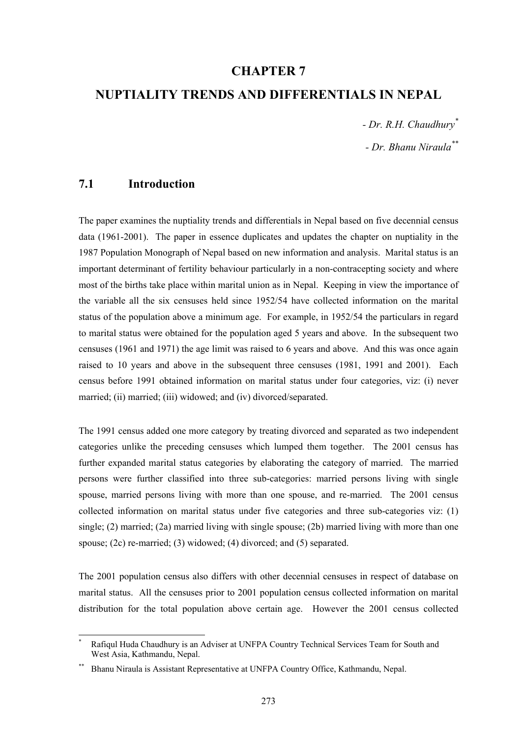# CHAPTER 7

# NUPTIALITY TRENDS AND DIFFERENTIALS IN NEPAL

*- Dr. R.H. Chaudhury*[*]

*- Dr. Bhanu Niraula*[**]

## 7.1 Introduction

The paper examines the nuptiality trends and differentials in Nepal based on five decennial census data (1961-2001). The paper in essence duplicates and updates the chapter on nuptiality in the 1987 Population Monograph of Nepal based on new information and analysis. Marital status is an important determinant of fertility behaviour particularly in a non-contracepting society and where most of the births take place within marital union as in Nepal. Keeping in view the importance of the variable all the six censuses held since 1952/54 have collected information on the marital status of the population above a minimum age. For example, in 1952/54 the particulars in regard to marital status were obtained for the population aged 5 years and above. In the subsequent two censuses (1961 and 1971) the age limit was raised to 6 years and above. And this was once again raised to 10 years and above in the subsequent three censuses (1981, 1991 and 2001). Each census before 1991 obtained information on marital status under four categories, viz: (i) never married; (ii) married; (iii) widowed; and (iv) divorced/separated.

The 1991 census added one more category by treating divorced and separated as two independent categories unlike the preceding censuses which lumped them together. The 2001 census has further expanded marital status categories by elaborating the category of married. The married persons were further classified into three sub-categories: married persons living with single spouse, married persons living with more than one spouse, and re-married. The 2001 census collected information on marital status under five categories and three sub-categories viz: (1) single; (2) married; (2a) married living with single spouse; (2b) married living with more than one spouse; (2c) re-married; (3) widowed; (4) divorced; and (5) separated.

The 2001 population census also differs with other decennial censuses in respect of database on marital status. All the censuses prior to 2001 population census collected information on marital distribution for the total population above certain age. However the 2001 census collected

---

[*] Rafiqul Huda Chaudhury is an Adviser at UNFPA Country Technical Services Team for South and West Asia, Kathmandu, Nepal.

[**] Bhanu Niraula is Assistant Representative at UNFPA Country Office, Kathmandu, Nepal.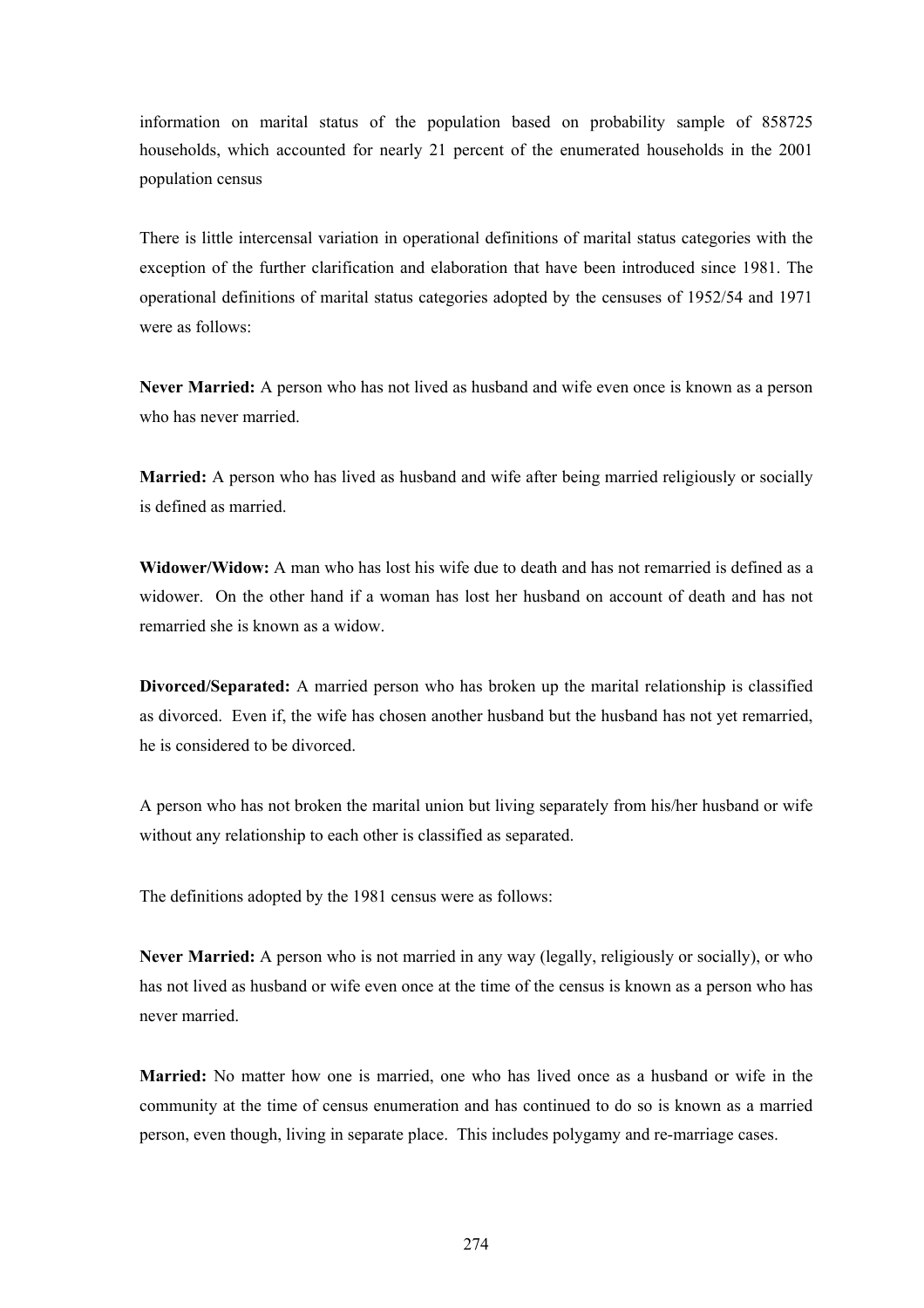information on marital status of the population based on probability sample of 858725 households, which accounted for nearly 21 percent of the enumerated households in the 2001 population census

There is little intercensal variation in operational definitions of marital status categories with the exception of the further clarification and elaboration that have been introduced since 1981. The operational definitions of marital status categories adopted by the censuses of 1952/54 and 1971 were as follows:

**Never Married:** A person who has not lived as husband and wife even once is known as a person who has never married.

**Married:** A person who has lived as husband and wife after being married religiously or socially is defined as married.

**Widower/Widow:** A man who has lost his wife due to death and has not remarried is defined as a widower. On the other hand if a woman has lost her husband on account of death and has not remarried she is known as a widow.

**Divorced/Separated:** A married person who has broken up the marital relationship is classified as divorced. Even if, the wife has chosen another husband but the husband has not yet remarried, he is considered to be divorced.

A person who has not broken the marital union but living separately from his/her husband or wife without any relationship to each other is classified as separated.

The definitions adopted by the 1981 census were as follows:

**Never Married:** A person who is not married in any way (legally, religiously or socially), or who has not lived as husband or wife even once at the time of the census is known as a person who has never married.

**Married:** No matter how one is married, one who has lived once as a husband or wife in the community at the time of census enumeration and has continued to do so is known as a married person, even though, living in separate place. This includes polygamy and re-marriage cases.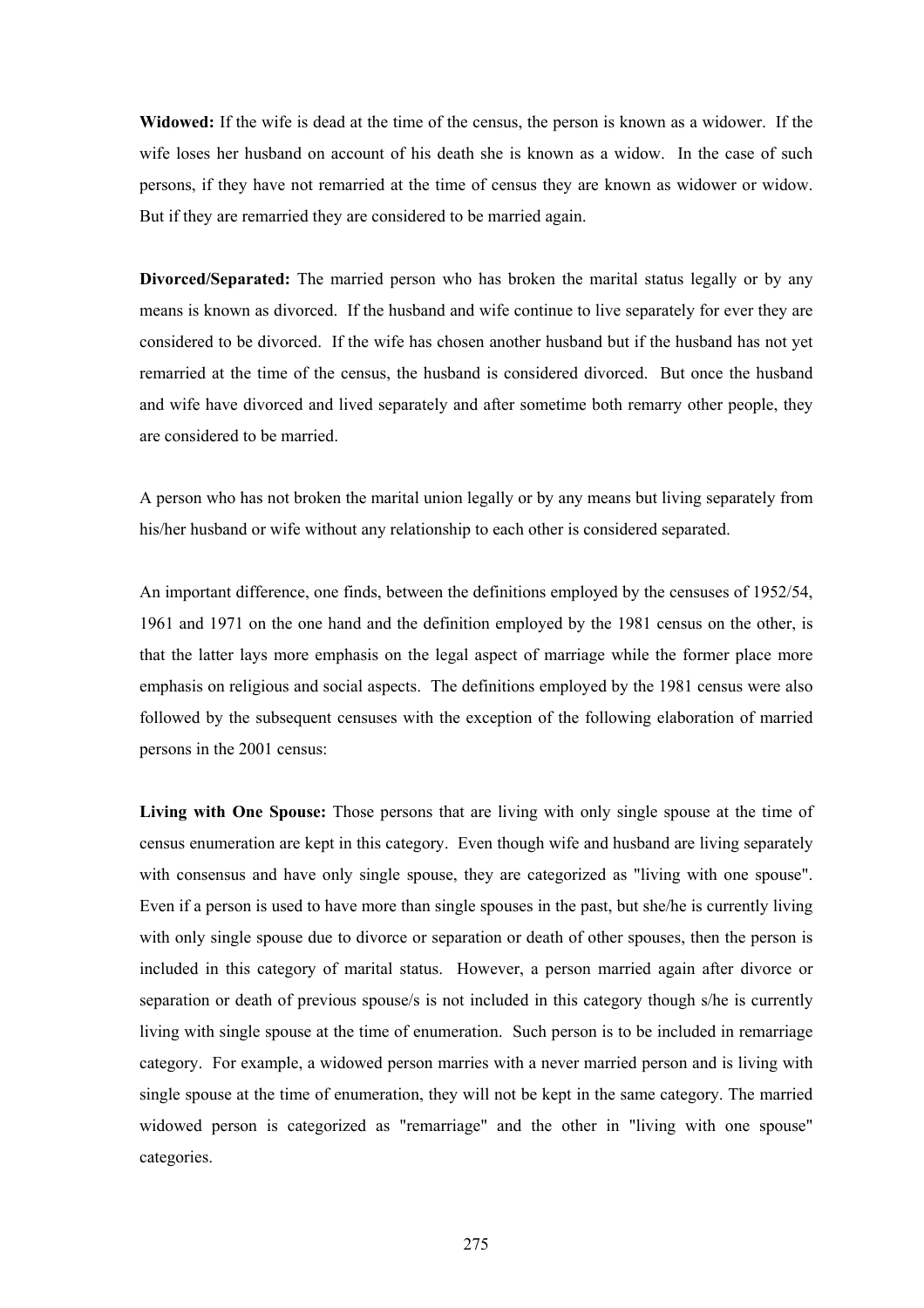**Widowed:** If the wife is dead at the time of the census, the person is known as a widower. If the wife loses her husband on account of his death she is known as a widow. In the case of such persons, if they have not remarried at the time of census they are known as widower or widow. But if they are remarried they are considered to be married again.

**Divorced/Separated:** The married person who has broken the marital status legally or by any means is known as divorced. If the husband and wife continue to live separately for ever they are considered to be divorced. If the wife has chosen another husband but if the husband has not yet remarried at the time of the census, the husband is considered divorced. But once the husband and wife have divorced and lived separately and after sometime both remarry other people, they are considered to be married.

A person who has not broken the marital union legally or by any means but living separately from his/her husband or wife without any relationship to each other is considered separated.

An important difference, one finds, between the definitions employed by the censuses of 1952/54, 1961 and 1971 on the one hand and the definition employed by the 1981 census on the other, is that the latter lays more emphasis on the legal aspect of marriage while the former place more emphasis on religious and social aspects. The definitions employed by the 1981 census were also followed by the subsequent censuses with the exception of the following elaboration of married persons in the 2001 census:

**Living with One Spouse:** Those persons that are living with only single spouse at the time of census enumeration are kept in this category. Even though wife and husband are living separately with consensus and have only single spouse, they are categorized as "living with one spouse". Even if a person is used to have more than single spouses in the past, but she/he is currently living with only single spouse due to divorce or separation or death of other spouses, then the person is included in this category of marital status. However, a person married again after divorce or separation or death of previous spouse/s is not included in this category though s/he is currently living with single spouse at the time of enumeration. Such person is to be included in remarriage category. For example, a widowed person marries with a never married person and is living with single spouse at the time of enumeration, they will not be kept in the same category. The married widowed person is categorized as "remarriage" and the other in "living with one spouse" categories.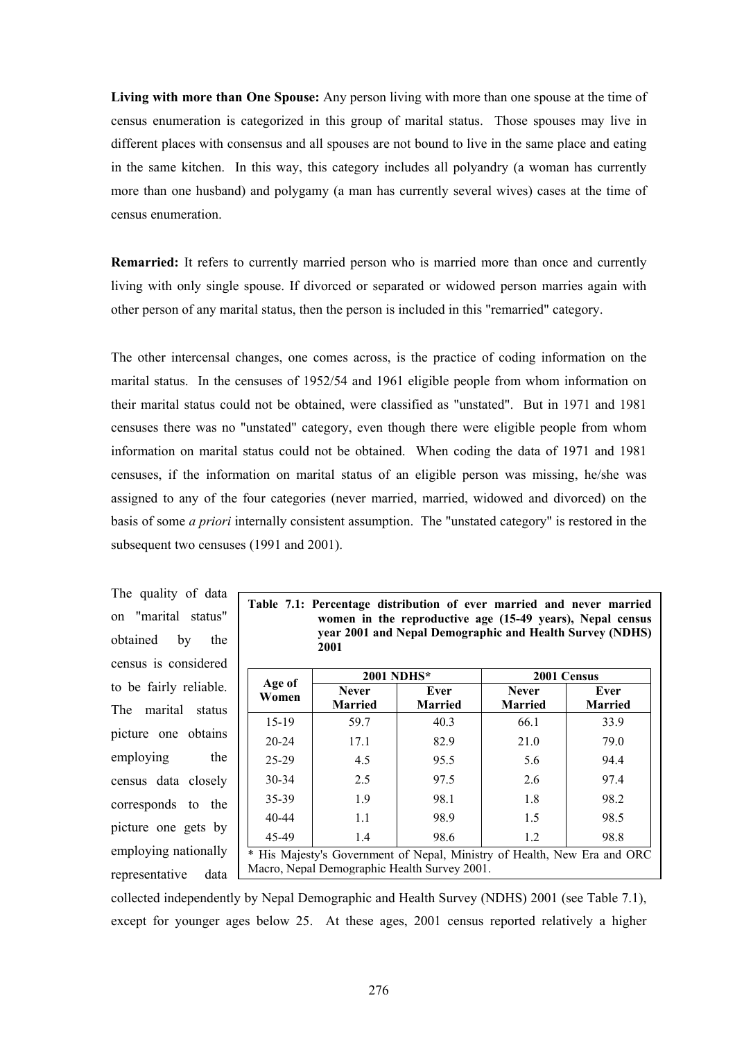**Living with more than One Spouse:** Any person living with more than one spouse at the time of census enumeration is categorized in this group of marital status. Those spouses may live in different places with consensus and all spouses are not bound to live in the same place and eating in the same kitchen. In this way, this category includes all polyandry (a woman has currently more than one husband) and polygamy (a man has currently several wives) cases at the time of census enumeration.

**Remarried:** It refers to currently married person who is married more than once and currently living with only single spouse. If divorced or separated or widowed person marries again with other person of any marital status, then the person is included in this "remarried" category.

The other intercensal changes, one comes across, is the practice of coding information on the marital status. In the censuses of 1952/54 and 1961 eligible people from whom information on their marital status could not be obtained, were classified as "unstated". But in 1971 and 1981 censuses there was no "unstated" category, even though there were eligible people from whom information on marital status could not be obtained. When coding the data of 1971 and 1981 censuses, if the information on marital status of an eligible person was missing, he/she was assigned to any of the four categories (never married, married, widowed and divorced) on the basis of some *a priori* internally consistent assumption. The "unstated category" is restored in the subsequent two censuses (1991 and 2001).

The quality of data on "marital status" obtained by the census is considered to be fairly reliable. The marital status picture one obtains employing the census data closely corresponds to the picture one gets by employing nationally representative data collected independently by Nepal Demographic and Health Survey (NDHS) 2001 (see Table 7.1), except for younger ages below 25. At these ages, 2001 census reported relatively a higher

**Table 7.1: Percentage distribution of ever married and never married women in the reproductive age (15-49 years), Nepal census year 2001 and Nepal Demographic and Health Survey (NDHS) 2001**

| Age of Women | 2001 NDHS* | | 2001 Census | |
|---|---|---|---|---|
| | Never Married | Ever Married | Never Married | Ever Married |
| 15-19 | 59.7 | 40.3 | 66.1 | 33.9 |
| 20-24 | 17.1 | 82.9 | 21.0 | 79.0 |
| 25-29 | 4.5 | 95.5 | 5.6 | 94.4 |
| 30-34 | 2.5 | 97.5 | 2.6 | 97.4 |
| 35-39 | 1.9 | 98.1 | 1.8 | 98.2 |
| 40-44 | 1.1 | 98.9 | 1.5 | 98.5 |
| 45-49 | 1.4 | 98.6 | 1.2 | 98.8 |

* His Majesty's Government of Nepal, Ministry of Health, New Era and ORC Macro, Nepal Demographic Health Survey 2001.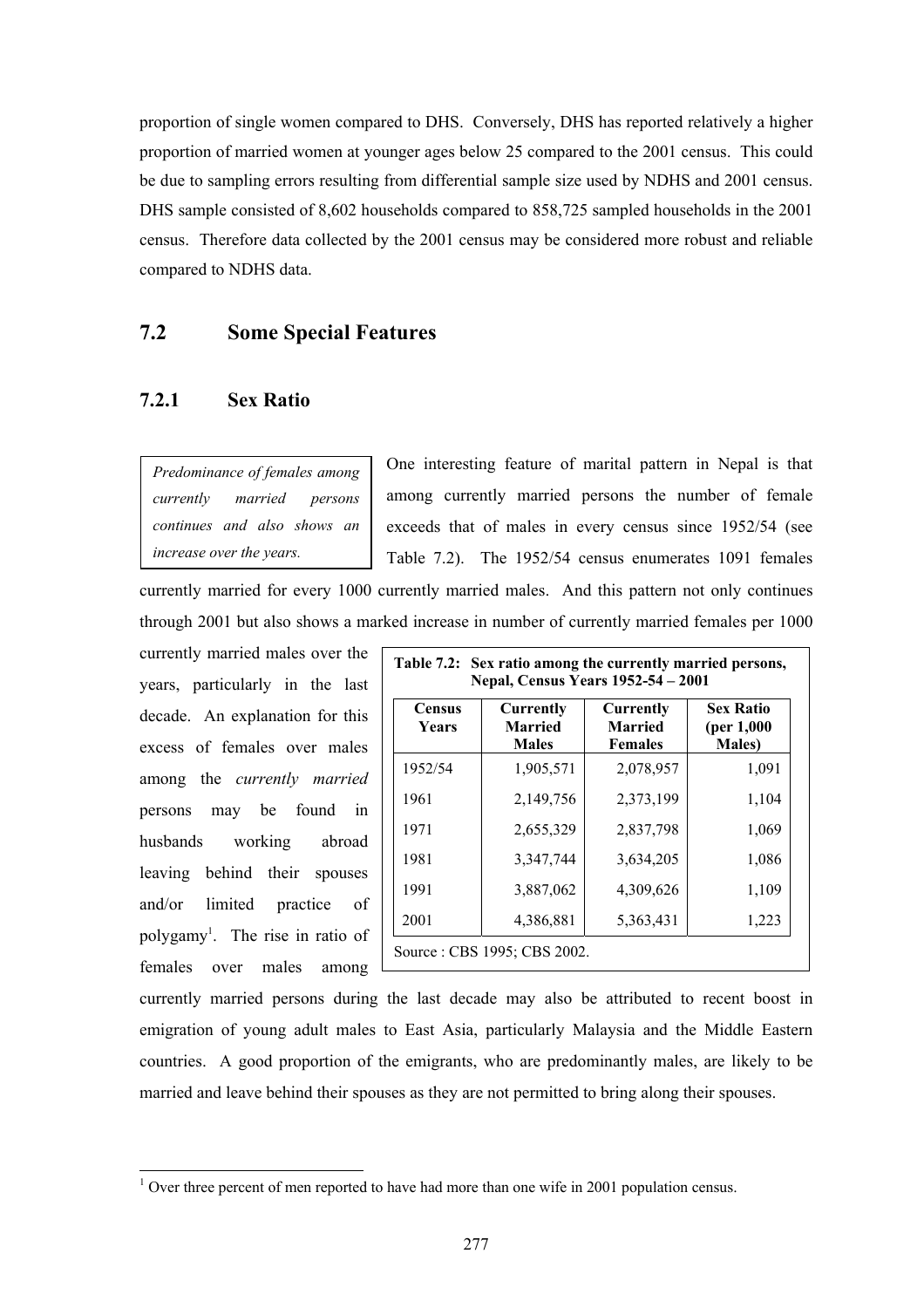proportion of single women compared to DHS. Conversely, DHS has reported relatively a higher proportion of married women at younger ages below 25 compared to the 2001 census. This could be due to sampling errors resulting from differential sample size used by NDHS and 2001 census. DHS sample consisted of 8,602 households compared to 858,725 sampled households in the 2001 census. Therefore data collected by the 2001 census may be considered more robust and reliable compared to NDHS data.

## 7.2 Some Special Features

### 7.2.1 Sex Ratio

*Predominance of females among currently married persons continues and also shows an increase over the years.*

One interesting feature of marital pattern in Nepal is that among currently married persons the number of female exceeds that of males in every census since 1952/54 (see Table 7.2). The 1952/54 census enumerates 1091 females currently married for every 1000 currently married males. And this pattern not only continues through 2001 but also shows a marked increase in number of currently married females per 1000 currently married males over the years, particularly in the last decade. An explanation for this excess of females over males among the *currently married* persons may be found in husbands working abroad leaving behind their spouses and/or limited practice of polygamy[1]. The rise in ratio of females over males among currently married persons during the last decade may also be attributed to recent boost in emigration of young adult males to East Asia, particularly Malaysia and the Middle Eastern countries. A good proportion of the emigrants, who are predominantly males, are likely to be married and leave behind their spouses as they are not permitted to bring along their spouses.

**Table 7.2: Sex ratio among the currently married persons, Nepal, Census Years 1952-54 – 2001**

| Census Years | Currently Married Males | Currently Married Females | Sex Ratio (per 1,000 Males) |
|---|---|---|---|
| 1952/54 | 1,905,571 | 2,078,957 | 1,091 |
| 1961 | 2,149,756 | 2,373,199 | 1,104 |
| 1971 | 2,655,329 | 2,837,798 | 1,069 |
| 1981 | 3,347,744 | 3,634,205 | 1,086 |
| 1991 | 3,887,062 | 4,309,626 | 1,109 |
| 2001 | 4,386,881 | 5,363,431 | 1,223 |

Source : CBS 1995; CBS 2002.

[1] Over three percent of men reported to have had more than one wife in 2001 population census.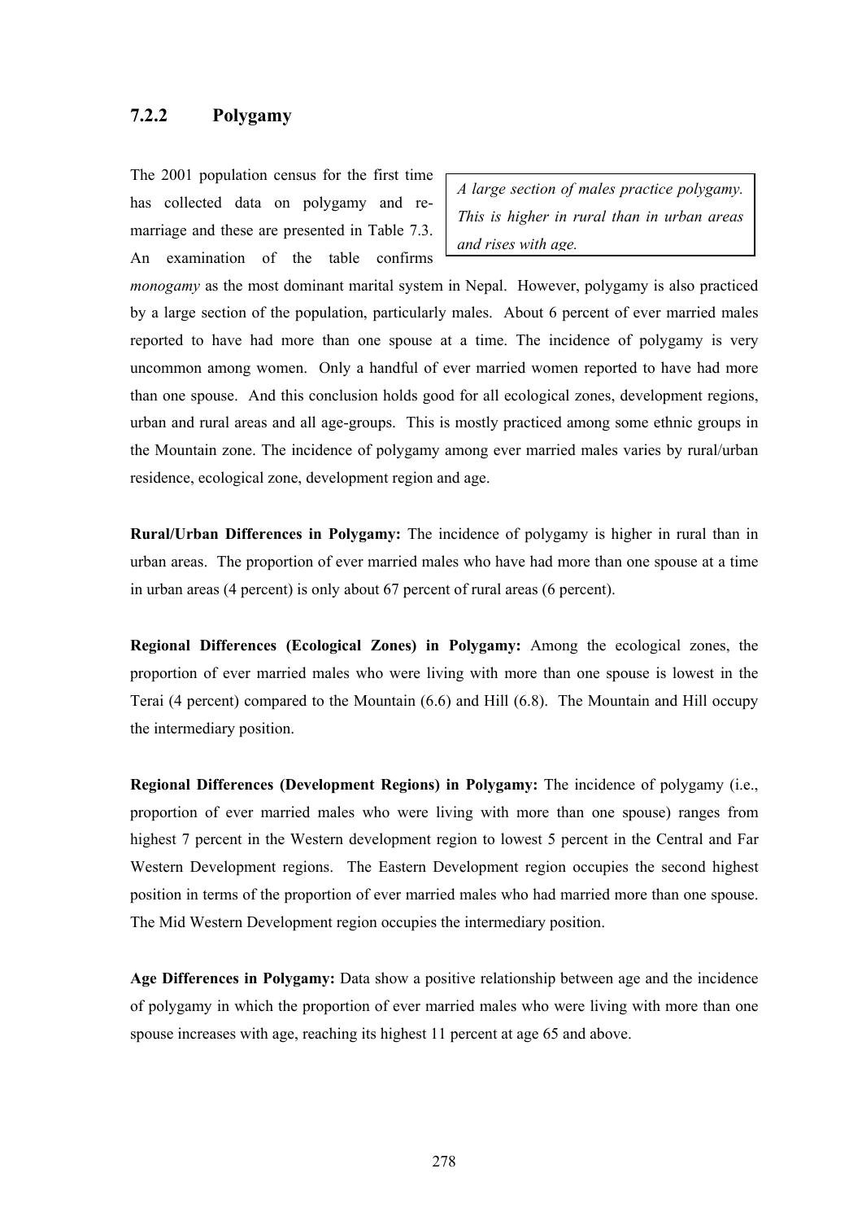### 7.2.2 Polygamy

> *A large section of males practice polygamy. This is higher in rural than in urban areas and rises with age.*

The 2001 population census for the first time has collected data on polygamy and re-marriage and these are presented in Table 7.3. An examination of the table confirms *monogamy* as the most dominant marital system in Nepal. However, polygamy is also practiced by a large section of the population, particularly males. About 6 percent of ever married males reported to have had more than one spouse at a time. The incidence of polygamy is very uncommon among women. Only a handful of ever married women reported to have had more than one spouse. And this conclusion holds good for all ecological zones, development regions, urban and rural areas and all age-groups. This is mostly practiced among some ethnic groups in the Mountain zone. The incidence of polygamy among ever married males varies by rural/urban residence, ecological zone, development region and age.

**Rural/Urban Differences in Polygamy:** The incidence of polygamy is higher in rural than in urban areas. The proportion of ever married males who have had more than one spouse at a time in urban areas (4 percent) is only about 67 percent of rural areas (6 percent).

**Regional Differences (Ecological Zones) in Polygamy:** Among the ecological zones, the proportion of ever married males who were living with more than one spouse is lowest in the Terai (4 percent) compared to the Mountain (6.6) and Hill (6.8). The Mountain and Hill occupy the intermediary position.

**Regional Differences (Development Regions) in Polygamy:** The incidence of polygamy (i.e., proportion of ever married males who were living with more than one spouse) ranges from highest 7 percent in the Western development region to lowest 5 percent in the Central and Far Western Development regions. The Eastern Development region occupies the second highest position in terms of the proportion of ever married males who had married more than one spouse. The Mid Western Development region occupies the intermediary position.

**Age Differences in Polygamy:** Data show a positive relationship between age and the incidence of polygamy in which the proportion of ever married males who were living with more than one spouse increases with age, reaching its highest 11 percent at age 65 and above.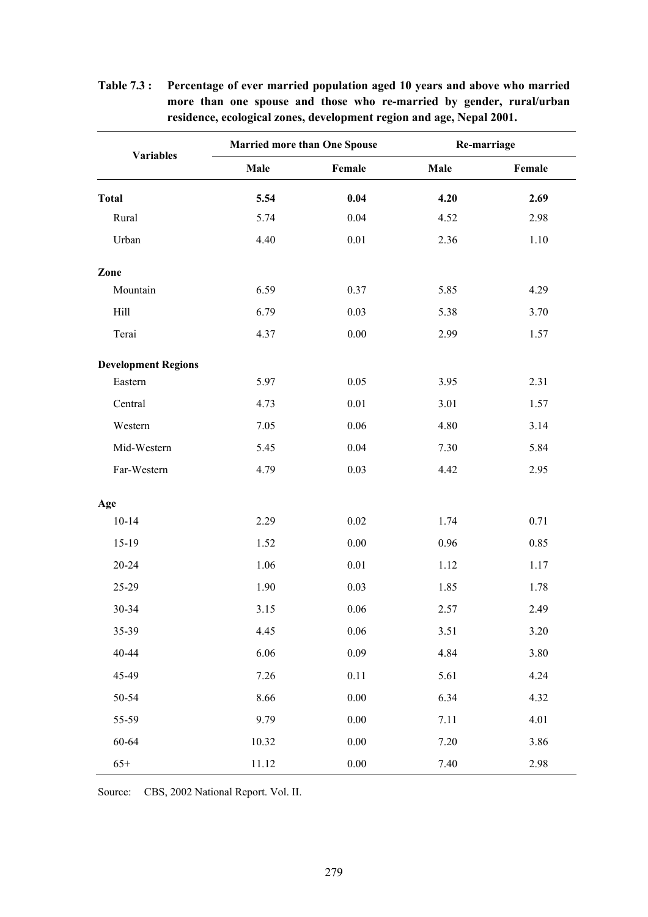**Table 7.3 : Percentage of ever married population aged 10 years and above who married more than one spouse and those who re-married by gender, rural/urban residence, ecological zones, development region and age, Nepal 2001.**

| Variables | Married more than One Spouse | | Re-marriage | |
|---|---|---|---|---|
| | Male | Female | Male | Female |
| **Total** | **5.54** | **0.04** | **4.20** | **2.69** |
| Rural | 5.74 | 0.04 | 4.52 | 2.98 |
| Urban | 4.40 | 0.01 | 2.36 | 1.10 |
| **Zone** | | | | |
| Mountain | 6.59 | 0.37 | 5.85 | 4.29 |
| Hill | 6.79 | 0.03 | 5.38 | 3.70 |
| Terai | 4.37 | 0.00 | 2.99 | 1.57 |
| **Development Regions** | | | | |
| Eastern | 5.97 | 0.05 | 3.95 | 2.31 |
| Central | 4.73 | 0.01 | 3.01 | 1.57 |
| Western | 7.05 | 0.06 | 4.80 | 3.14 |
| Mid-Western | 5.45 | 0.04 | 7.30 | 5.84 |
| Far-Western | 4.79 | 0.03 | 4.42 | 2.95 |
| **Age** | | | | |
| 10-14 | 2.29 | 0.02 | 1.74 | 0.71 |
| 15-19 | 1.52 | 0.00 | 0.96 | 0.85 |
| 20-24 | 1.06 | 0.01 | 1.12 | 1.17 |
| 25-29 | 1.90 | 0.03 | 1.85 | 1.78 |
| 30-34 | 3.15 | 0.06 | 2.57 | 2.49 |
| 35-39 | 4.45 | 0.06 | 3.51 | 3.20 |
| 40-44 | 6.06 | 0.09 | 4.84 | 3.80 |
| 45-49 | 7.26 | 0.11 | 5.61 | 4.24 |
| 50-54 | 8.66 | 0.00 | 6.34 | 4.32 |
| 55-59 | 9.79 | 0.00 | 7.11 | 4.01 |
| 60-64 | 10.32 | 0.00 | 7.20 | 3.86 |
| 65+ | 11.12 | 0.00 | 7.40 | 2.98 |

Source: CBS, 2002 National Report. Vol. II.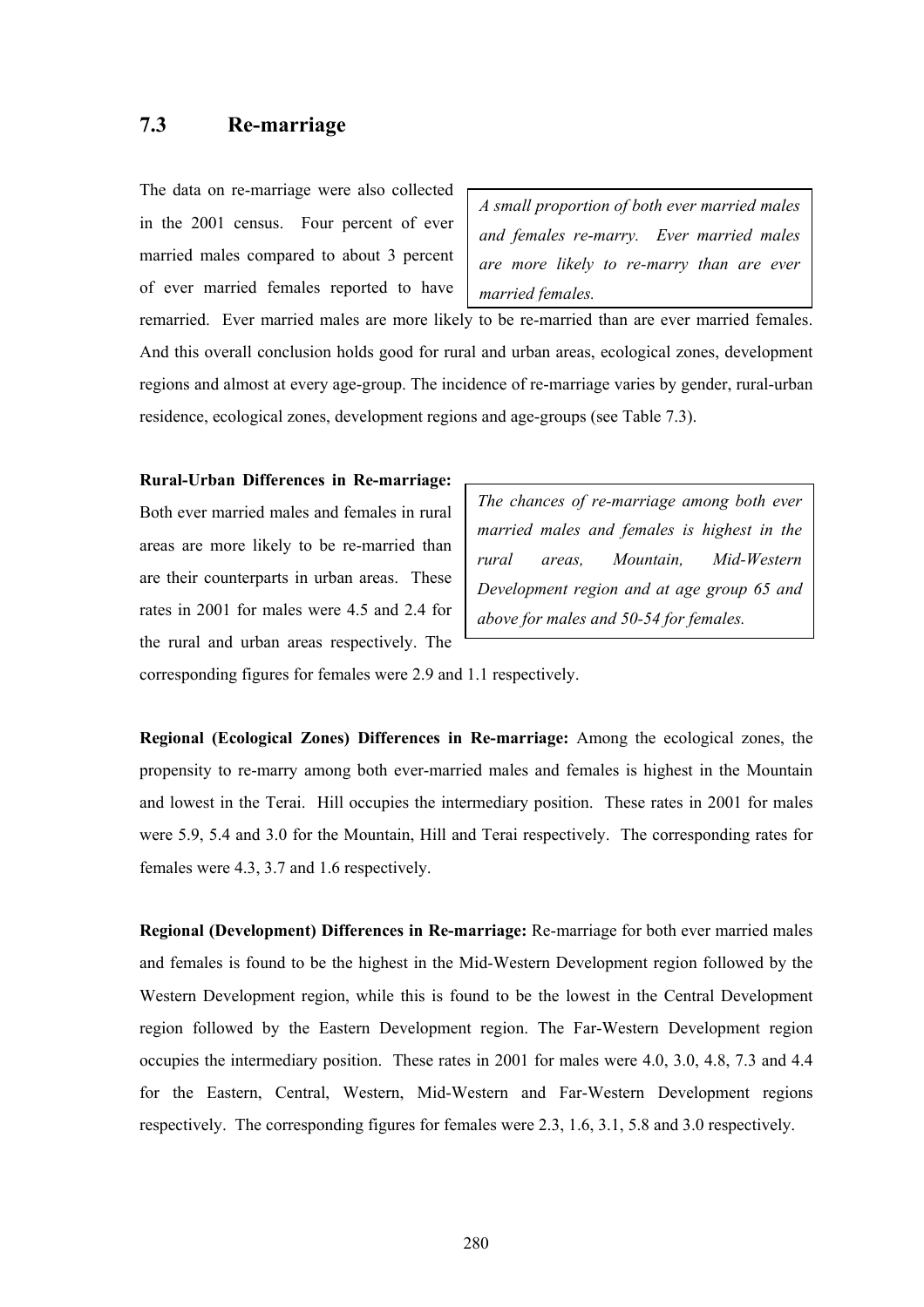## 7.3 Re-marriage

> *A small proportion of both ever married males and females re-marry. Ever married males are more likely to re-marry than are ever married females.*

The data on re-marriage were also collected in the 2001 census. Four percent of ever married males compared to about 3 percent of ever married females reported to have remarried. Ever married males are more likely to be re-married than are ever married females. And this overall conclusion holds good for rural and urban areas, ecological zones, development regions and almost at every age-group. The incidence of re-marriage varies by gender, rural-urban residence, ecological zones, development regions and age-groups (see Table 7.3).

> *The chances of re-marriage among both ever married males and females is highest in the rural areas, Mountain, Mid-Western Development region and at age group 65 and above for males and 50-54 for females.*

**Rural-Urban Differences in Re-marriage:** Both ever married males and females in rural areas are more likely to be re-married than are their counterparts in urban areas. These rates in 2001 for males were 4.5 and 2.4 for the rural and urban areas respectively. The corresponding figures for females were 2.9 and 1.1 respectively.

**Regional (Ecological Zones) Differences in Re-marriage:** Among the ecological zones, the propensity to re-marry among both ever-married males and females is highest in the Mountain and lowest in the Terai. Hill occupies the intermediary position. These rates in 2001 for males were 5.9, 5.4 and 3.0 for the Mountain, Hill and Terai respectively. The corresponding rates for females were 4.3, 3.7 and 1.6 respectively.

**Regional (Development) Differences in Re-marriage:** Re-marriage for both ever married males and females is found to be the highest in the Mid-Western Development region followed by the Western Development region, while this is found to be the lowest in the Central Development region followed by the Eastern Development region. The Far-Western Development region occupies the intermediary position. These rates in 2001 for males were 4.0, 3.0, 4.8, 7.3 and 4.4 for the Eastern, Central, Western, Mid-Western and Far-Western Development regions respectively. The corresponding figures for females were 2.3, 1.6, 3.1, 5.8 and 3.0 respectively.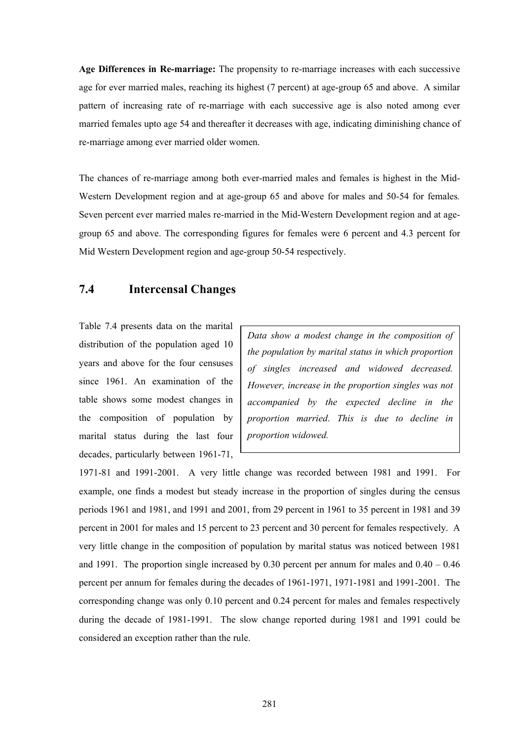**Age Differences in Re-marriage:** The propensity to re-marriage increases with each successive age for ever married males, reaching its highest (7 percent) at age-group 65 and above. A similar pattern of increasing rate of re-marriage with each successive age is also noted among ever married females upto age 54 and thereafter it decreases with age, indicating diminishing chance of re-marriage among ever married older women.

The chances of re-marriage among both ever-married males and females is highest in the Mid-Western Development region and at age-group 65 and above for males and 50-54 for females. Seven percent ever married males re-married in the Mid-Western Development region and at age-group 65 and above. The corresponding figures for females were 6 percent and 4.3 percent for Mid Western Development region and age-group 50-54 respectively.

## 7.4 Intercensal Changes

> *Data show a modest change in the composition of the population by marital status in which proportion of singles increased and widowed decreased. However, increase in the proportion singles was not accompanied by the expected decline in the proportion married. This is due to decline in proportion widowed.*

Table 7.4 presents data on the marital distribution of the population aged 10 years and above for the four censuses since 1961. An examination of the table shows some modest changes in the composition of population by marital status during the last four decades, particularly between 1961-71, 1971-81 and 1991-2001. A very little change was recorded between 1981 and 1991. For example, one finds a modest but steady increase in the proportion of singles during the census periods 1961 and 1981, and 1991 and 2001, from 29 percent in 1961 to 35 percent in 1981 and 39 percent in 2001 for males and 15 percent to 23 percent and 30 percent for females respectively. A very little change in the composition of population by marital status was noticed between 1981 and 1991. The proportion single increased by 0.30 percent per annum for males and 0.40 – 0.46 percent per annum for females during the decades of 1961-1971, 1971-1981 and 1991-2001. The corresponding change was only 0.10 percent and 0.24 percent for males and females respectively during the decade of 1981-1991. The slow change reported during 1981 and 1991 could be considered an exception rather than the rule.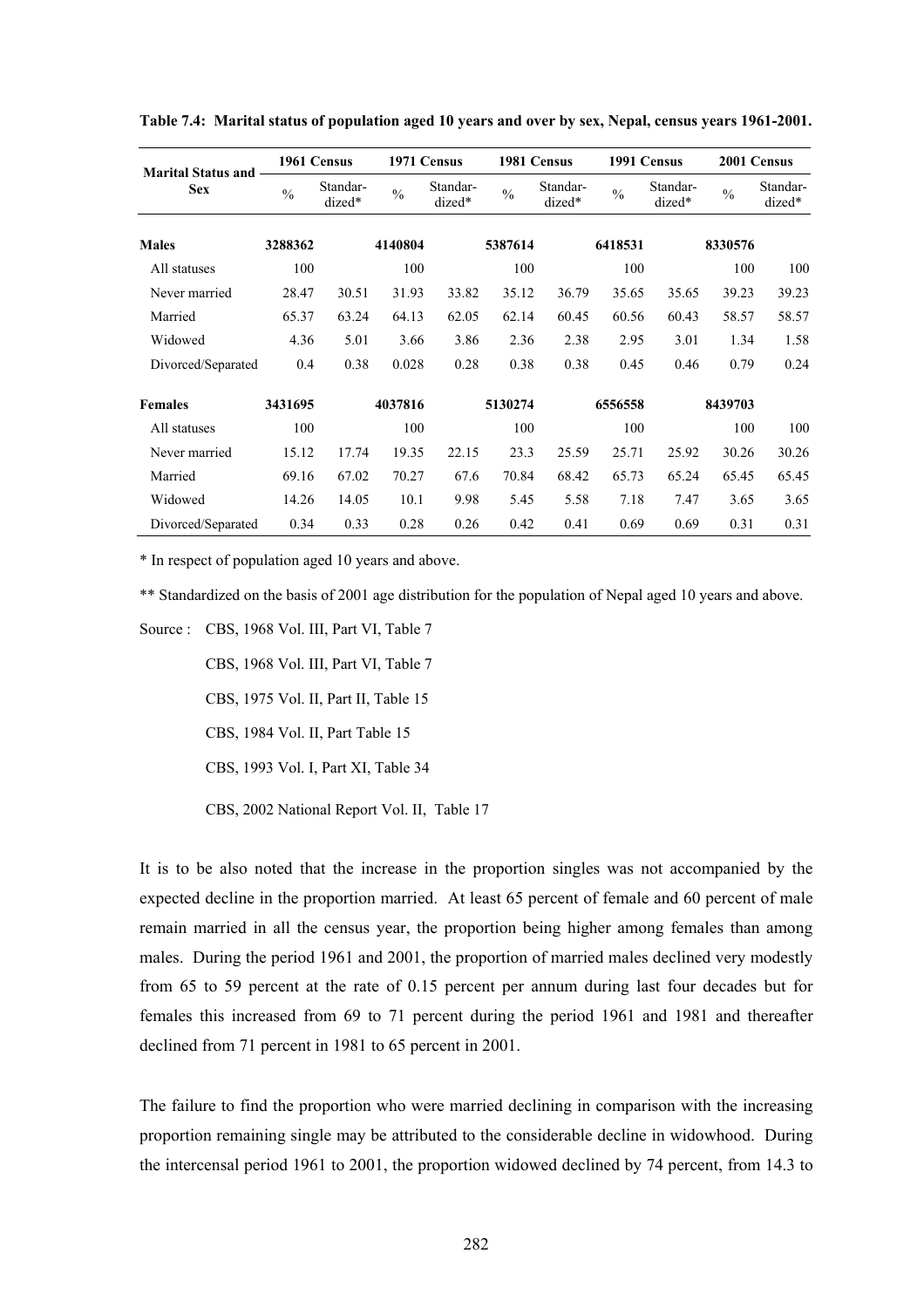**Table 7.4: Marital status of population aged 10 years and over by sex, Nepal, census years 1961-2001.**

| Marital Status and Sex | 1961 Census | | 1971 Census | | 1981 Census | | 1991 Census | | 2001 Census | |
|---|---|---|---|---|---|---|---|---|---|---|
| | % | Standar-dized* | % | Standar-dized* | % | Standar-dized* | % | Standar-dized* | % | Standar-dized* |
| **Males** | **3288362** | | **4140804** | | **5387614** | | **6418531** | | **8330576** | |
| All statuses | 100 | | 100 | | 100 | | 100 | | 100 | 100 |
| Never married | 28.47 | 30.51 | 31.93 | 33.82 | 35.12 | 36.79 | 35.65 | 35.65 | 39.23 | 39.23 |
| Married | 65.37 | 63.24 | 64.13 | 62.05 | 62.14 | 60.45 | 60.56 | 60.43 | 58.57 | 58.57 |
| Widowed | 4.36 | 5.01 | 3.66 | 3.86 | 2.36 | 2.38 | 2.95 | 3.01 | 1.34 | 1.58 |
| Divorced/Separated | 0.4 | 0.38 | 0.028 | 0.28 | 0.38 | 0.38 | 0.45 | 0.46 | 0.79 | 0.24 |
| **Females** | **3431695** | | **4037816** | | **5130274** | | **6556558** | | **8439703** | |
| All statuses | 100 | | 100 | | 100 | | 100 | | 100 | 100 |
| Never married | 15.12 | 17.74 | 19.35 | 22.15 | 23.3 | 25.59 | 25.71 | 25.92 | 30.26 | 30.26 |
| Married | 69.16 | 67.02 | 70.27 | 67.6 | 70.84 | 68.42 | 65.73 | 65.24 | 65.45 | 65.45 |
| Widowed | 14.26 | 14.05 | 10.1 | 9.98 | 5.45 | 5.58 | 7.18 | 7.47 | 3.65 | 3.65 |
| Divorced/Separated | 0.34 | 0.33 | 0.28 | 0.26 | 0.42 | 0.41 | 0.69 | 0.69 | 0.31 | 0.31 |

\* In respect of population aged 10 years and above.

\*\* Standardized on the basis of 2001 age distribution for the population of Nepal aged 10 years and above.

Source : CBS, 1968 Vol. III, Part VI, Table 7

CBS, 1968 Vol. III, Part VI, Table 7

CBS, 1975 Vol. II, Part II, Table 15

CBS, 1984 Vol. II, Part Table 15

CBS, 1993 Vol. I, Part XI, Table 34

CBS, 2002 National Report Vol. II, Table 17

It is to be also noted that the increase in the proportion singles was not accompanied by the expected decline in the proportion married. At least 65 percent of female and 60 percent of male remain married in all the census year, the proportion being higher among females than among males. During the period 1961 and 2001, the proportion of married males declined very modestly from 65 to 59 percent at the rate of 0.15 percent per annum during last four decades but for females this increased from 69 to 71 percent during the period 1961 and 1981 and thereafter declined from 71 percent in 1981 to 65 percent in 2001.

The failure to find the proportion who were married declining in comparison with the increasing proportion remaining single may be attributed to the considerable decline in widowhood. During the intercensal period 1961 to 2001, the proportion widowed declined by 74 percent, from 14.3 to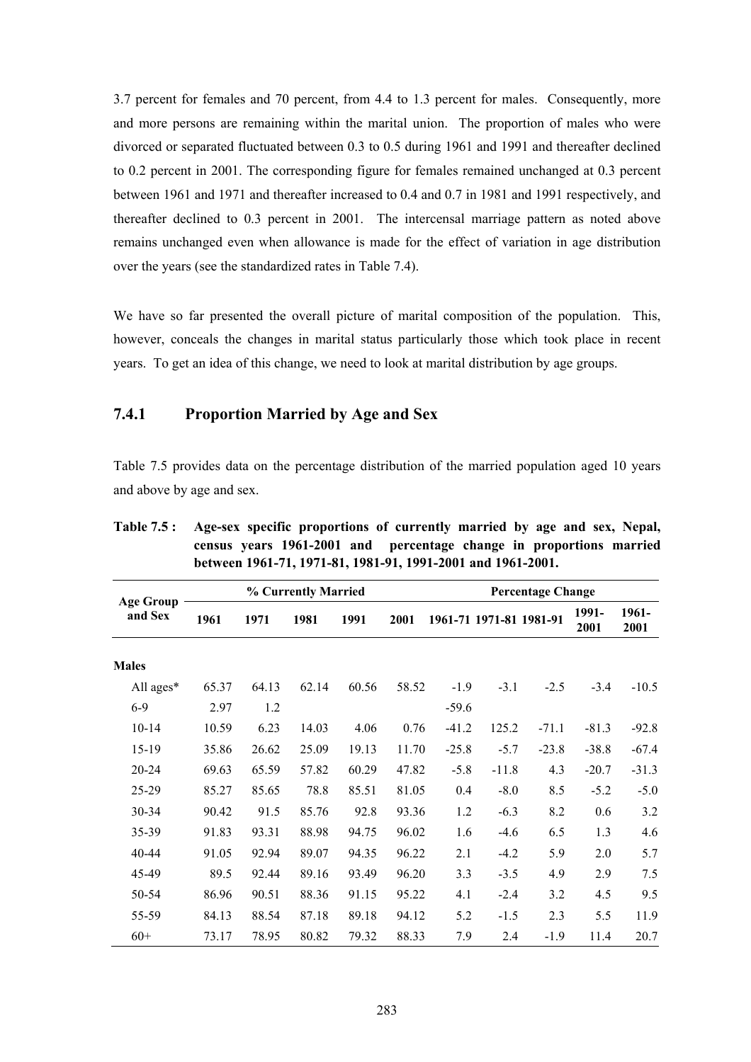3.7 percent for females and 70 percent, from 4.4 to 1.3 percent for males. Consequently, more and more persons are remaining within the marital union. The proportion of males who were divorced or separated fluctuated between 0.3 to 0.5 during 1961 and 1991 and thereafter declined to 0.2 percent in 2001. The corresponding figure for females remained unchanged at 0.3 percent between 1961 and 1971 and thereafter increased to 0.4 and 0.7 in 1981 and 1991 respectively, and thereafter declined to 0.3 percent in 2001. The intercensal marriage pattern as noted above remains unchanged even when allowance is made for the effect of variation in age distribution over the years (see the standardized rates in Table 7.4).

We have so far presented the overall picture of marital composition of the population. This, however, conceals the changes in marital status particularly those which took place in recent years. To get an idea of this change, we need to look at marital distribution by age groups.

### 7.4.1 Proportion Married by Age and Sex

Table 7.5 provides data on the percentage distribution of the married population aged 10 years and above by age and sex.

**Table 7.5 : Age-sex specific proportions of currently married by age and sex, Nepal, census years 1961-2001 and percentage change in proportions married between 1961-71, 1971-81, 1981-91, 1991-2001 and 1961-2001.**

| Age Group and Sex | % Currently Married | | | | | Percentage Change | | | | |
|---|---|---|---|---|---|---|---|---|---|---|
| | 1961 | 1971 | 1981 | 1991 | 2001 | 1961-71 | 1971-81 | 1981-91 | 1991-2001 | 1961-2001 |
| **Males** | | | | | | | | | | |
| All ages* | 65.37 | 64.13 | 62.14 | 60.56 | 58.52 | -1.9 | -3.1 | -2.5 | -3.4 | -10.5 |
| 6-9 | 2.97 | 1.2 | | | | -59.6 | | | | |
| 10-14 | 10.59 | 6.23 | 14.03 | 4.06 | 0.76 | -41.2 | 125.2 | -71.1 | -81.3 | -92.8 |
| 15-19 | 35.86 | 26.62 | 25.09 | 19.13 | 11.70 | -25.8 | -5.7 | -23.8 | -38.8 | -67.4 |
| 20-24 | 69.63 | 65.59 | 57.82 | 60.29 | 47.82 | -5.8 | -11.8 | 4.3 | -20.7 | -31.3 |
| 25-29 | 85.27 | 85.65 | 78.8 | 85.51 | 81.05 | 0.4 | -8.0 | 8.5 | -5.2 | -5.0 |
| 30-34 | 90.42 | 91.5 | 85.76 | 92.8 | 93.36 | 1.2 | -6.3 | 8.2 | 0.6 | 3.2 |
| 35-39 | 91.83 | 93.31 | 88.98 | 94.75 | 96.02 | 1.6 | -4.6 | 6.5 | 1.3 | 4.6 |
| 40-44 | 91.05 | 92.94 | 89.07 | 94.35 | 96.22 | 2.1 | -4.2 | 5.9 | 2.0 | 5.7 |
| 45-49 | 89.5 | 92.44 | 89.16 | 93.49 | 96.20 | 3.3 | -3.5 | 4.9 | 2.9 | 7.5 |
| 50-54 | 86.96 | 90.51 | 88.36 | 91.15 | 95.22 | 4.1 | -2.4 | 3.2 | 4.5 | 9.5 |
| 55-59 | 84.13 | 88.54 | 87.18 | 89.18 | 94.12 | 5.2 | -1.5 | 2.3 | 5.5 | 11.9 |
| 60+ | 73.17 | 78.95 | 80.82 | 79.32 | 88.33 | 7.9 | 2.4 | -1.9 | 11.4 | 20.7 |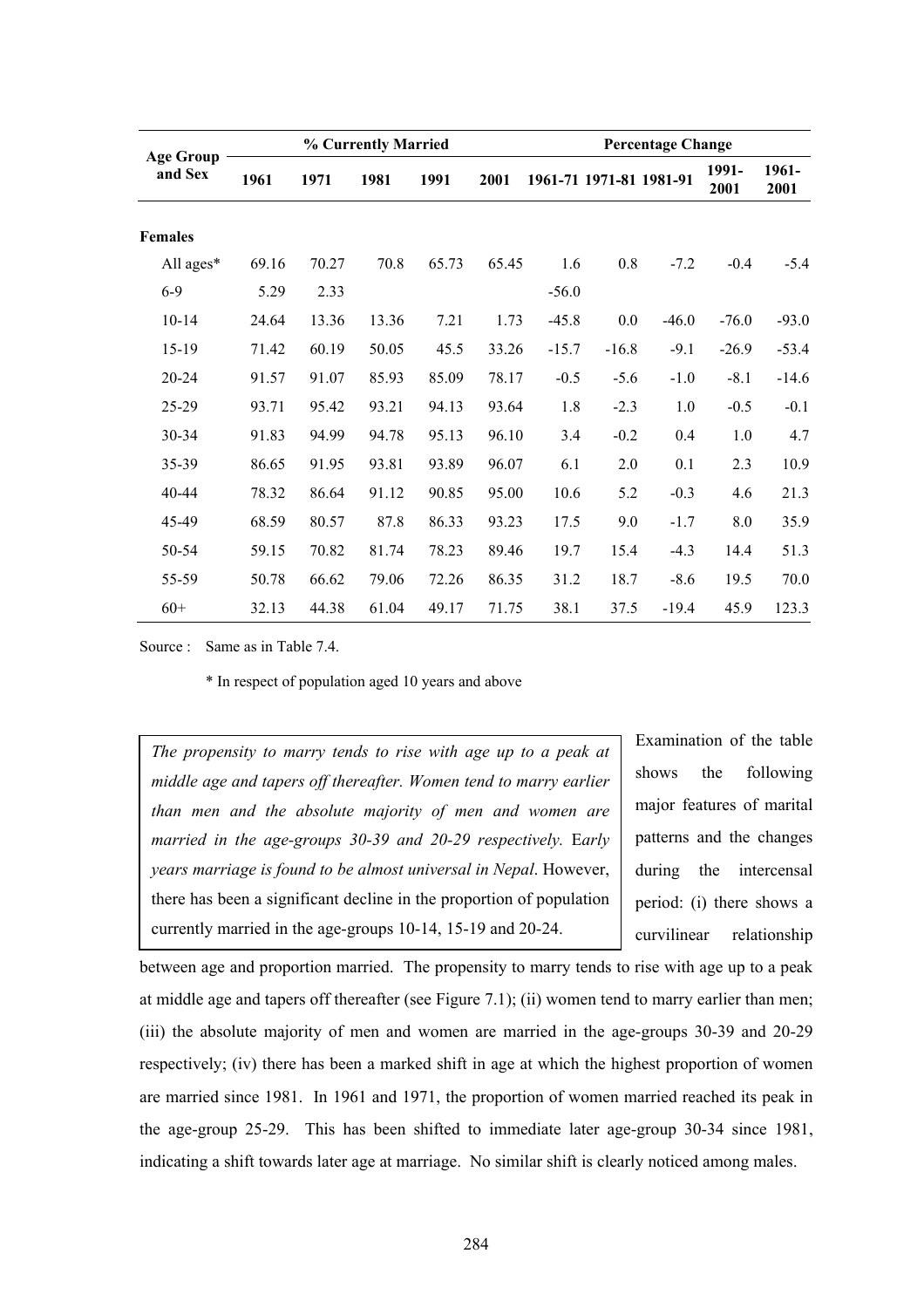| Age Group and Sex | % Currently Married | | | | | Percentage Change | | | | |
|---|---|---|---|---|---|---|---|---|---|---|
| | 1961 | 1971 | 1981 | 1991 | 2001 | 1961-71 | 1971-81 | 1981-91 | 1991-2001 | 1961-2001 |
| **Females** | | | | | | | | | | |
| All ages* | 69.16 | 70.27 | 70.8 | 65.73 | 65.45 | 1.6 | 0.8 | -7.2 | -0.4 | -5.4 |
| 6-9 | 5.29 | 2.33 | | | | -56.0 | | | | |
| 10-14 | 24.64 | 13.36 | 13.36 | 7.21 | 1.73 | -45.8 | 0.0 | -46.0 | -76.0 | -93.0 |
| 15-19 | 71.42 | 60.19 | 50.05 | 45.5 | 33.26 | -15.7 | -16.8 | -9.1 | -26.9 | -53.4 |
| 20-24 | 91.57 | 91.07 | 85.93 | 85.09 | 78.17 | -0.5 | -5.6 | -1.0 | -8.1 | -14.6 |
| 25-29 | 93.71 | 95.42 | 93.21 | 94.13 | 93.64 | 1.8 | -2.3 | 1.0 | -0.5 | -0.1 |
| 30-34 | 91.83 | 94.99 | 94.78 | 95.13 | 96.10 | 3.4 | -0.2 | 0.4 | 1.0 | 4.7 |
| 35-39 | 86.65 | 91.95 | 93.81 | 93.89 | 96.07 | 6.1 | 2.0 | 0.1 | 2.3 | 10.9 |
| 40-44 | 78.32 | 86.64 | 91.12 | 90.85 | 95.00 | 10.6 | 5.2 | -0.3 | 4.6 | 21.3 |
| 45-49 | 68.59 | 80.57 | 87.8 | 86.33 | 93.23 | 17.5 | 9.0 | -1.7 | 8.0 | 35.9 |
| 50-54 | 59.15 | 70.82 | 81.74 | 78.23 | 89.46 | 19.7 | 15.4 | -4.3 | 14.4 | 51.3 |
| 55-59 | 50.78 | 66.62 | 79.06 | 72.26 | 86.35 | 31.2 | 18.7 | -8.6 | 19.5 | 70.0 |
| 60+ | 32.13 | 44.38 | 61.04 | 49.17 | 71.75 | 38.1 | 37.5 | -19.4 | 45.9 | 123.3 |

Source : Same as in Table 7.4.

\* In respect of population aged 10 years and above

> *The propensity to marry tends to rise with age up to a peak at middle age and tapers off thereafter. Women tend to marry earlier than men and the absolute majority of men and women are married in the age-groups 30-39 and 20-29 respectively. Early years marriage is found to be almost universal in Nepal*. However, there has been a significant decline in the proportion of population currently married in the age-groups 10-14, 15-19 and 20-24.

Examination of the table shows the following major features of marital patterns and the changes during the intercensal period: (i) there shows a curvilinear relationship between age and proportion married. The propensity to marry tends to rise with age up to a peak at middle age and tapers off thereafter (see Figure 7.1); (ii) women tend to marry earlier than men; (iii) the absolute majority of men and women are married in the age-groups 30-39 and 20-29 respectively; (iv) there has been a marked shift in age at which the highest proportion of women are married since 1981. In 1961 and 1971, the proportion of women married reached its peak in the age-group 25-29. This has been shifted to immediate later age-group 30-34 since 1981, indicating a shift towards later age at marriage. No similar shift is clearly noticed among males.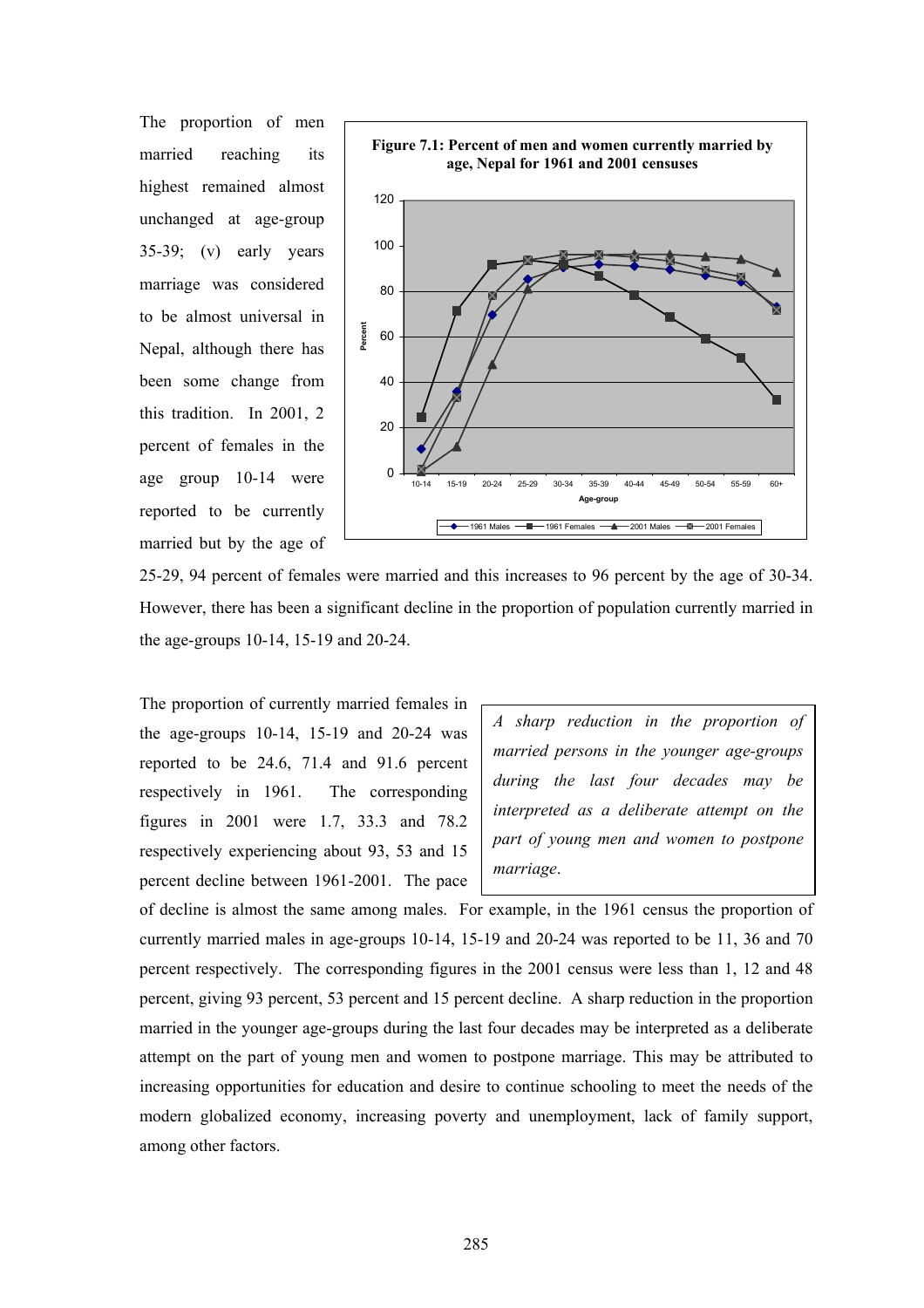The proportion of men married reaching its highest remained almost unchanged at age-group 35-39; (v) early years marriage was considered to be almost universal in Nepal, although there has been some change from this tradition. In 2001, 2 percent of females in the age group 10-14 were reported to be currently married but by the age of 25-29, 94 percent of females were married and this increases to 96 percent by the age of 30-34. However, there has been a significant decline in the proportion of population currently married in the age-groups 10-14, 15-19 and 20-24.

**Figure 7.1: Percent of men and women currently married by age, Nepal for 1961 and 2001 censuses**

The proportion of currently married females in the age-groups 10-14, 15-19 and 20-24 was reported to be 24.6, 71.4 and 91.6 percent respectively in 1961. The corresponding figures in 2001 were 1.7, 33.3 and 78.2 respectively experiencing about 93, 53 and 15 percent decline between 1961-2001. The pace of decline is almost the same among males. For example, in the 1961 census the proportion of currently married males in age-groups 10-14, 15-19 and 20-24 was reported to be 11, 36 and 70 percent respectively. The corresponding figures in the 2001 census were less than 1, 12 and 48 percent, giving 93 percent, 53 percent and 15 percent decline. A sharp reduction in the proportion married in the younger age-groups during the last four decades may be interpreted as a deliberate attempt on the part of young men and women to postpone marriage. This may be attributed to increasing opportunities for education and desire to continue schooling to meet the needs of the modern globalized economy, increasing poverty and unemployment, lack of family support, among other factors.

> *A sharp reduction in the proportion of married persons in the younger age-groups during the last four decades may be interpreted as a deliberate attempt on the part of young men and women to postpone marriage.*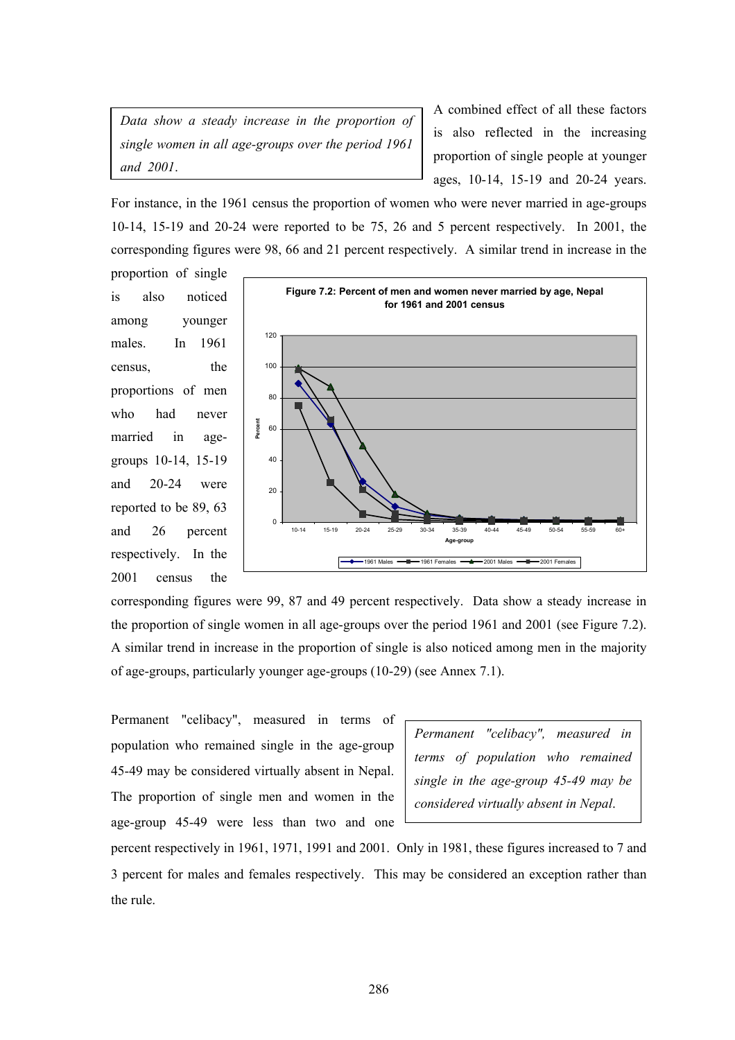> *Data show a steady increase in the proportion of single women in all age-groups over the period 1961 and 2001.*

A combined effect of all these factors is also reflected in the increasing proportion of single people at younger ages, 10-14, 15-19 and 20-24 years. For instance, in the 1961 census the proportion of women who were never married in age-groups 10-14, 15-19 and 20-24 were reported to be 75, 26 and 5 percent respectively. In 2001, the corresponding figures were 98, 66 and 21 percent respectively. A similar trend in increase in the proportion of single is also noticed among younger males. In 1961 census, the proportions of men who had never married in age-groups 10-14, 15-19 and 20-24 were reported to be 89, 63 and 26 percent respectively. In the 2001 census the corresponding figures were 99, 87 and 49 percent respectively. Data show a steady increase in the proportion of single women in all age-groups over the period 1961 and 2001 (see Figure 7.2). A similar trend in increase in the proportion of single is also noticed among men in the majority of age-groups, particularly younger age-groups (10-29) (see Annex 7.1).

**Figure 7.2: Percent of men and women never married by age, Nepal for 1961 and 2001 census**

Permanent "celibacy", measured in terms of population who remained single in the age-group 45-49 may be considered virtually absent in Nepal. The proportion of single men and women in the age-group 45-49 were less than two and one percent respectively in 1961, 1971, 1991 and 2001. Only in 1981, these figures increased to 7 and 3 percent for males and females respectively. This may be considered an exception rather than the rule.

> *Permanent "celibacy", measured in terms of population who remained single in the age-group 45-49 may be considered virtually absent in Nepal.*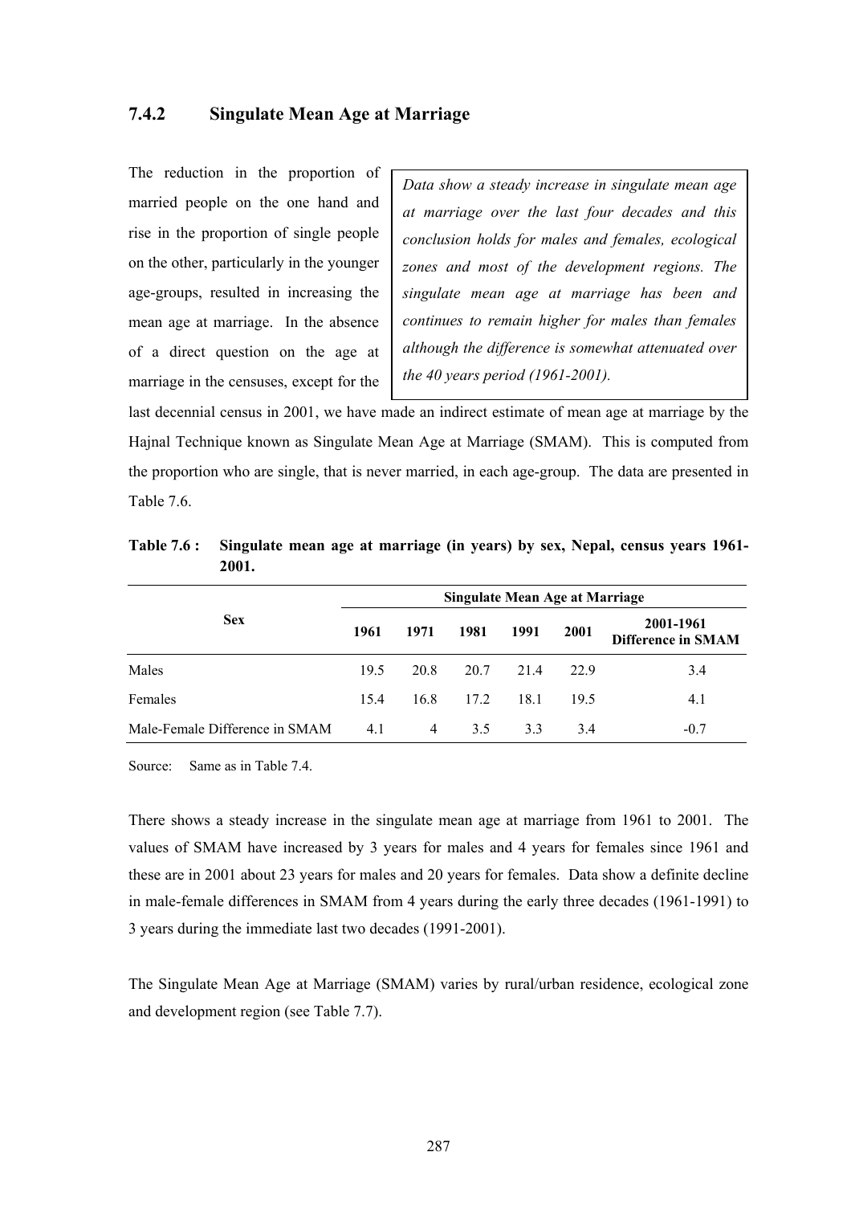### 7.4.2 Singulate Mean Age at Marriage

*Data show a steady increase in singulate mean age at marriage over the last four decades and this conclusion holds for males and females, ecological zones and most of the development regions. The singulate mean age at marriage has been and continues to remain higher for males than females although the difference is somewhat attenuated over the 40 years period (1961-2001).*

The reduction in the proportion of married people on the one hand and rise in the proportion of single people on the other, particularly in the younger age-groups, resulted in increasing the mean age at marriage. In the absence of a direct question on the age at marriage in the censuses, except for the last decennial census in 2001, we have made an indirect estimate of mean age at marriage by the Hajnal Technique known as Singulate Mean Age at Marriage (SMAM). This is computed from the proportion who are single, that is never married, in each age-group. The data are presented in Table 7.6.

**Table 7.6 : Singulate mean age at marriage (in years) by sex, Nepal, census years 1961-2001.**

| Sex | Singulate Mean Age at Marriage | | | | | |
|---|---|---|---|---|---|---|
| | 1961 | 1971 | 1981 | 1991 | 2001 | 2001-1961 Difference in SMAM |
| Males | 19.5 | 20.8 | 20.7 | 21.4 | 22.9 | 3.4 |
| Females | 15.4 | 16.8 | 17.2 | 18.1 | 19.5 | 4.1 |
| Male-Female Difference in SMAM | 4.1 | 4 | 3.5 | 3.3 | 3.4 | -0.7 |

Source: Same as in Table 7.4.

There shows a steady increase in the singulate mean age at marriage from 1961 to 2001. The values of SMAM have increased by 3 years for males and 4 years for females since 1961 and these are in 2001 about 23 years for males and 20 years for females. Data show a definite decline in male-female differences in SMAM from 4 years during the early three decades (1961-1991) to 3 years during the immediate last two decades (1991-2001).

The Singulate Mean Age at Marriage (SMAM) varies by rural/urban residence, ecological zone and development region (see Table 7.7).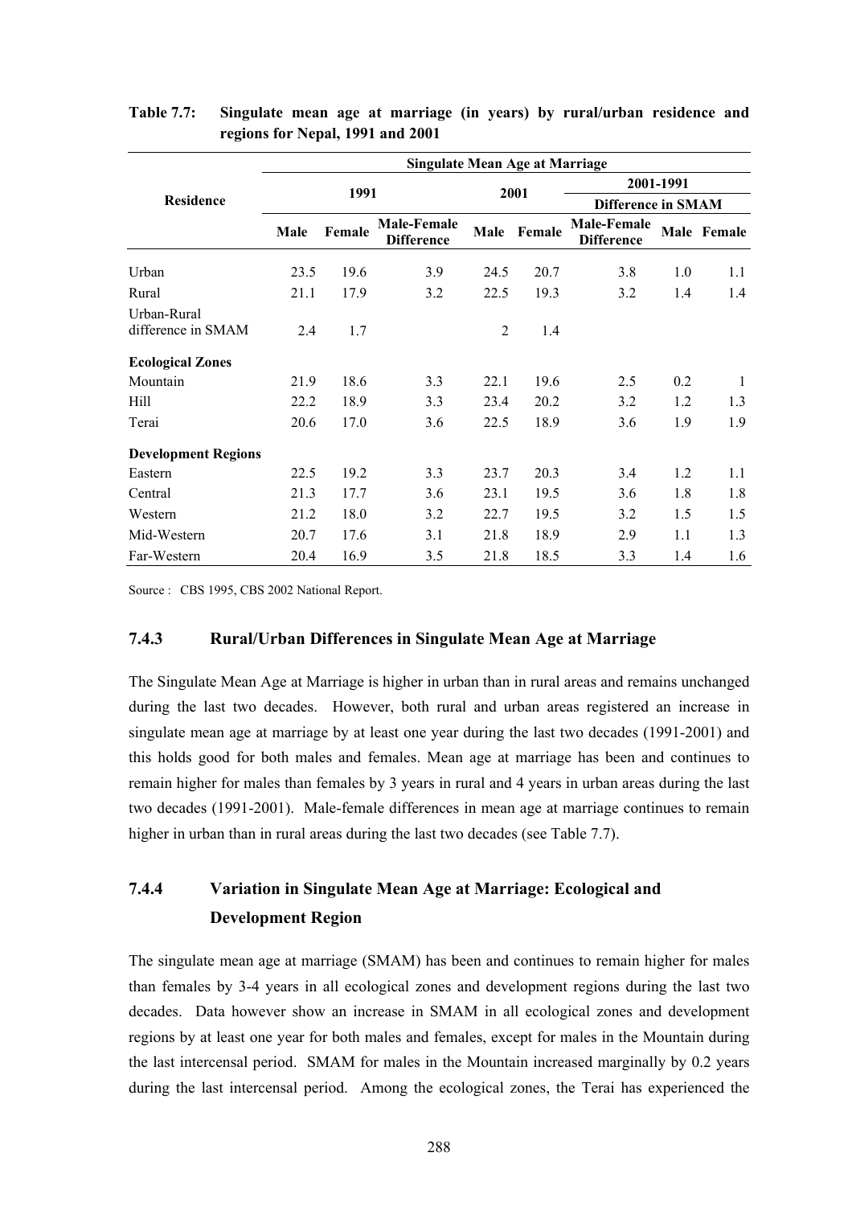**Table 7.7: Singulate mean age at marriage (in years) by rural/urban residence and regions for Nepal, 1991 and 2001**

| Residence | Singulate Mean Age at Marriage | | | | | | | |
|---|---|---|---|---|---|---|---|---|
| | 1991 | | | 2001 | | | 2001-1991 Difference in SMAM | |
| | Male | Female | Male-Female Difference | Male | Female | Male-Female Difference | Male | Female |
| Urban | 23.5 | 19.6 | 3.9 | 24.5 | 20.7 | 3.8 | 1.0 | 1.1 |
| Rural | 21.1 | 17.9 | 3.2 | 22.5 | 19.3 | 3.2 | 1.4 | 1.4 |
| Urban-Rural difference in SMAM | 2.4 | 1.7 | | 2 | 1.4 | | | |
| **Ecological Zones** | | | | | | | | |
| Mountain | 21.9 | 18.6 | 3.3 | 22.1 | 19.6 | 2.5 | 0.2 | 1 |
| Hill | 22.2 | 18.9 | 3.3 | 23.4 | 20.2 | 3.2 | 1.2 | 1.3 |
| Terai | 20.6 | 17.0 | 3.6 | 22.5 | 18.9 | 3.6 | 1.9 | 1.9 |
| **Development Regions** | | | | | | | | |
| Eastern | 22.5 | 19.2 | 3.3 | 23.7 | 20.3 | 3.4 | 1.2 | 1.1 |
| Central | 21.3 | 17.7 | 3.6 | 23.1 | 19.5 | 3.6 | 1.8 | 1.8 |
| Western | 21.2 | 18.0 | 3.2 | 22.7 | 19.5 | 3.2 | 1.5 | 1.5 |
| Mid-Western | 20.7 | 17.6 | 3.1 | 21.8 | 18.9 | 2.9 | 1.1 | 1.3 |
| Far-Western | 20.4 | 16.9 | 3.5 | 21.8 | 18.5 | 3.3 | 1.4 | 1.6 |

Source : CBS 1995, CBS 2002 National Report.

### 7.4.3 Rural/Urban Differences in Singulate Mean Age at Marriage

The Singulate Mean Age at Marriage is higher in urban than in rural areas and remains unchanged during the last two decades. However, both rural and urban areas registered an increase in singulate mean age at marriage by at least one year during the last two decades (1991-2001) and this holds good for both males and females. Mean age at marriage has been and continues to remain higher for males than females by 3 years in rural and 4 years in urban areas during the last two decades (1991-2001). Male-female differences in mean age at marriage continues to remain higher in urban than in rural areas during the last two decades (see Table 7.7).

### 7.4.4 Variation in Singulate Mean Age at Marriage: Ecological and Development Region

The singulate mean age at marriage (SMAM) has been and continues to remain higher for males than females by 3-4 years in all ecological zones and development regions during the last two decades. Data however show an increase in SMAM in all ecological zones and development regions by at least one year for both males and females, except for males in the Mountain during the last intercensal period. SMAM for males in the Mountain increased marginally by 0.2 years during the last intercensal period. Among the ecological zones, the Terai has experienced the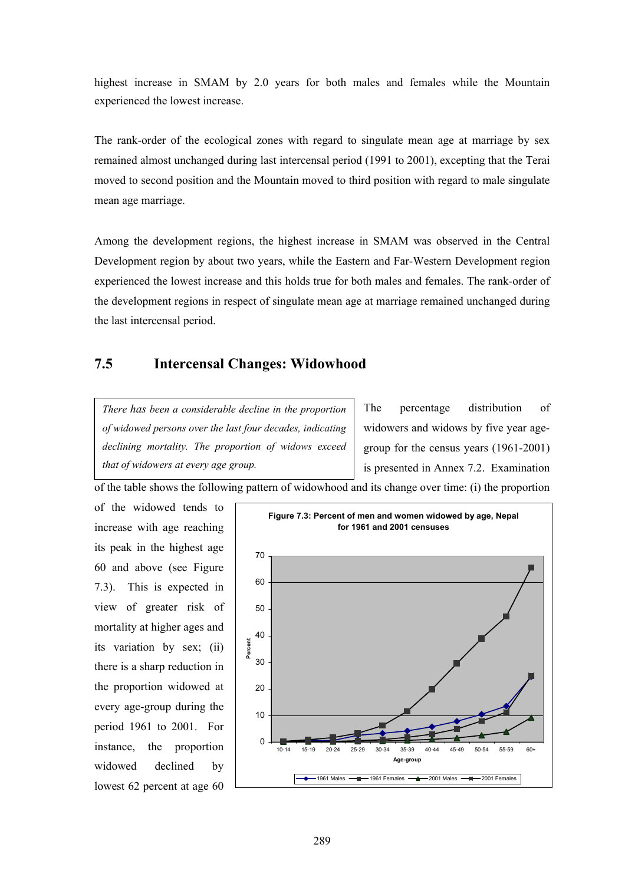highest increase in SMAM by 2.0 years for both males and females while the Mountain experienced the lowest increase.

The rank-order of the ecological zones with regard to singulate mean age at marriage by sex remained almost unchanged during last intercensal period (1991 to 2001), excepting that the Terai moved to second position and the Mountain moved to third position with regard to male singulate mean age marriage.

Among the development regions, the highest increase in SMAM was observed in the Central Development region by about two years, while the Eastern and Far-Western Development region experienced the lowest increase and this holds true for both males and females. The rank-order of the development regions in respect of singulate mean age at marriage remained unchanged during the last intercensal period.

## 7.5 Intercensal Changes: Widowhood

> *There has been a considerable decline in the proportion of widowed persons over the last four decades, indicating declining mortality. The proportion of widows exceed that of widowers at every age group.*

The percentage distribution of widowers and widows by five year age-group for the census years (1961-2001) is presented in Annex 7.2. Examination of the table shows the following pattern of widowhood and its change over time: (i) the proportion of the widowed tends to increase with age reaching its peak in the highest age 60 and above (see Figure 7.3). This is expected in view of greater risk of mortality at higher ages and its variation by sex; (ii) there is a sharp reduction in the proportion widowed at every age-group during the period 1961 to 2001. For instance, the proportion widowed declined by lowest 62 percent at age 60

**Figure 7.3: Percent of men and women widowed by age, Nepal for 1961 and 2001 censuses**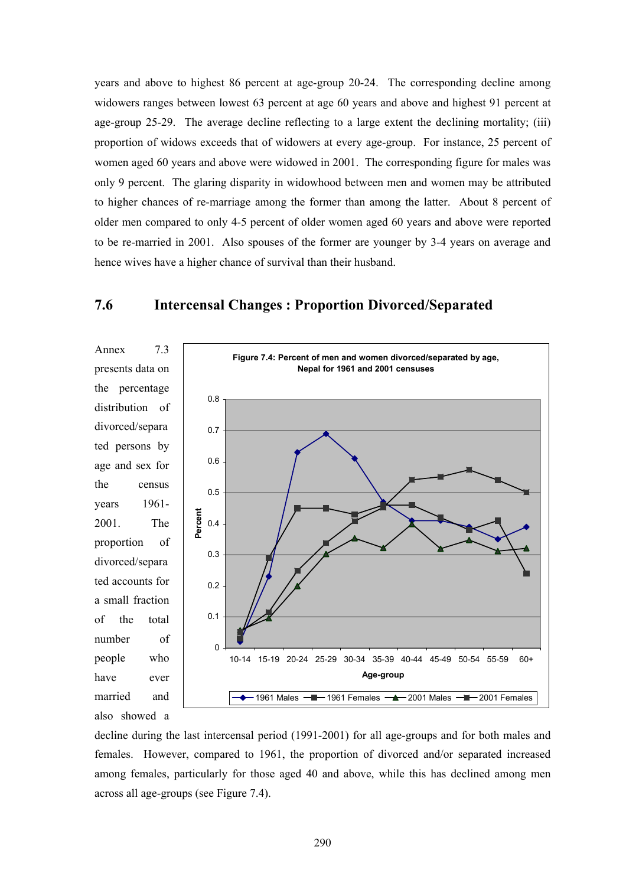years and above to highest 86 percent at age-group 20-24. The corresponding decline among widowers ranges between lowest 63 percent at age 60 years and above and highest 91 percent at age-group 25-29. The average decline reflecting to a large extent the declining mortality; (iii) proportion of widows exceeds that of widowers at every age-group. For instance, 25 percent of women aged 60 years and above were widowed in 2001. The corresponding figure for males was only 9 percent. The glaring disparity in widowhood between men and women may be attributed to higher chances of re-marriage among the former than among the latter. About 8 percent of older men compared to only 4-5 percent of older women aged 60 years and above were reported to be re-married in 2001. Also spouses of the former are younger by 3-4 years on average and hence wives have a higher chance of survival than their husband.

## 7.6 Intercensal Changes : Proportion Divorced/Separated

Annex 7.3 presents data on the percentage distribution of divorced/separated persons by age and sex for the census years 1961-2001. The proportion of divorced/separated accounts for a small fraction of the total number of people who have ever married and also showed a decline during the last intercensal period (1991-2001) for all age-groups and for both males and females. However, compared to 1961, the proportion of divorced and/or separated increased among females, particularly for those aged 40 and above, while this has declined among men across all age-groups (see Figure 7.4).

**Figure 7.4: Percent of men and women divorced/separated by age, Nepal for 1961 and 2001 censuses**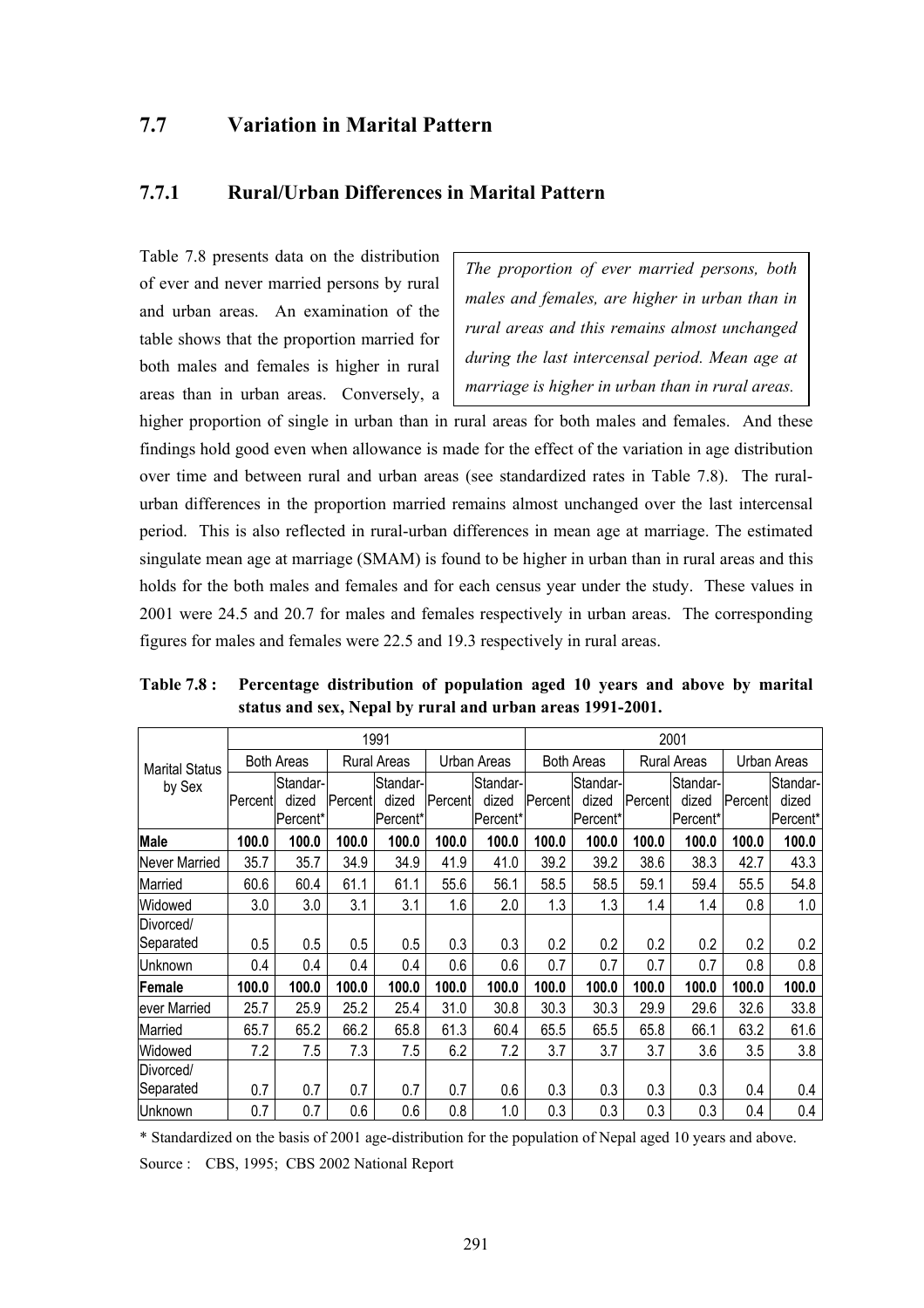## 7.7 Variation in Marital Pattern

### 7.7.1 Rural/Urban Differences in Marital Pattern

*The proportion of ever married persons, both males and females, are higher in urban than in rural areas and this remains almost unchanged during the last intercensal period. Mean age at marriage is higher in urban than in rural areas.*

Table 7.8 presents data on the distribution of ever and never married persons by rural and urban areas. An examination of the table shows that the proportion married for both males and females is higher in rural areas than in urban areas. Conversely, a higher proportion of single in urban than in rural areas for both males and females. And these findings hold good even when allowance is made for the effect of the variation in age distribution over time and between rural and urban areas (see standardized rates in Table 7.8). The rural-urban differences in the proportion married remains almost unchanged over the last intercensal period. This is also reflected in rural-urban differences in mean age at marriage. The estimated singulate mean age at marriage (SMAM) is found to be higher in urban than in rural areas and this holds for the both males and females and for each census year under the study. These values in 2001 were 24.5 and 20.7 for males and females respectively in urban areas. The corresponding figures for males and females were 22.5 and 19.3 respectively in rural areas.

**Table 7.8 : Percentage distribution of population aged 10 years and above by marital status and sex, Nepal by rural and urban areas 1991-2001.**

| Marital Status by Sex | 1991 | | | | | | 2001 | | | | | |
|---|---|---|---|---|---|---|---|---|---|---|---|---|
| | Both Areas | | Rural Areas | | Urban Areas | | Both Areas | | Rural Areas | | Urban Areas | |
| | Percent | Standar-dized Percent* | Percent | Standar-dized Percent* | Percent | Standar-dized Percent* | Percent | Standar-dized Percent* | Percent | Standar-dized Percent* | Percent | Standar-dized Percent* |
| **Male** | **100.0** | **100.0** | **100.0** | **100.0** | **100.0** | **100.0** | **100.0** | **100.0** | **100.0** | **100.0** | **100.0** | **100.0** |
| Never Married | 35.7 | 35.7 | 34.9 | 34.9 | 41.9 | 41.0 | 39.2 | 39.2 | 38.6 | 38.3 | 42.7 | 43.3 |
| Married | 60.6 | 60.4 | 61.1 | 61.1 | 55.6 | 56.1 | 58.5 | 58.5 | 59.1 | 59.4 | 55.5 | 54.8 |
| Widowed | 3.0 | 3.0 | 3.1 | 3.1 | 1.6 | 2.0 | 1.3 | 1.3 | 1.4 | 1.4 | 0.8 | 1.0 |
| Divorced/ Separated | 0.5 | 0.5 | 0.5 | 0.5 | 0.3 | 0.3 | 0.2 | 0.2 | 0.2 | 0.2 | 0.2 | 0.2 |
| Unknown | 0.4 | 0.4 | 0.4 | 0.4 | 0.6 | 0.6 | 0.7 | 0.7 | 0.7 | 0.7 | 0.8 | 0.8 |
| **Female** | **100.0** | **100.0** | **100.0** | **100.0** | **100.0** | **100.0** | **100.0** | **100.0** | **100.0** | **100.0** | **100.0** | **100.0** |
| ever Married | 25.7 | 25.9 | 25.2 | 25.4 | 31.0 | 30.8 | 30.3 | 30.3 | 29.9 | 29.6 | 32.6 | 33.8 |
| Married | 65.7 | 65.2 | 66.2 | 65.8 | 61.3 | 60.4 | 65.5 | 65.5 | 65.8 | 66.1 | 63.2 | 61.6 |
| Widowed | 7.2 | 7.5 | 7.3 | 7.5 | 6.2 | 7.2 | 3.7 | 3.7 | 3.7 | 3.6 | 3.5 | 3.8 |
| Divorced/ Separated | 0.7 | 0.7 | 0.7 | 0.7 | 0.7 | 0.6 | 0.3 | 0.3 | 0.3 | 0.3 | 0.4 | 0.4 |
| Unknown | 0.7 | 0.7 | 0.6 | 0.6 | 0.8 | 1.0 | 0.3 | 0.3 | 0.3 | 0.3 | 0.4 | 0.4 |

\* Standardized on the basis of 2001 age-distribution for the population of Nepal aged 10 years and above.

Source : CBS, 1995; CBS 2002 National Report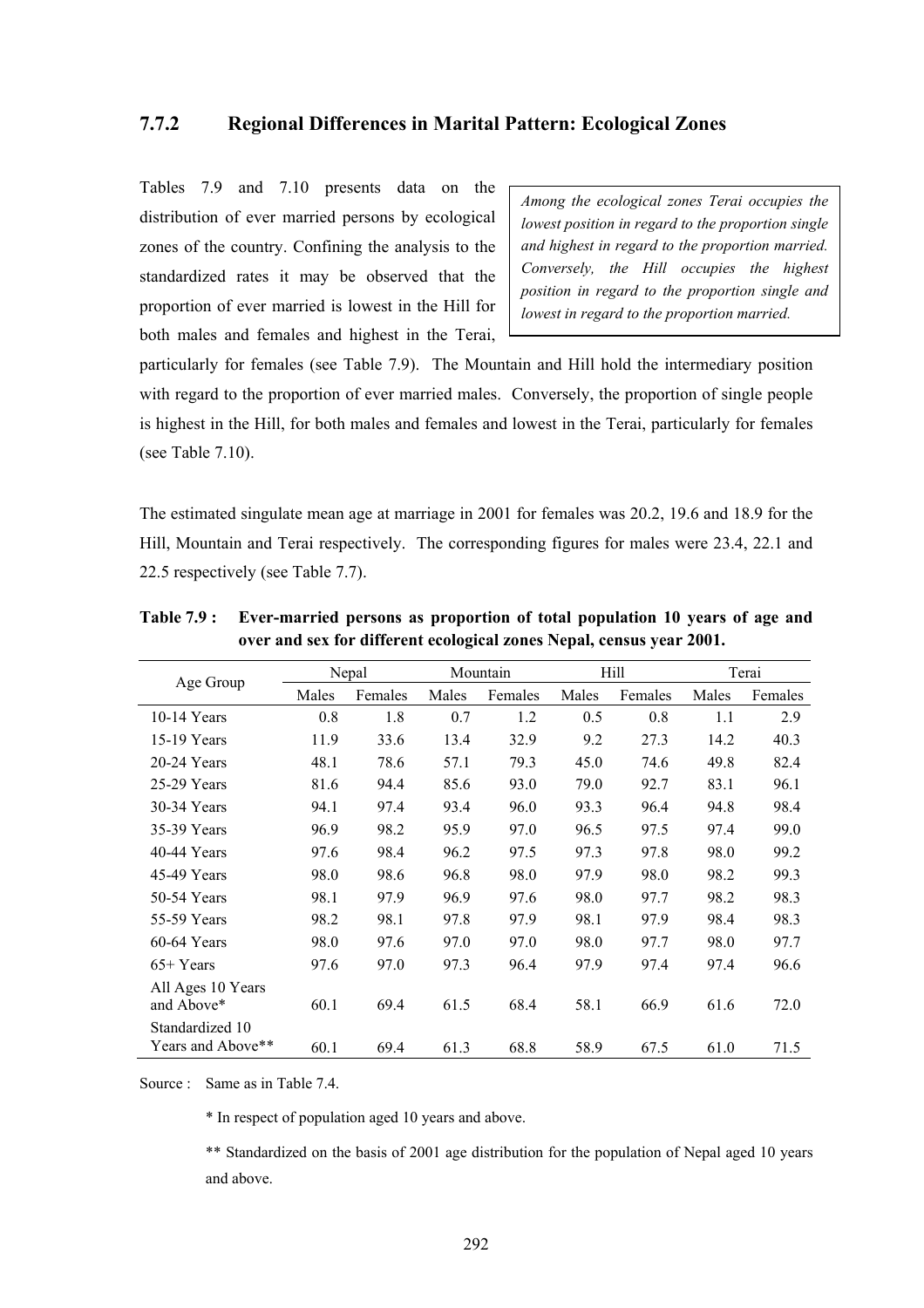### 7.7.2 Regional Differences in Marital Pattern: Ecological Zones

*Among the ecological zones Terai occupies the lowest position in regard to the proportion single and highest in regard to the proportion married. Conversely, the Hill occupies the highest position in regard to the proportion single and lowest in regard to the proportion married.*

Tables 7.9 and 7.10 presents data on the distribution of ever married persons by ecological zones of the country. Confining the analysis to the standardized rates it may be observed that the proportion of ever married is lowest in the Hill for both males and females and highest in the Terai, particularly for females (see Table 7.9). The Mountain and Hill hold the intermediary position with regard to the proportion of ever married males. Conversely, the proportion of single people is highest in the Hill, for both males and females and lowest in the Terai, particularly for females (see Table 7.10).

The estimated singulate mean age at marriage in 2001 for females was 20.2, 19.6 and 18.9 for the Hill, Mountain and Terai respectively. The corresponding figures for males were 23.4, 22.1 and 22.5 respectively (see Table 7.7).

**Table 7.9 : Ever-married persons as proportion of total population 10 years of age and over and sex for different ecological zones Nepal, census year 2001.**

| Age Group | Nepal | | Mountain | | Hill | | Terai | |
|---|---|---|---|---|---|---|---|---|
| | Males | Females | Males | Females | Males | Females | Males | Females |
| 10-14 Years | 0.8 | 1.8 | 0.7 | 1.2 | 0.5 | 0.8 | 1.1 | 2.9 |
| 15-19 Years | 11.9 | 33.6 | 13.4 | 32.9 | 9.2 | 27.3 | 14.2 | 40.3 |
| 20-24 Years | 48.1 | 78.6 | 57.1 | 79.3 | 45.0 | 74.6 | 49.8 | 82.4 |
| 25-29 Years | 81.6 | 94.4 | 85.6 | 93.0 | 79.0 | 92.7 | 83.1 | 96.1 |
| 30-34 Years | 94.1 | 97.4 | 93.4 | 96.0 | 93.3 | 96.4 | 94.8 | 98.4 |
| 35-39 Years | 96.9 | 98.2 | 95.9 | 97.0 | 96.5 | 97.5 | 97.4 | 99.0 |
| 40-44 Years | 97.6 | 98.4 | 96.2 | 97.5 | 97.3 | 97.8 | 98.0 | 99.2 |
| 45-49 Years | 98.0 | 98.6 | 96.8 | 98.0 | 97.9 | 98.0 | 98.2 | 99.3 |
| 50-54 Years | 98.1 | 97.9 | 96.9 | 97.6 | 98.0 | 97.7 | 98.2 | 98.3 |
| 55-59 Years | 98.2 | 98.1 | 97.8 | 97.9 | 98.1 | 97.9 | 98.4 | 98.3 |
| 60-64 Years | 98.0 | 97.6 | 97.0 | 97.0 | 98.0 | 97.7 | 98.0 | 97.7 |
| 65+ Years | 97.6 | 97.0 | 97.3 | 96.4 | 97.9 | 97.4 | 97.4 | 96.6 |
| All Ages 10 Years and Above* | 60.1 | 69.4 | 61.5 | 68.4 | 58.1 | 66.9 | 61.6 | 72.0 |
| Standardized 10 Years and Above** | 60.1 | 69.4 | 61.3 | 68.8 | 58.9 | 67.5 | 61.0 | 71.5 |

Source : Same as in Table 7.4.

\* In respect of population aged 10 years and above.

\*\* Standardized on the basis of 2001 age distribution for the population of Nepal aged 10 years and above.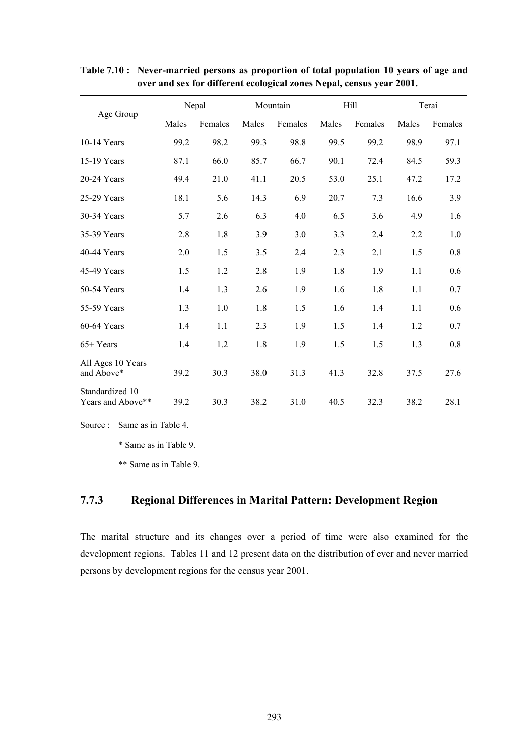**Table 7.10 : Never-married persons as proportion of total population 10 years of age and over and sex for different ecological zones Nepal, census year 2001.**

| Age Group | Nepal | | Mountain | | Hill | | Terai | |
|---|---|---|---|---|---|---|---|---|
| | Males | Females | Males | Females | Males | Females | Males | Females |
| 10-14 Years | 99.2 | 98.2 | 99.3 | 98.8 | 99.5 | 99.2 | 98.9 | 97.1 |
| 15-19 Years | 87.1 | 66.0 | 85.7 | 66.7 | 90.1 | 72.4 | 84.5 | 59.3 |
| 20-24 Years | 49.4 | 21.0 | 41.1 | 20.5 | 53.0 | 25.1 | 47.2 | 17.2 |
| 25-29 Years | 18.1 | 5.6 | 14.3 | 6.9 | 20.7 | 7.3 | 16.6 | 3.9 |
| 30-34 Years | 5.7 | 2.6 | 6.3 | 4.0 | 6.5 | 3.6 | 4.9 | 1.6 |
| 35-39 Years | 2.8 | 1.8 | 3.9 | 3.0 | 3.3 | 2.4 | 2.2 | 1.0 |
| 40-44 Years | 2.0 | 1.5 | 3.5 | 2.4 | 2.3 | 2.1 | 1.5 | 0.8 |
| 45-49 Years | 1.5 | 1.2 | 2.8 | 1.9 | 1.8 | 1.9 | 1.1 | 0.6 |
| 50-54 Years | 1.4 | 1.3 | 2.6 | 1.9 | 1.6 | 1.8 | 1.1 | 0.7 |
| 55-59 Years | 1.3 | 1.0 | 1.8 | 1.5 | 1.6 | 1.4 | 1.1 | 0.6 |
| 60-64 Years | 1.4 | 1.1 | 2.3 | 1.9 | 1.5 | 1.4 | 1.2 | 0.7 |
| 65+ Years | 1.4 | 1.2 | 1.8 | 1.9 | 1.5 | 1.5 | 1.3 | 0.8 |
| All Ages 10 Years and Above* | 39.2 | 30.3 | 38.0 | 31.3 | 41.3 | 32.8 | 37.5 | 27.6 |
| Standardized 10 Years and Above** | 39.2 | 30.3 | 38.2 | 31.0 | 40.5 | 32.3 | 38.2 | 28.1 |

Source : Same as in Table 4.

\* Same as in Table 9.

\*\* Same as in Table 9.

## 7.7.3 Regional Differences in Marital Pattern: Development Region

The marital structure and its changes over a period of time were also examined for the development regions. Tables 11 and 12 present data on the distribution of ever and never married persons by development regions for the census year 2001.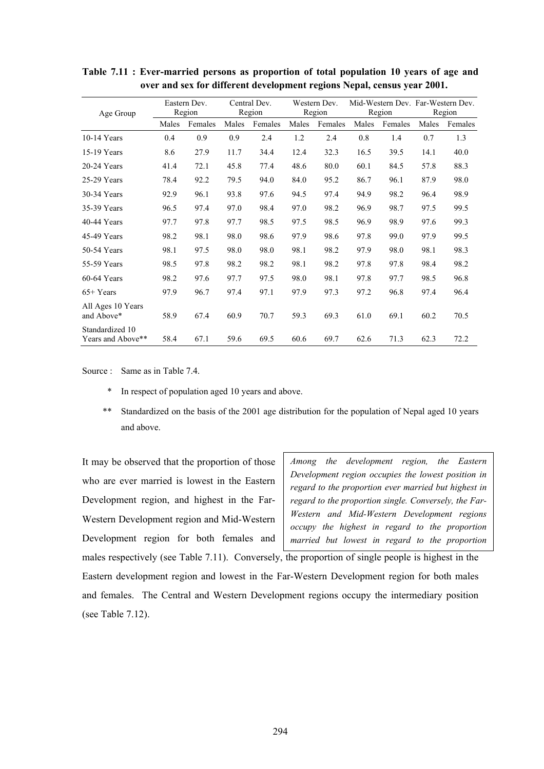**Table 7.11 : Ever-married persons as proportion of total population 10 years of age and over and sex for different development regions Nepal, census year 2001.**

| Age Group | Eastern Dev. Region | | Central Dev. Region | | Western Dev. Region | | Mid-Western Dev. Region | | Far-Western Dev. Region | |
|---|---|---|---|---|---|---|---|---|---|---|
| | Males | Females | Males | Females | Males | Females | Males | Females | Males | Females |
| 10-14 Years | 0.4 | 0.9 | 0.9 | 2.4 | 1.2 | 2.4 | 0.8 | 1.4 | 0.7 | 1.3 |
| 15-19 Years | 8.6 | 27.9 | 11.7 | 34.4 | 12.4 | 32.3 | 16.5 | 39.5 | 14.1 | 40.0 |
| 20-24 Years | 41.4 | 72.1 | 45.8 | 77.4 | 48.6 | 80.0 | 60.1 | 84.5 | 57.8 | 88.3 |
| 25-29 Years | 78.4 | 92.2 | 79.5 | 94.0 | 84.0 | 95.2 | 86.7 | 96.1 | 87.9 | 98.0 |
| 30-34 Years | 92.9 | 96.1 | 93.8 | 97.6 | 94.5 | 97.4 | 94.9 | 98.2 | 96.4 | 98.9 |
| 35-39 Years | 96.5 | 97.4 | 97.0 | 98.4 | 97.0 | 98.2 | 96.9 | 98.7 | 97.5 | 99.5 |
| 40-44 Years | 97.7 | 97.8 | 97.7 | 98.5 | 97.5 | 98.5 | 96.9 | 98.9 | 97.6 | 99.3 |
| 45-49 Years | 98.2 | 98.1 | 98.0 | 98.6 | 97.9 | 98.6 | 97.8 | 99.0 | 97.9 | 99.5 |
| 50-54 Years | 98.1 | 97.5 | 98.0 | 98.0 | 98.1 | 98.2 | 97.9 | 98.0 | 98.1 | 98.3 |
| 55-59 Years | 98.5 | 97.8 | 98.2 | 98.2 | 98.1 | 98.2 | 97.8 | 97.8 | 98.4 | 98.2 |
| 60-64 Years | 98.2 | 97.6 | 97.7 | 97.5 | 98.0 | 98.1 | 97.8 | 97.7 | 98.5 | 96.8 |
| 65+ Years | 97.9 | 96.7 | 97.4 | 97.1 | 97.9 | 97.3 | 97.2 | 96.8 | 97.4 | 96.4 |
| All Ages 10 Years and Above* | 58.9 | 67.4 | 60.9 | 70.7 | 59.3 | 69.3 | 61.0 | 69.1 | 60.2 | 70.5 |
| Standardized 10 Years and Above** | 58.4 | 67.1 | 59.6 | 69.5 | 60.6 | 69.7 | 62.6 | 71.3 | 62.3 | 72.2 |

Source : Same as in Table 7.4.

\* In respect of population aged 10 years and above.

\*\* Standardized on the basis of the 2001 age distribution for the population of Nepal aged 10 years and above.

*Among the development region, the Eastern Development region occupies the lowest position in regard to the proportion ever married but highest in regard to the proportion single. Conversely, the Far-Western and Mid-Western Development regions occupy the highest in regard to the proportion married but lowest in regard to the proportion*

It may be observed that the proportion of those who are ever married is lowest in the Eastern Development region, and highest in the Far-Western Development region and Mid-Western Development region for both females and males respectively (see Table 7.11). Conversely, the proportion of single people is highest in the Eastern development region and lowest in the Far-Western Development region for both males and females. The Central and Western Development regions occupy the intermediary position (see Table 7.12).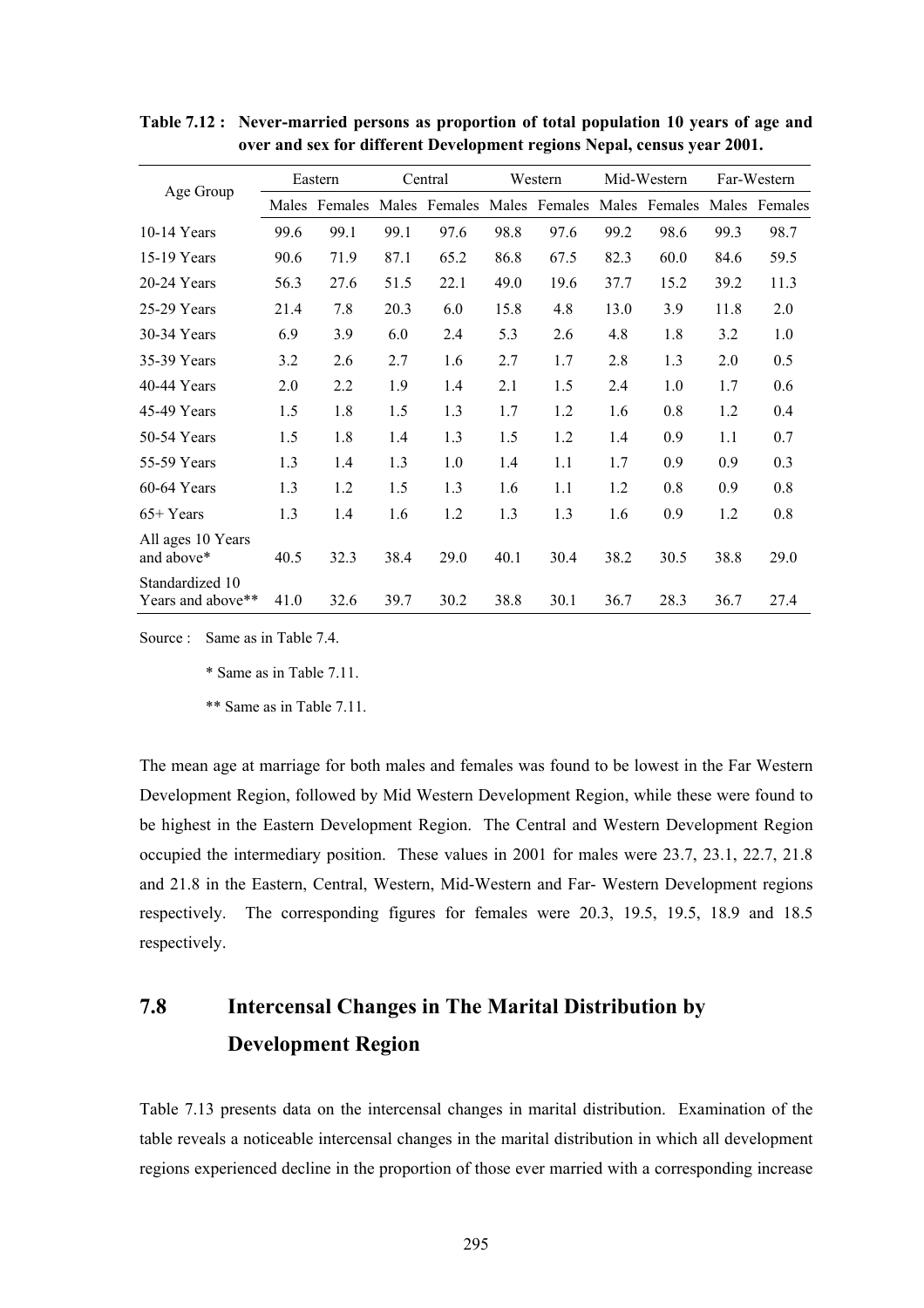**Table 7.12 : Never-married persons as proportion of total population 10 years of age and over and sex for different Development regions Nepal, census year 2001.**

| Age Group | Eastern | | Central | | Western | | Mid-Western | | Far-Western | |
|---|---|---|---|---|---|---|---|---|---|---|
| | Males | Females | Males | Females | Males | Females | Males | Females | Males | Females |
| 10-14 Years | 99.6 | 99.1 | 99.1 | 97.6 | 98.8 | 97.6 | 99.2 | 98.6 | 99.3 | 98.7 |
| 15-19 Years | 90.6 | 71.9 | 87.1 | 65.2 | 86.8 | 67.5 | 82.3 | 60.0 | 84.6 | 59.5 |
| 20-24 Years | 56.3 | 27.6 | 51.5 | 22.1 | 49.0 | 19.6 | 37.7 | 15.2 | 39.2 | 11.3 |
| 25-29 Years | 21.4 | 7.8 | 20.3 | 6.0 | 15.8 | 4.8 | 13.0 | 3.9 | 11.8 | 2.0 |
| 30-34 Years | 6.9 | 3.9 | 6.0 | 2.4 | 5.3 | 2.6 | 4.8 | 1.8 | 3.2 | 1.0 |
| 35-39 Years | 3.2 | 2.6 | 2.7 | 1.6 | 2.7 | 1.7 | 2.8 | 1.3 | 2.0 | 0.5 |
| 40-44 Years | 2.0 | 2.2 | 1.9 | 1.4 | 2.1 | 1.5 | 2.4 | 1.0 | 1.7 | 0.6 |
| 45-49 Years | 1.5 | 1.8 | 1.5 | 1.3 | 1.7 | 1.2 | 1.6 | 0.8 | 1.2 | 0.4 |
| 50-54 Years | 1.5 | 1.8 | 1.4 | 1.3 | 1.5 | 1.2 | 1.4 | 0.9 | 1.1 | 0.7 |
| 55-59 Years | 1.3 | 1.4 | 1.3 | 1.0 | 1.4 | 1.1 | 1.7 | 0.9 | 0.9 | 0.3 |
| 60-64 Years | 1.3 | 1.2 | 1.5 | 1.3 | 1.6 | 1.1 | 1.2 | 0.8 | 0.9 | 0.8 |
| 65+ Years | 1.3 | 1.4 | 1.6 | 1.2 | 1.3 | 1.3 | 1.6 | 0.9 | 1.2 | 0.8 |
| All ages 10 Years and above* | 40.5 | 32.3 | 38.4 | 29.0 | 40.1 | 30.4 | 38.2 | 30.5 | 38.8 | 29.0 |
| Standardized 10 Years and above** | 41.0 | 32.6 | 39.7 | 30.2 | 38.8 | 30.1 | 36.7 | 28.3 | 36.7 | 27.4 |

Source : Same as in Table 7.4.

\* Same as in Table 7.11.

\** Same as in Table 7.11.

The mean age at marriage for both males and females was found to be lowest in the Far Western Development Region, followed by Mid Western Development Region, while these were found to be highest in the Eastern Development Region. The Central and Western Development Region occupied the intermediary position. These values in 2001 for males were 23.7, 23.1, 22.7, 21.8 and 21.8 in the Eastern, Central, Western, Mid-Western and Far- Western Development regions respectively. The corresponding figures for females were 20.3, 19.5, 19.5, 18.9 and 18.5 respectively.

## 7.8 Intercensal Changes in The Marital Distribution by Development Region

Table 7.13 presents data on the intercensal changes in marital distribution. Examination of the table reveals a noticeable intercensal changes in the marital distribution in which all development regions experienced decline in the proportion of those ever married with a corresponding increase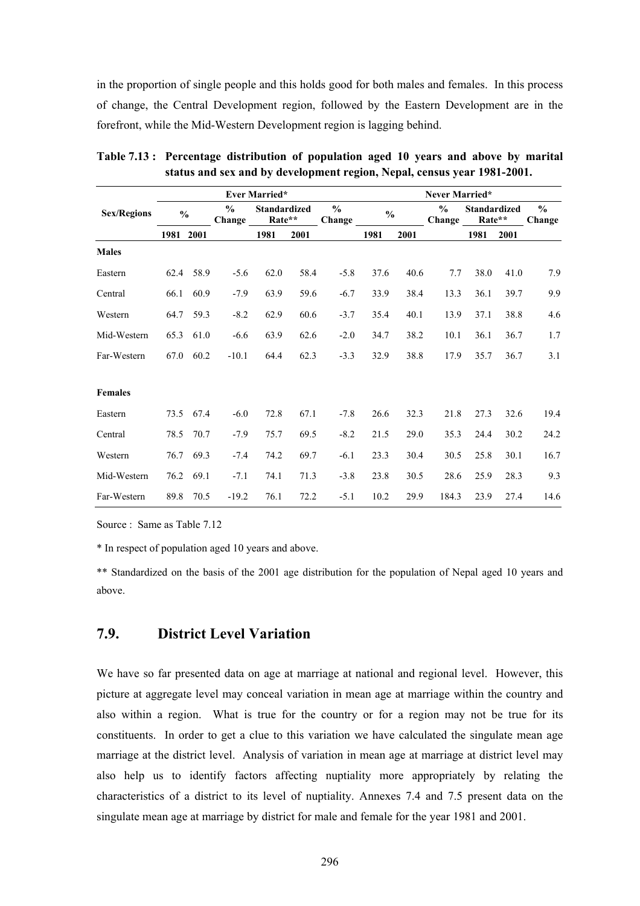in the proportion of single people and this holds good for both males and females. In this process of change, the Central Development region, followed by the Eastern Development are in the forefront, while the Mid-Western Development region is lagging behind.

**Table 7.13 : Percentage distribution of population aged 10 years and above by marital status and sex and by development region, Nepal, census year 1981-2001.**

| Sex/Regions | Ever Married* | | | | | | Never Married* | | | | | |
|---|---|---|---|---|---|---|---|---|---|---|---|---|
| | % | | % Change | Standardized Rate** | | % Change | % | | % Change | Standardized Rate** | | % Change |
| | 1981 | 2001 | | 1981 | 2001 | | 1981 | 2001 | | 1981 | 2001 | |
| **Males** | | | | | | | | | | | | |
| Eastern | 62.4 | 58.9 | -5.6 | 62.0 | 58.4 | -5.8 | 37.6 | 40.6 | 7.7 | 38.0 | 41.0 | 7.9 |
| Central | 66.1 | 60.9 | -7.9 | 63.9 | 59.6 | -6.7 | 33.9 | 38.4 | 13.3 | 36.1 | 39.7 | 9.9 |
| Western | 64.7 | 59.3 | -8.2 | 62.9 | 60.6 | -3.7 | 35.4 | 40.1 | 13.9 | 37.1 | 38.8 | 4.6 |
| Mid-Western | 65.3 | 61.0 | -6.6 | 63.9 | 62.6 | -2.0 | 34.7 | 38.2 | 10.1 | 36.1 | 36.7 | 1.7 |
| Far-Western | 67.0 | 60.2 | -10.1 | 64.4 | 62.3 | -3.3 | 32.9 | 38.8 | 17.9 | 35.7 | 36.7 | 3.1 |
| **Females** | | | | | | | | | | | | |
| Eastern | 73.5 | 67.4 | -6.0 | 72.8 | 67.1 | -7.8 | 26.6 | 32.3 | 21.8 | 27.3 | 32.6 | 19.4 |
| Central | 78.5 | 70.7 | -7.9 | 75.7 | 69.5 | -8.2 | 21.5 | 29.0 | 35.3 | 24.4 | 30.2 | 24.2 |
| Western | 76.7 | 69.3 | -7.4 | 74.2 | 69.7 | -6.1 | 23.3 | 30.4 | 30.5 | 25.8 | 30.1 | 16.7 |
| Mid-Western | 76.2 | 69.1 | -7.1 | 74.1 | 71.3 | -3.8 | 23.8 | 30.5 | 28.6 | 25.9 | 28.3 | 9.3 |
| Far-Western | 89.8 | 70.5 | -19.2 | 76.1 | 72.2 | -5.1 | 10.2 | 29.9 | 184.3 | 23.9 | 27.4 | 14.6 |

Source : Same as Table 7.12

* In respect of population aged 10 years and above.

** Standardized on the basis of the 2001 age distribution for the population of Nepal aged 10 years and above.

## 7.9. District Level Variation

We have so far presented data on age at marriage at national and regional level. However, this picture at aggregate level may conceal variation in mean age at marriage within the country and also within a region. What is true for the country or for a region may not be true for its constituents. In order to get a clue to this variation we have calculated the singulate mean age marriage at the district level. Analysis of variation in mean age at marriage at district level may also help us to identify factors affecting nuptiality more appropriately by relating the characteristics of a district to its level of nuptiality. Annexes 7.4 and 7.5 present data on the singulate mean age at marriage by district for male and female for the year 1981 and 2001.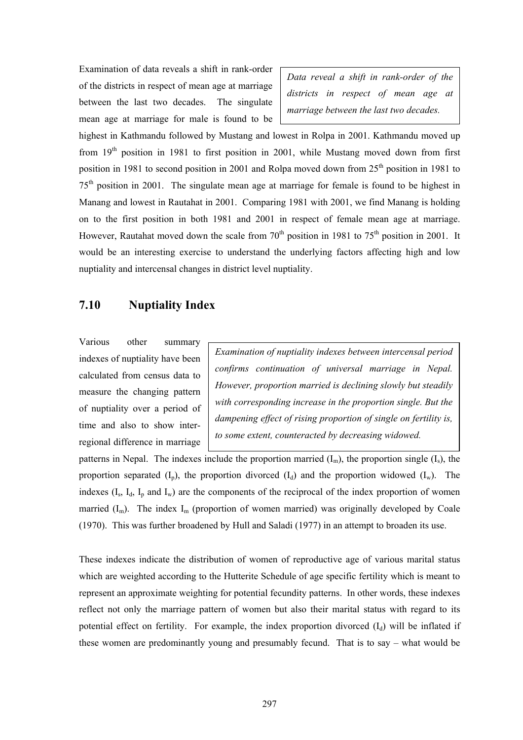Examination of data reveals a shift in rank-order of the districts in respect of mean age at marriage between the last two decades. The singulate mean age at marriage for male is found to be highest in Kathmandu followed by Mustang and lowest in Rolpa in 2001. Kathmandu moved up from 19th position in 1981 to first position in 2001, while Mustang moved down from first position in 1981 to second position in 2001 and Rolpa moved down from 25th position in 1981 to 75th position in 2001. The singulate mean age at marriage for female is found to be highest in Manang and lowest in Rautahat in 2001. Comparing 1981 with 2001, we find Manang is holding on to the first position in both 1981 and 2001 in respect of female mean age at marriage. However, Rautahat moved down the scale from 70th position in 1981 to 75th position in 2001. It would be an interesting exercise to understand the underlying factors affecting high and low nuptiality and intercensal changes in district level nuptiality.

> *Data reveal a shift in rank-order of the districts in respect of mean age at marriage between the last two decades.*

## 7.10 Nuptiality Index

Various other summary indexes of nuptiality have been calculated from census data to measure the changing pattern of nuptiality over a period of time and also to show inter-regional difference in marriage patterns in Nepal. The indexes include the proportion married ($I_m$), the proportion single ($I_s$), the proportion separated ($I_p$), the proportion divorced ($I_d$) and the proportion widowed ($I_w$). The indexes ($I_s$, $I_d$, $I_p$ and $I_w$) are the components of the reciprocal of the index proportion of women married ($I_m$). The index $I_m$ (proportion of women married) was originally developed by Coale (1970). This was further broadened by Hull and Saladi (1977) in an attempt to broaden its use.

> *Examination of nuptiality indexes between intercensal period confirms continuation of universal marriage in Nepal. However, proportion married is declining slowly but steadily with corresponding increase in the proportion single. But the dampening effect of rising proportion of single on fertility is, to some extent, counteracted by decreasing widowed.*

These indexes indicate the distribution of women of reproductive age of various marital status which are weighted according to the Hutterite Schedule of age specific fertility which is meant to represent an approximate weighting for potential fecundity patterns. In other words, these indexes reflect not only the marriage pattern of women but also their marital status with regard to its potential effect on fertility. For example, the index proportion divorced ($I_d$) will be inflated if these women are predominantly young and presumably fecund. That is to say – what would be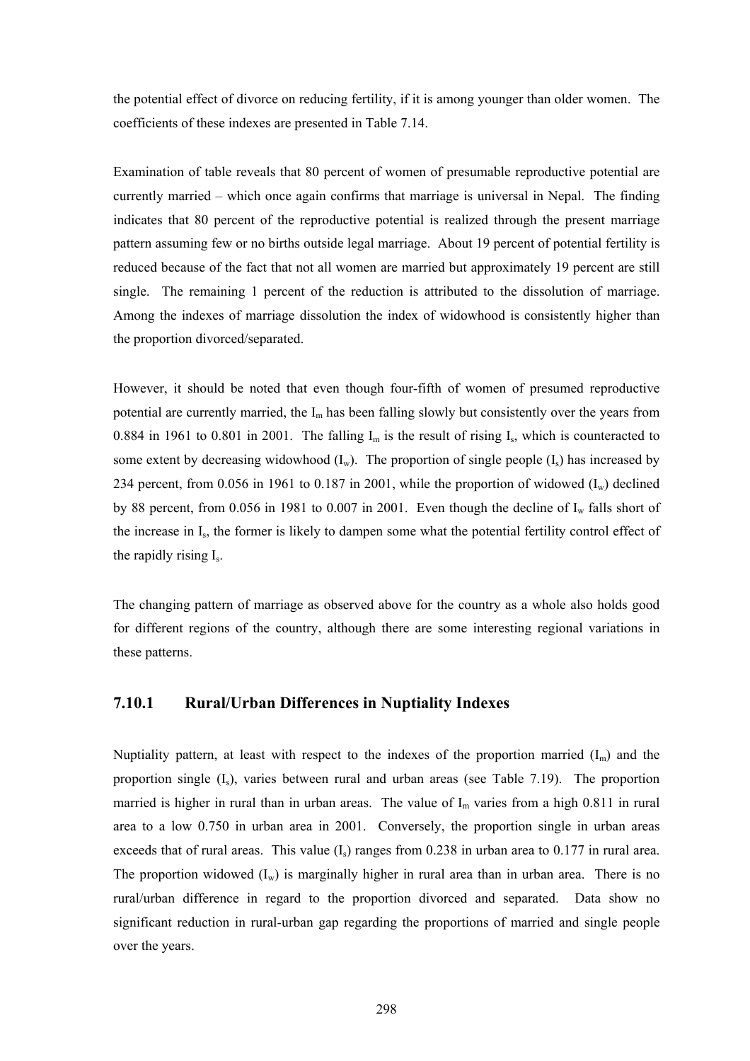the potential effect of divorce on reducing fertility, if it is among younger than older women. The coefficients of these indexes are presented in Table 7.14.

Examination of table reveals that 80 percent of women of presumable reproductive potential are currently married – which once again confirms that marriage is universal in Nepal. The finding indicates that 80 percent of the reproductive potential is realized through the present marriage pattern assuming few or no births outside legal marriage. About 19 percent of potential fertility is reduced because of the fact that not all women are married but approximately 19 percent are still single. The remaining 1 percent of the reduction is attributed to the dissolution of marriage. Among the indexes of marriage dissolution the index of widowhood is consistently higher than the proportion divorced/separated.

However, it should be noted that even though four-fifth of women of presumed reproductive potential are currently married, the $I_m$ has been falling slowly but consistently over the years from 0.884 in 1961 to 0.801 in 2001. The falling $I_m$ is the result of rising $I_s$, which is counteracted to some extent by decreasing widowhood ($I_w$). The proportion of single people ($I_s$) has increased by 234 percent, from 0.056 in 1961 to 0.187 in 2001, while the proportion of widowed ($I_w$) declined by 88 percent, from 0.056 in 1981 to 0.007 in 2001. Even though the decline of $I_w$ falls short of the increase in $I_s$, the former is likely to dampen some what the potential fertility control effect of the rapidly rising $I_s$.

The changing pattern of marriage as observed above for the country as a whole also holds good for different regions of the country, although there are some interesting regional variations in these patterns.

### 7.10.1 Rural/Urban Differences in Nuptiality Indexes

Nuptiality pattern, at least with respect to the indexes of the proportion married ($I_m$) and the proportion single ($I_s$), varies between rural and urban areas (see Table 7.19). The proportion married is higher in rural than in urban areas. The value of $I_m$ varies from a high 0.811 in rural area to a low 0.750 in urban area in 2001. Conversely, the proportion single in urban areas exceeds that of rural areas. This value ($I_s$) ranges from 0.238 in urban area to 0.177 in rural area. The proportion widowed ($I_w$) is marginally higher in rural area than in urban area. There is no rural/urban difference in regard to the proportion divorced and separated. Data show no significant reduction in rural-urban gap regarding the proportions of married and single people over the years.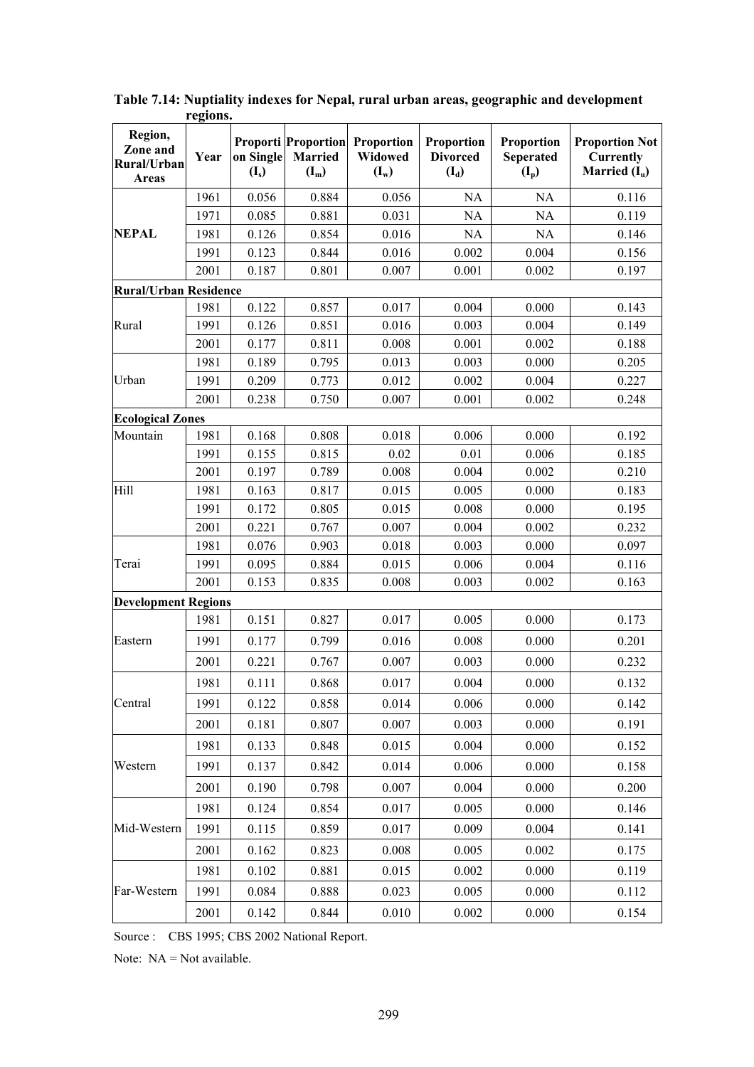**Table 7.14: Nuptiality indexes for Nepal, rural urban areas, geographic and development regions.**

| Region, Zone and Rural/Urban Areas | Year | Proportion Single ($I_s$) | Proportion Married ($I_m$) | Proportion Widowed ($I_w$) | Proportion Divorced ($I_d$) | Proportion Seperated ($I_p$) | Proportion Not Currently Married ($I_u$) |
|---|---|---|---|---|---|---|---|
| NEPAL | 1961 | 0.056 | 0.884 | 0.056 | NA | NA | 0.116 |
| | 1971 | 0.085 | 0.881 | 0.031 | NA | NA | 0.119 |
| | 1981 | 0.126 | 0.854 | 0.016 | NA | NA | 0.146 |
| | 1991 | 0.123 | 0.844 | 0.016 | 0.002 | 0.004 | 0.156 |
| | 2001 | 0.187 | 0.801 | 0.007 | 0.001 | 0.002 | 0.197 |
| **Rural/Urban Residence** | | | | | | | |
| Rural | 1981 | 0.122 | 0.857 | 0.017 | 0.004 | 0.000 | 0.143 |
| | 1991 | 0.126 | 0.851 | 0.016 | 0.003 | 0.004 | 0.149 |
| | 2001 | 0.177 | 0.811 | 0.008 | 0.001 | 0.002 | 0.188 |
| Urban | 1981 | 0.189 | 0.795 | 0.013 | 0.003 | 0.000 | 0.205 |
| | 1991 | 0.209 | 0.773 | 0.012 | 0.002 | 0.004 | 0.227 |
| | 2001 | 0.238 | 0.750 | 0.007 | 0.001 | 0.002 | 0.248 |
| **Ecological Zones** | | | | | | | |
| Mountain | 1981 | 0.168 | 0.808 | 0.018 | 0.006 | 0.000 | 0.192 |
| | 1991 | 0.155 | 0.815 | 0.02 | 0.01 | 0.006 | 0.185 |
| | 2001 | 0.197 | 0.789 | 0.008 | 0.004 | 0.002 | 0.210 |
| Hill | 1981 | 0.163 | 0.817 | 0.015 | 0.005 | 0.000 | 0.183 |
| | 1991 | 0.172 | 0.805 | 0.015 | 0.008 | 0.000 | 0.195 |
| | 2001 | 0.221 | 0.767 | 0.007 | 0.004 | 0.002 | 0.232 |
| Terai | 1981 | 0.076 | 0.903 | 0.018 | 0.003 | 0.000 | 0.097 |
| | 1991 | 0.095 | 0.884 | 0.015 | 0.006 | 0.004 | 0.116 |
| | 2001 | 0.153 | 0.835 | 0.008 | 0.003 | 0.002 | 0.163 |
| **Development Regions** | | | | | | | |
| Eastern | 1981 | 0.151 | 0.827 | 0.017 | 0.005 | 0.000 | 0.173 |
| | 1991 | 0.177 | 0.799 | 0.016 | 0.008 | 0.000 | 0.201 |
| | 2001 | 0.221 | 0.767 | 0.007 | 0.003 | 0.000 | 0.232 |
| Central | 1981 | 0.111 | 0.868 | 0.017 | 0.004 | 0.000 | 0.132 |
| | 1991 | 0.122 | 0.858 | 0.014 | 0.006 | 0.000 | 0.142 |
| | 2001 | 0.181 | 0.807 | 0.007 | 0.003 | 0.000 | 0.191 |
| Western | 1981 | 0.133 | 0.848 | 0.015 | 0.004 | 0.000 | 0.152 |
| | 1991 | 0.137 | 0.842 | 0.014 | 0.006 | 0.000 | 0.158 |
| | 2001 | 0.190 | 0.798 | 0.007 | 0.004 | 0.000 | 0.200 |
| Mid-Western | 1981 | 0.124 | 0.854 | 0.017 | 0.005 | 0.000 | 0.146 |
| | 1991 | 0.115 | 0.859 | 0.017 | 0.009 | 0.004 | 0.141 |
| | 2001 | 0.162 | 0.823 | 0.008 | 0.005 | 0.002 | 0.175 |
| Far-Western | 1981 | 0.102 | 0.881 | 0.015 | 0.002 | 0.000 | 0.119 |
| | 1991 | 0.084 | 0.888 | 0.023 | 0.005 | 0.000 | 0.112 |
| | 2001 | 0.142 | 0.844 | 0.010 | 0.002 | 0.000 | 0.154 |

Source : CBS 1995; CBS 2002 National Report.

Note: NA = Not available.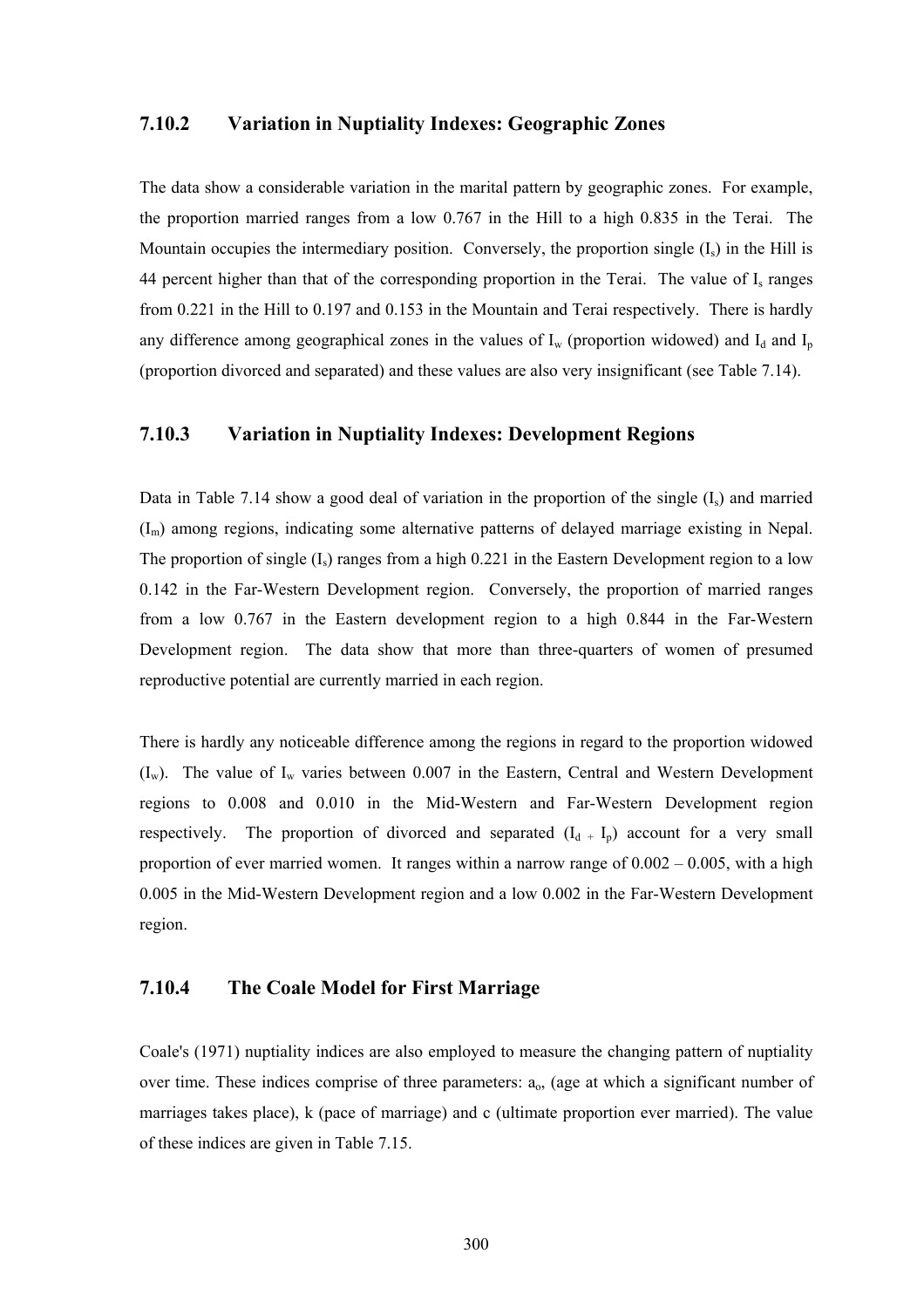### 7.10.2 Variation in Nuptiality Indexes: Geographic Zones

The data show a considerable variation in the marital pattern by geographic zones. For example, the proportion married ranges from a low 0.767 in the Hill to a high 0.835 in the Terai. The Mountain occupies the intermediary position. Conversely, the proportion single ($I_s$) in the Hill is 44 percent higher than that of the corresponding proportion in the Terai. The value of $I_s$ ranges from 0.221 in the Hill to 0.197 and 0.153 in the Mountain and Terai respectively. There is hardly any difference among geographical zones in the values of $I_w$ (proportion widowed) and $I_d$ and $I_p$ (proportion divorced and separated) and these values are also very insignificant (see Table 7.14).

### 7.10.3 Variation in Nuptiality Indexes: Development Regions

Data in Table 7.14 show a good deal of variation in the proportion of the single ($I_s$) and married ($I_m$) among regions, indicating some alternative patterns of delayed marriage existing in Nepal. The proportion of single ($I_s$) ranges from a high 0.221 in the Eastern Development region to a low 0.142 in the Far-Western Development region. Conversely, the proportion of married ranges from a low 0.767 in the Eastern development region to a high 0.844 in the Far-Western Development region. The data show that more than three-quarters of women of presumed reproductive potential are currently married in each region.

There is hardly any noticeable difference among the regions in regard to the proportion widowed ($I_w$). The value of $I_w$ varies between 0.007 in the Eastern, Central and Western Development regions to 0.008 and 0.010 in the Mid-Western and Far-Western Development region respectively. The proportion of divorced and separated ($I_d + I_p$) account for a very small proportion of ever married women. It ranges within a narrow range of 0.002 – 0.005, with a high 0.005 in the Mid-Western Development region and a low 0.002 in the Far-Western Development region.

### 7.10.4 The Coale Model for First Marriage

Coale's (1971) nuptiality indices are also employed to measure the changing pattern of nuptiality over time. These indices comprise of three parameters: $a_o$, (age at which a significant number of marriages takes place), k (pace of marriage) and c (ultimate proportion ever married). The value of these indices are given in Table 7.15.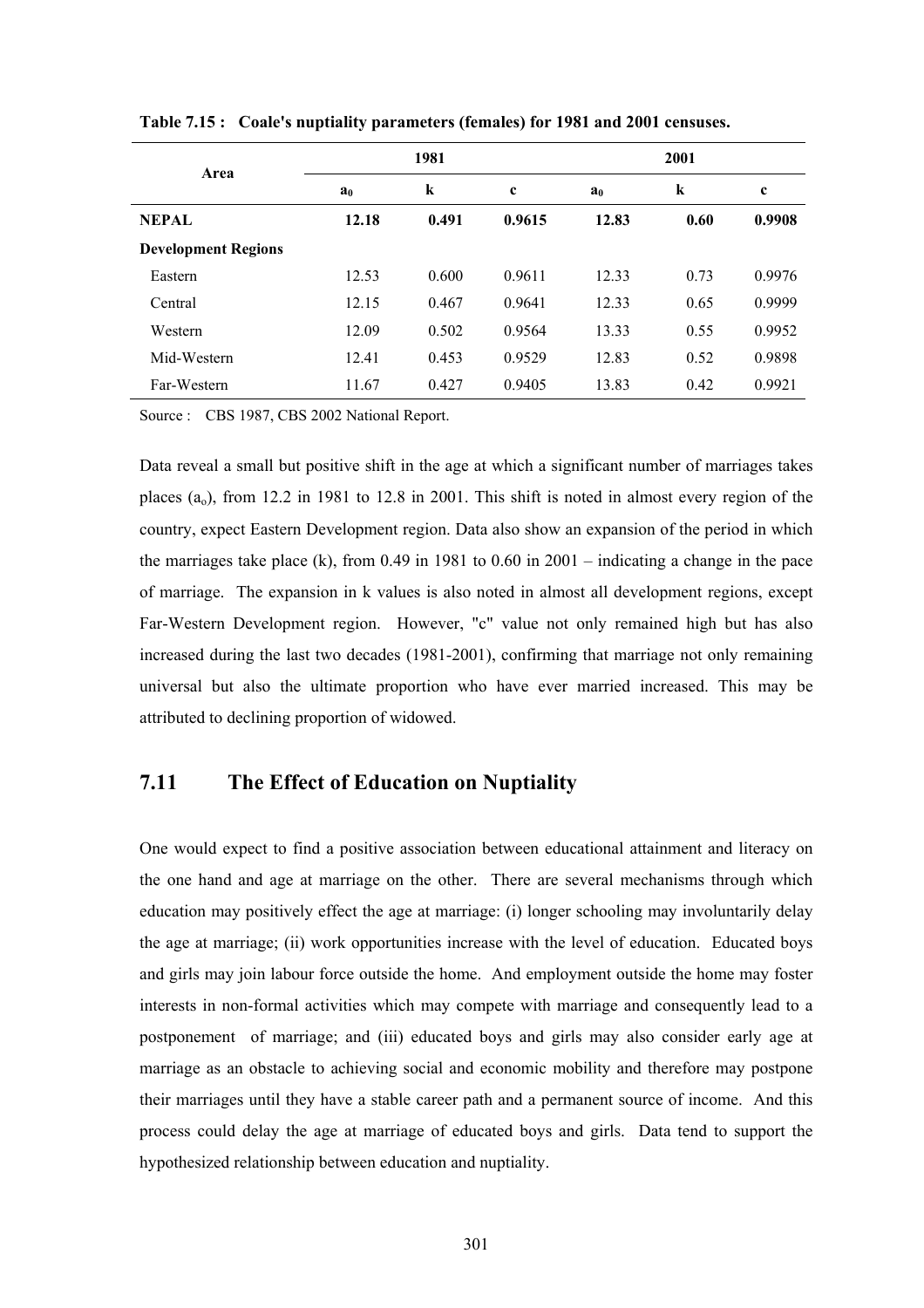**Table 7.15 : Coale's nuptiality parameters (females) for 1981 and 2001 censuses.**

| Area | 1981 | | | 2001 | | |
|---|---|---|---|---|---|---|
| | $a_0$ | k | c | $a_0$ | k | c |
| **NEPAL** | **12.18** | **0.491** | **0.9615** | **12.83** | **0.60** | **0.9908** |
| **Development Regions** | | | | | | |
| Eastern | 12.53 | 0.600 | 0.9611 | 12.33 | 0.73 | 0.9976 |
| Central | 12.15 | 0.467 | 0.9641 | 12.33 | 0.65 | 0.9999 |
| Western | 12.09 | 0.502 | 0.9564 | 13.33 | 0.55 | 0.9952 |
| Mid-Western | 12.41 | 0.453 | 0.9529 | 12.83 | 0.52 | 0.9898 |
| Far-Western | 11.67 | 0.427 | 0.9405 | 13.83 | 0.42 | 0.9921 |

Source : CBS 1987, CBS 2002 National Report.

Data reveal a small but positive shift in the age at which a significant number of marriages takes places ($a_o$), from 12.2 in 1981 to 12.8 in 2001. This shift is noted in almost every region of the country, expect Eastern Development region. Data also show an expansion of the period in which the marriages take place (k), from 0.49 in 1981 to 0.60 in 2001 – indicating a change in the pace of marriage. The expansion in k values is also noted in almost all development regions, except Far-Western Development region. However, "c" value not only remained high but has also increased during the last two decades (1981-2001), confirming that marriage not only remaining universal but also the ultimate proportion who have ever married increased. This may be attributed to declining proportion of widowed.

## 7.11 The Effect of Education on Nuptiality

One would expect to find a positive association between educational attainment and literacy on the one hand and age at marriage on the other. There are several mechanisms through which education may positively effect the age at marriage: (i) longer schooling may involuntarily delay the age at marriage; (ii) work opportunities increase with the level of education. Educated boys and girls may join labour force outside the home. And employment outside the home may foster interests in non-formal activities which may compete with marriage and consequently lead to a postponement of marriage; and (iii) educated boys and girls may also consider early age at marriage as an obstacle to achieving social and economic mobility and therefore may postpone their marriages until they have a stable career path and a permanent source of income. And this process could delay the age at marriage of educated boys and girls. Data tend to support the hypothesized relationship between education and nuptiality.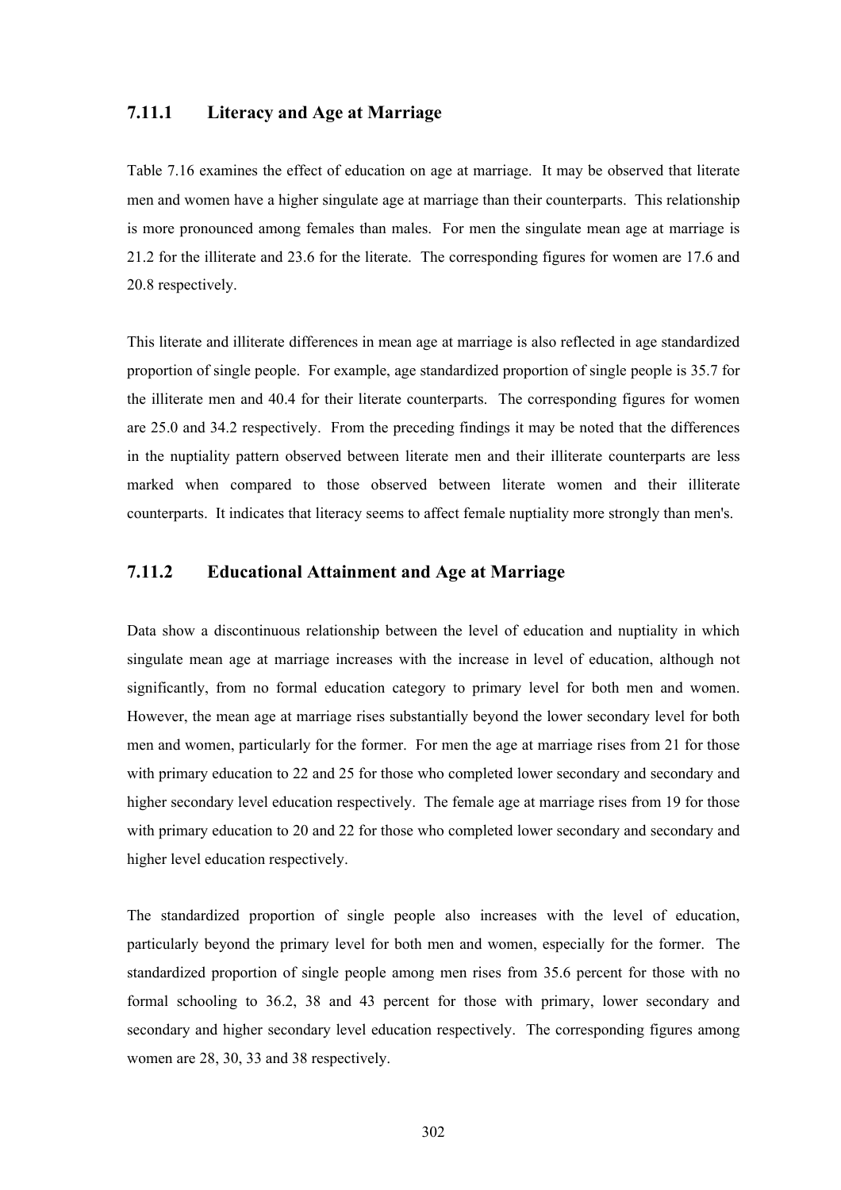### 7.11.1 Literacy and Age at Marriage

Table 7.16 examines the effect of education on age at marriage. It may be observed that literate men and women have a higher singulate age at marriage than their counterparts. This relationship is more pronounced among females than males. For men the singulate mean age at marriage is 21.2 for the illiterate and 23.6 for the literate. The corresponding figures for women are 17.6 and 20.8 respectively.

This literate and illiterate differences in mean age at marriage is also reflected in age standardized proportion of single people. For example, age standardized proportion of single people is 35.7 for the illiterate men and 40.4 for their literate counterparts. The corresponding figures for women are 25.0 and 34.2 respectively. From the preceding findings it may be noted that the differences in the nuptiality pattern observed between literate men and their illiterate counterparts are less marked when compared to those observed between literate women and their illiterate counterparts. It indicates that literacy seems to affect female nuptiality more strongly than men's.

### 7.11.2 Educational Attainment and Age at Marriage

Data show a discontinuous relationship between the level of education and nuptiality in which singulate mean age at marriage increases with the increase in level of education, although not significantly, from no formal education category to primary level for both men and women. However, the mean age at marriage rises substantially beyond the lower secondary level for both men and women, particularly for the former. For men the age at marriage rises from 21 for those with primary education to 22 and 25 for those who completed lower secondary and secondary and higher secondary level education respectively. The female age at marriage rises from 19 for those with primary education to 20 and 22 for those who completed lower secondary and secondary and higher level education respectively.

The standardized proportion of single people also increases with the level of education, particularly beyond the primary level for both men and women, especially for the former. The standardized proportion of single people among men rises from 35.6 percent for those with no formal schooling to 36.2, 38 and 43 percent for those with primary, lower secondary and secondary and higher secondary level education respectively. The corresponding figures among women are 28, 30, 33 and 38 respectively.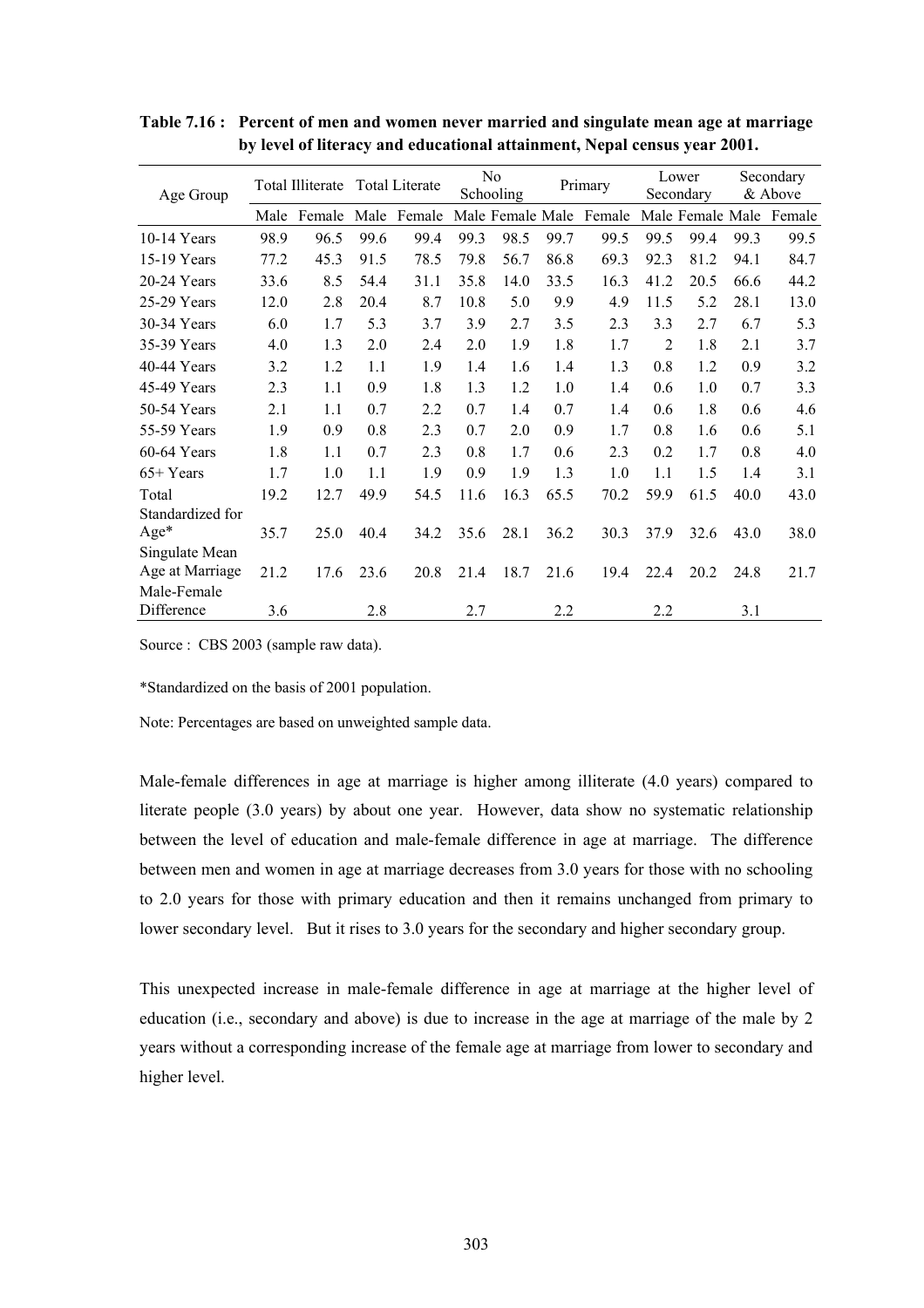**Table 7.16 : Percent of men and women never married and singulate mean age at marriage by level of literacy and educational attainment, Nepal census year 2001.**

| Age Group | Total Illiterate | | Total Literate | | No Schooling | | Primary | | Lower Secondary | | Secondary & Above | |
|---|---|---|---|---|---|---|---|---|---|---|---|---|
| | Male | Female | Male | Female | Male | Female | Male | Female | Male | Female | Male | Female |
| 10-14 Years | 98.9 | 96.5 | 99.6 | 99.4 | 99.3 | 98.5 | 99.7 | 99.5 | 99.5 | 99.4 | 99.3 | 99.5 |
| 15-19 Years | 77.2 | 45.3 | 91.5 | 78.5 | 79.8 | 56.7 | 86.8 | 69.3 | 92.3 | 81.2 | 94.1 | 84.7 |
| 20-24 Years | 33.6 | 8.5 | 54.4 | 31.1 | 35.8 | 14.0 | 33.5 | 16.3 | 41.2 | 20.5 | 66.6 | 44.2 |
| 25-29 Years | 12.0 | 2.8 | 20.4 | 8.7 | 10.8 | 5.0 | 9.9 | 4.9 | 11.5 | 5.2 | 28.1 | 13.0 |
| 30-34 Years | 6.0 | 1.7 | 5.3 | 3.7 | 3.9 | 2.7 | 3.5 | 2.3 | 3.3 | 2.7 | 6.7 | 5.3 |
| 35-39 Years | 4.0 | 1.3 | 2.0 | 2.4 | 2.0 | 1.9 | 1.8 | 1.7 | 2 | 1.8 | 2.1 | 3.7 |
| 40-44 Years | 3.2 | 1.2 | 1.1 | 1.9 | 1.4 | 1.6 | 1.4 | 1.3 | 0.8 | 1.2 | 0.9 | 3.2 |
| 45-49 Years | 2.3 | 1.1 | 0.9 | 1.8 | 1.3 | 1.2 | 1.0 | 1.4 | 0.6 | 1.0 | 0.7 | 3.3 |
| 50-54 Years | 2.1 | 1.1 | 0.7 | 2.2 | 0.7 | 1.4 | 0.7 | 1.4 | 0.6 | 1.8 | 0.6 | 4.6 |
| 55-59 Years | 1.9 | 0.9 | 0.8 | 2.3 | 0.7 | 2.0 | 0.9 | 1.7 | 0.8 | 1.6 | 0.6 | 5.1 |
| 60-64 Years | 1.8 | 1.1 | 0.7 | 2.3 | 0.8 | 1.7 | 0.6 | 2.3 | 0.2 | 1.7 | 0.8 | 4.0 |
| 65+ Years | 1.7 | 1.0 | 1.1 | 1.9 | 0.9 | 1.9 | 1.3 | 1.0 | 1.1 | 1.5 | 1.4 | 3.1 |
| Total | 19.2 | 12.7 | 49.9 | 54.5 | 11.6 | 16.3 | 65.5 | 70.2 | 59.9 | 61.5 | 40.0 | 43.0 |
| Standardized for Age* | 35.7 | 25.0 | 40.4 | 34.2 | 35.6 | 28.1 | 36.2 | 30.3 | 37.9 | 32.6 | 43.0 | 38.0 |
| Singulate Mean Age at Marriage | 21.2 | 17.6 | 23.6 | 20.8 | 21.4 | 18.7 | 21.6 | 19.4 | 22.4 | 20.2 | 24.8 | 21.7 |
| Male-Female Difference | 3.6 | | 2.8 | | 2.7 | | 2.2 | | 2.2 | | 3.1 | |

Source : CBS 2003 (sample raw data).

*Standardized on the basis of 2001 population.

Note: Percentages are based on unweighted sample data.

Male-female differences in age at marriage is higher among illiterate (4.0 years) compared to literate people (3.0 years) by about one year. However, data show no systematic relationship between the level of education and male-female difference in age at marriage. The difference between men and women in age at marriage decreases from 3.0 years for those with no schooling to 2.0 years for those with primary education and then it remains unchanged from primary to lower secondary level. But it rises to 3.0 years for the secondary and higher secondary group.

This unexpected increase in male-female difference in age at marriage at the higher level of education (i.e., secondary and above) is due to increase in the age at marriage of the male by 2 years without a corresponding increase of the female age at marriage from lower to secondary and higher level.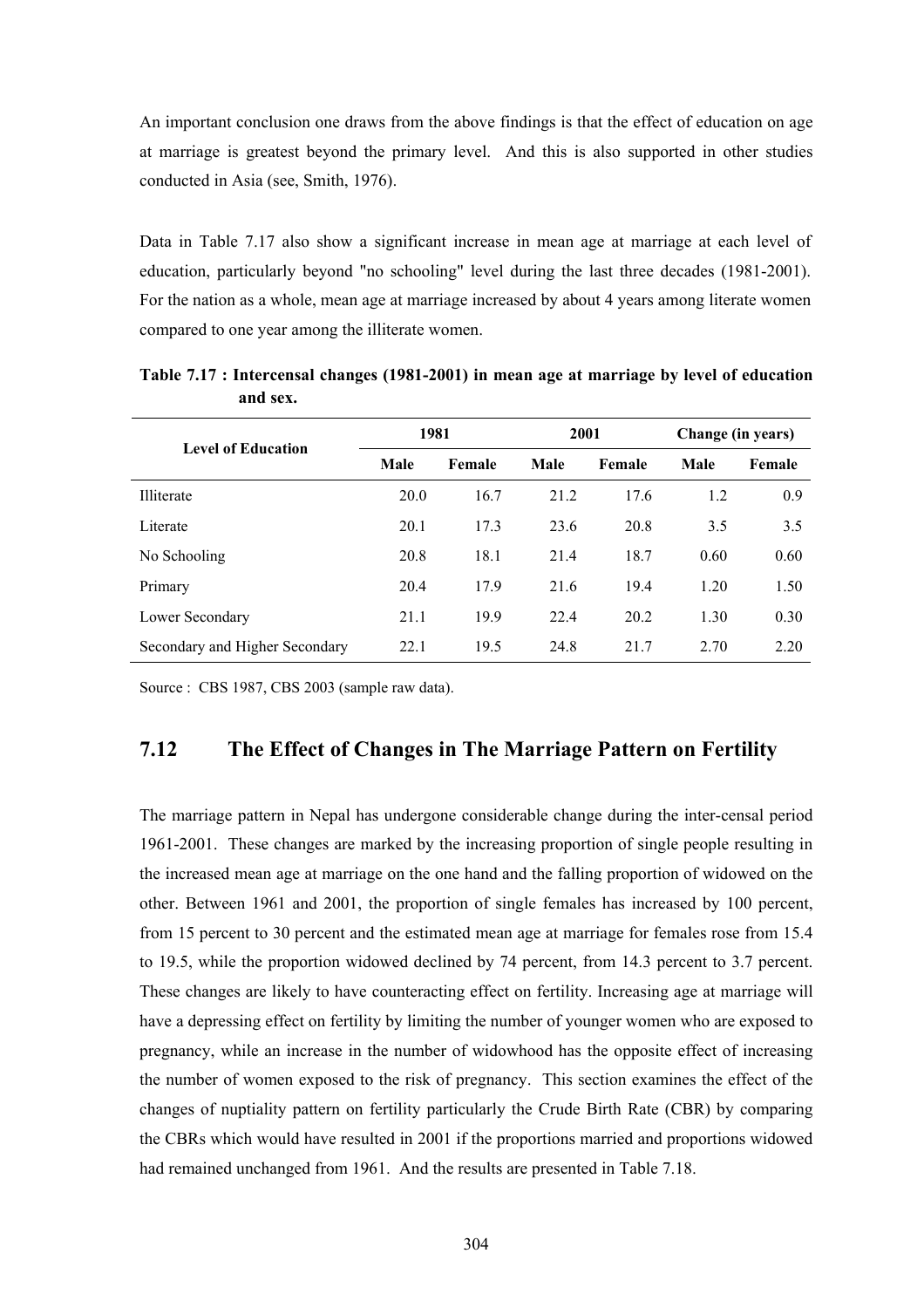An important conclusion one draws from the above findings is that the effect of education on age at marriage is greatest beyond the primary level. And this is also supported in other studies conducted in Asia (see, Smith, 1976).

Data in Table 7.17 also show a significant increase in mean age at marriage at each level of education, particularly beyond "no schooling" level during the last three decades (1981-2001). For the nation as a whole, mean age at marriage increased by about 4 years among literate women compared to one year among the illiterate women.

**Table 7.17 : Intercensal changes (1981-2001) in mean age at marriage by level of education and sex.**

| Level of Education | 1981 | | 2001 | | Change (in years) | |
|---|---|---|---|---|---|---|
| | Male | Female | Male | Female | Male | Female |
| Illiterate | 20.0 | 16.7 | 21.2 | 17.6 | 1.2 | 0.9 |
| Literate | 20.1 | 17.3 | 23.6 | 20.8 | 3.5 | 3.5 |
| No Schooling | 20.8 | 18.1 | 21.4 | 18.7 | 0.60 | 0.60 |
| Primary | 20.4 | 17.9 | 21.6 | 19.4 | 1.20 | 1.50 |
| Lower Secondary | 21.1 | 19.9 | 22.4 | 20.2 | 1.30 | 0.30 |
| Secondary and Higher Secondary | 22.1 | 19.5 | 24.8 | 21.7 | 2.70 | 2.20 |

Source : CBS 1987, CBS 2003 (sample raw data).

## 7.12 The Effect of Changes in The Marriage Pattern on Fertility

The marriage pattern in Nepal has undergone considerable change during the inter-censal period 1961-2001. These changes are marked by the increasing proportion of single people resulting in the increased mean age at marriage on the one hand and the falling proportion of widowed on the other. Between 1961 and 2001, the proportion of single females has increased by 100 percent, from 15 percent to 30 percent and the estimated mean age at marriage for females rose from 15.4 to 19.5, while the proportion widowed declined by 74 percent, from 14.3 percent to 3.7 percent. These changes are likely to have counteracting effect on fertility. Increasing age at marriage will have a depressing effect on fertility by limiting the number of younger women who are exposed to pregnancy, while an increase in the number of widowhood has the opposite effect of increasing the number of women exposed to the risk of pregnancy. This section examines the effect of the changes of nuptiality pattern on fertility particularly the Crude Birth Rate (CBR) by comparing the CBRs which would have resulted in 2001 if the proportions married and proportions widowed had remained unchanged from 1961. And the results are presented in Table 7.18.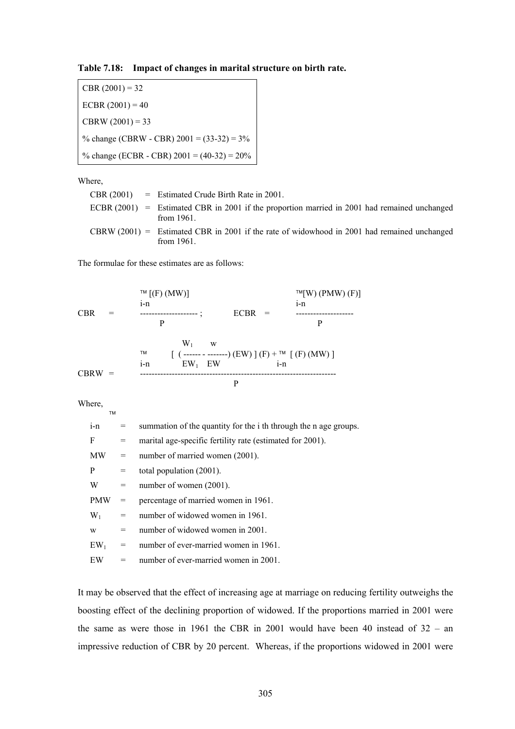**Table 7.18: Impact of changes in marital structure on birth rate.**

| |
|---|
| CBR (2001) = 32 |
| ECBR (2001) = 40 |
| CBRW (2001) = 33 |
| % change (CBRW - CBR) 2001 = (33-32) = 3% |
| % change (ECBR - CBR) 2001 = (40-32) = 20% |

Where,

- CBR (2001) = Estimated Crude Birth Rate in 2001.
- ECBR (2001) = Estimated CBR in 2001 if the proportion married in 2001 had remained unchanged from 1961.
- CBRW (2001) = Estimated CBR in 2001 if the rate of widowhood in 2001 had remained unchanged from 1961.

The formulae for these estimates are as follows:

$$CBR = \frac{\sum_{i-n} [(F)(MW)]}{P} ; \qquad ECBR = \frac{\sum_{i-n} [(W)(PMW)(F)]}{P}$$

$$CBRW = \frac{\sum_{i-n} \left[ \left( \frac{W_1}{EW_1} - \frac{w}{EW} \right) (EW) \right] (F) + \sum_{i-n} [(F)(MW)]}{P}$$

Where,

- $\sum_{i-n}$ = summation of the quantity for the i th through the n age groups.
- F = marital age-specific fertility rate (estimated for 2001).
- MW = number of married women (2001).
- P = total population (2001).
- W = number of women (2001).
- PMW = percentage of married women in 1961.
- $W_1$ = number of widowed women in 1961.
- w = number of widowed women in 2001.
- $EW_1$ = number of ever-married women in 1961.
- EW = number of ever-married women in 2001.

It may be observed that the effect of increasing age at marriage on reducing fertility outweighs the boosting effect of the declining proportion of widowed. If the proportions married in 2001 were the same as were those in 1961 the CBR in 2001 would have been 40 instead of 32 – an impressive reduction of CBR by 20 percent. Whereas, if the proportions widowed in 2001 were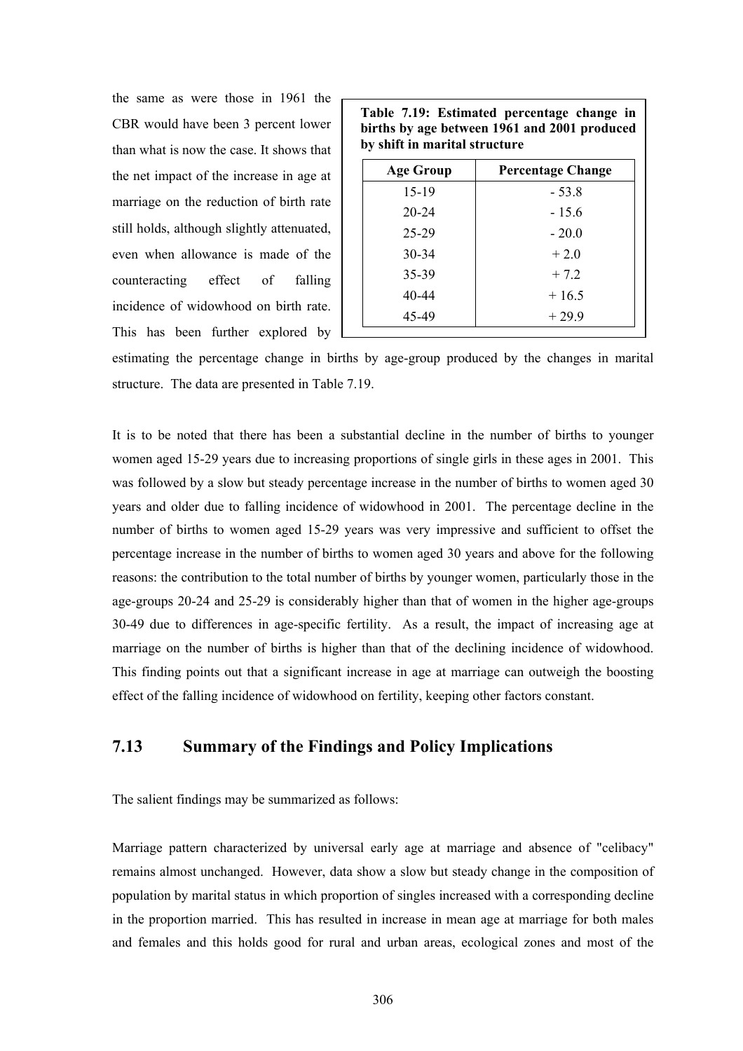the same as were those in 1961 the CBR would have been 3 percent lower than what is now the case. It shows that the net impact of the increase in age at marriage on the reduction of birth rate still holds, although slightly attenuated, even when allowance is made of the counteracting effect of falling incidence of widowhood on birth rate. This has been further explored by estimating the percentage change in births by age-group produced by the changes in marital structure. The data are presented in Table 7.19.

**Table 7.19: Estimated percentage change in births by age between 1961 and 2001 produced by shift in marital structure**

| Age Group | Percentage Change |
|---|---|
| 15-19 | - 53.8 |
| 20-24 | - 15.6 |
| 25-29 | - 20.0 |
| 30-34 | + 2.0 |
| 35-39 | + 7.2 |
| 40-44 | + 16.5 |
| 45-49 | + 29.9 |

It is to be noted that there has been a substantial decline in the number of births to younger women aged 15-29 years due to increasing proportions of single girls in these ages in 2001. This was followed by a slow but steady percentage increase in the number of births to women aged 30 years and older due to falling incidence of widowhood in 2001. The percentage decline in the number of births to women aged 15-29 years was very impressive and sufficient to offset the percentage increase in the number of births to women aged 30 years and above for the following reasons: the contribution to the total number of births by younger women, particularly those in the age-groups 20-24 and 25-29 is considerably higher than that of women in the higher age-groups 30-49 due to differences in age-specific fertility. As a result, the impact of increasing age at marriage on the number of births is higher than that of the declining incidence of widowhood. This finding points out that a significant increase in age at marriage can outweigh the boosting effect of the falling incidence of widowhood on fertility, keeping other factors constant.

## 7.13 Summary of the Findings and Policy Implications

The salient findings may be summarized as follows:

Marriage pattern characterized by universal early age at marriage and absence of "celibacy" remains almost unchanged. However, data show a slow but steady change in the composition of population by marital status in which proportion of singles increased with a corresponding decline in the proportion married. This has resulted in increase in mean age at marriage for both males and females and this holds good for rural and urban areas, ecological zones and most of the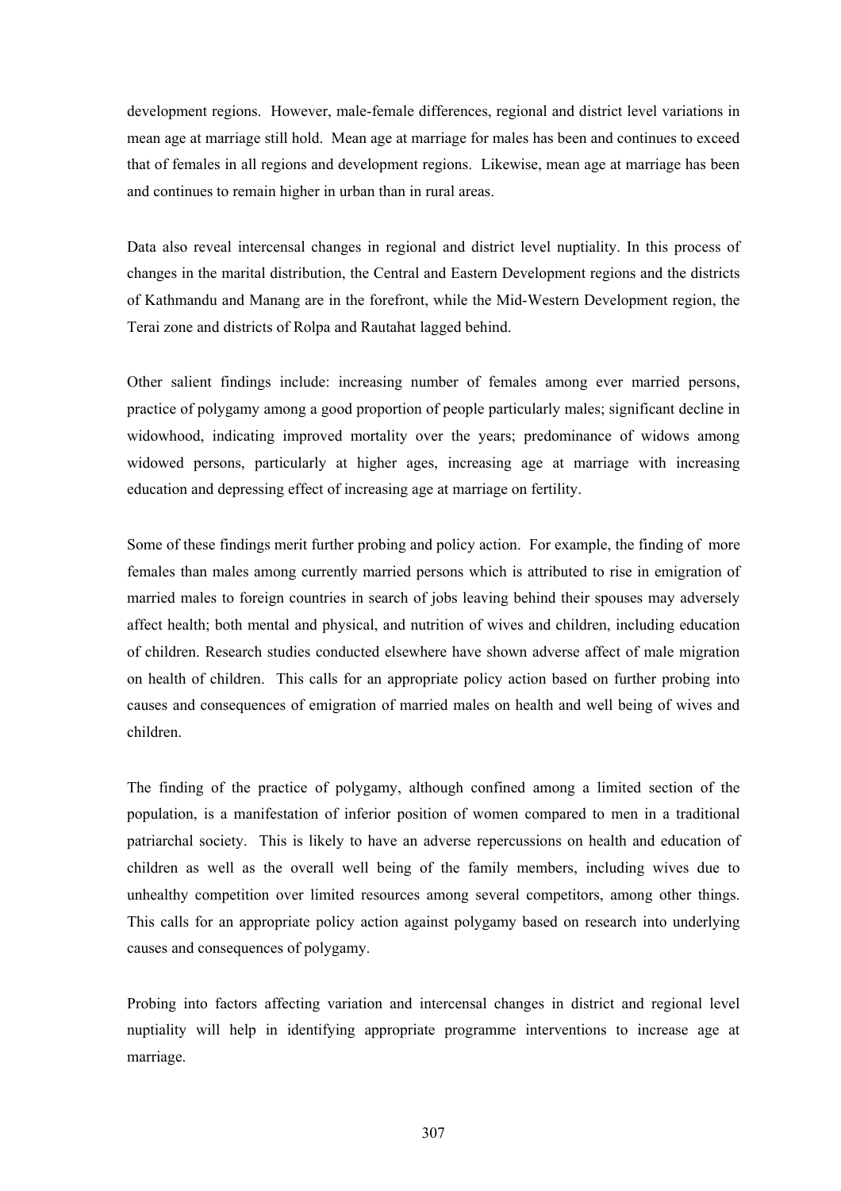development regions. However, male-female differences, regional and district level variations in mean age at marriage still hold. Mean age at marriage for males has been and continues to exceed that of females in all regions and development regions. Likewise, mean age at marriage has been and continues to remain higher in urban than in rural areas.

Data also reveal intercensal changes in regional and district level nuptiality. In this process of changes in the marital distribution, the Central and Eastern Development regions and the districts of Kathmandu and Manang are in the forefront, while the Mid-Western Development region, the Terai zone and districts of Rolpa and Rautahat lagged behind.

Other salient findings include: increasing number of females among ever married persons, practice of polygamy among a good proportion of people particularly males; significant decline in widowhood, indicating improved mortality over the years; predominance of widows among widowed persons, particularly at higher ages, increasing age at marriage with increasing education and depressing effect of increasing age at marriage on fertility.

Some of these findings merit further probing and policy action. For example, the finding of more females than males among currently married persons which is attributed to rise in emigration of married males to foreign countries in search of jobs leaving behind their spouses may adversely affect health; both mental and physical, and nutrition of wives and children, including education of children. Research studies conducted elsewhere have shown adverse affect of male migration on health of children. This calls for an appropriate policy action based on further probing into causes and consequences of emigration of married males on health and well being of wives and children.

The finding of the practice of polygamy, although confined among a limited section of the population, is a manifestation of inferior position of women compared to men in a traditional patriarchal society. This is likely to have an adverse repercussions on health and education of children as well as the overall well being of the family members, including wives due to unhealthy competition over limited resources among several competitors, among other things. This calls for an appropriate policy action against polygamy based on research into underlying causes and consequences of polygamy.

Probing into factors affecting variation and intercensal changes in district and regional level nuptiality will help in identifying appropriate programme interventions to increase age at marriage.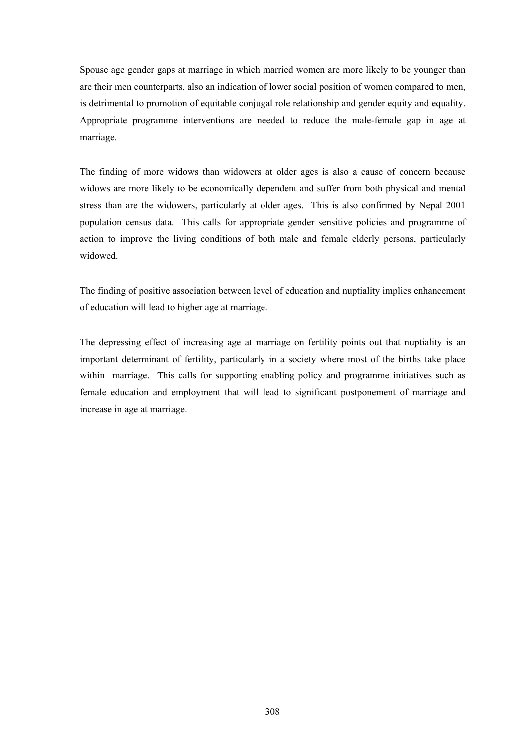Spouse age gender gaps at marriage in which married women are more likely to be younger than are their men counterparts, also an indication of lower social position of women compared to men, is detrimental to promotion of equitable conjugal role relationship and gender equity and equality. Appropriate programme interventions are needed to reduce the male-female gap in age at marriage.

The finding of more widows than widowers at older ages is also a cause of concern because widows are more likely to be economically dependent and suffer from both physical and mental stress than are the widowers, particularly at older ages. This is also confirmed by Nepal 2001 population census data. This calls for appropriate gender sensitive policies and programme of action to improve the living conditions of both male and female elderly persons, particularly widowed.

The finding of positive association between level of education and nuptiality implies enhancement of education will lead to higher age at marriage.

The depressing effect of increasing age at marriage on fertility points out that nuptiality is an important determinant of fertility, particularly in a society where most of the births take place within marriage. This calls for supporting enabling policy and programme initiatives such as female education and employment that will lead to significant postponement of marriage and increase in age at marriage.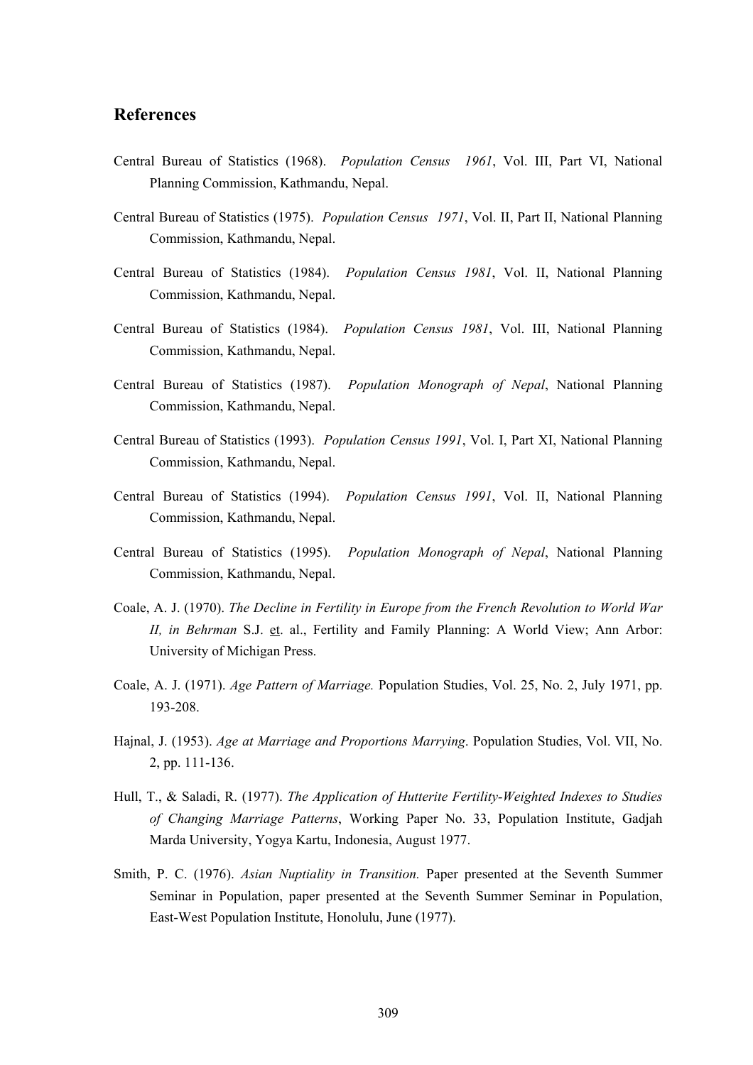## References

Central Bureau of Statistics (1968). *Population Census 1961*, Vol. III, Part VI, National Planning Commission, Kathmandu, Nepal.

Central Bureau of Statistics (1975). *Population Census 1971*, Vol. II, Part II, National Planning Commission, Kathmandu, Nepal.

Central Bureau of Statistics (1984). *Population Census 1981*, Vol. II, National Planning Commission, Kathmandu, Nepal.

Central Bureau of Statistics (1984). *Population Census 1981*, Vol. III, National Planning Commission, Kathmandu, Nepal.

Central Bureau of Statistics (1987). *Population Monograph of Nepal*, National Planning Commission, Kathmandu, Nepal.

Central Bureau of Statistics (1993). *Population Census 1991*, Vol. I, Part XI, National Planning Commission, Kathmandu, Nepal.

Central Bureau of Statistics (1994). *Population Census 1991*, Vol. II, National Planning Commission, Kathmandu, Nepal.

Central Bureau of Statistics (1995). *Population Monograph of Nepal*, National Planning Commission, Kathmandu, Nepal.

Coale, A. J. (1970). *The Decline in Fertility in Europe from the French Revolution to World War II, in Behrman* S.J. et. al., Fertility and Family Planning: A World View; Ann Arbor: University of Michigan Press.

Coale, A. J. (1971). *Age Pattern of Marriage.* Population Studies, Vol. 25, No. 2, July 1971, pp. 193-208.

Hajnal, J. (1953). *Age at Marriage and Proportions Marrying*. Population Studies, Vol. VII, No. 2, pp. 111-136.

Hull, T., & Saladi, R. (1977). *The Application of Hutterite Fertility-Weighted Indexes to Studies of Changing Marriage Patterns*, Working Paper No. 33, Population Institute, Gadjah Marda University, Yogya Kartu, Indonesia, August 1977.

Smith, P. C. (1976). *Asian Nuptiality in Transition.* Paper presented at the Seventh Summer Seminar in Population, paper presented at the Seventh Summer Seminar in Population, East-West Population Institute, Honolulu, June (1977).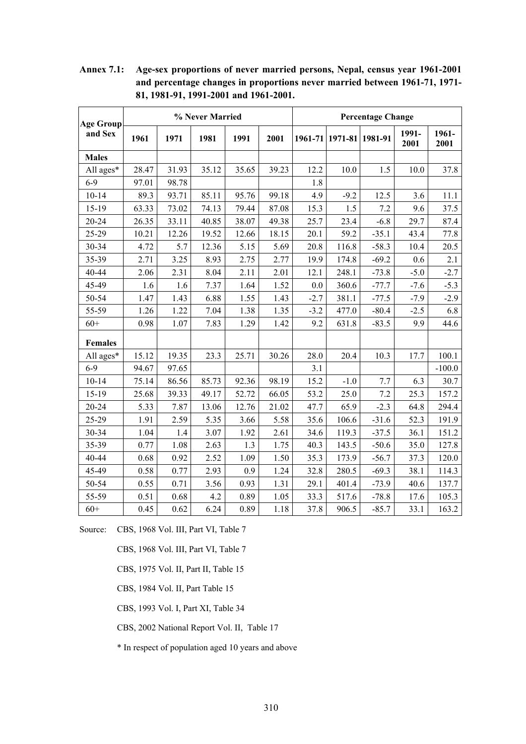**Annex 7.1: Age-sex proportions of never married persons, Nepal, census year 1961-2001 and percentage changes in proportions never married between 1961-71, 1971-81, 1981-91, 1991-2001 and 1961-2001.**

| Age Group and Sex | % Never Married | | | | | Percentage Change | | | | |
|---|---|---|---|---|---|---|---|---|---|---|
| | 1961 | 1971 | 1981 | 1991 | 2001 | 1961-71 | 1971-81 | 1981-91 | 1991-2001 | 1961-2001 |
| **Males** | | | | | | | | | | |
| All ages* | 28.47 | 31.93 | 35.12 | 35.65 | 39.23 | 12.2 | 10.0 | 1.5 | 10.0 | 37.8 |
| 6-9 | 97.01 | 98.78 | | | | 1.8 | | | | |
| 10-14 | 89.3 | 93.71 | 85.11 | 95.76 | 99.18 | 4.9 | -9.2 | 12.5 | 3.6 | 11.1 |
| 15-19 | 63.33 | 73.02 | 74.13 | 79.44 | 87.08 | 15.3 | 1.5 | 7.2 | 9.6 | 37.5 |
| 20-24 | 26.35 | 33.11 | 40.85 | 38.07 | 49.38 | 25.7 | 23.4 | -6.8 | 29.7 | 87.4 |
| 25-29 | 10.21 | 12.26 | 19.52 | 12.66 | 18.15 | 20.1 | 59.2 | -35.1 | 43.4 | 77.8 |
| 30-34 | 4.72 | 5.7 | 12.36 | 5.15 | 5.69 | 20.8 | 116.8 | -58.3 | 10.4 | 20.5 |
| 35-39 | 2.71 | 3.25 | 8.93 | 2.75 | 2.77 | 19.9 | 174.8 | -69.2 | 0.6 | 2.1 |
| 40-44 | 2.06 | 2.31 | 8.04 | 2.11 | 2.01 | 12.1 | 248.1 | -73.8 | -5.0 | -2.7 |
| 45-49 | 1.6 | 1.6 | 7.37 | 1.64 | 1.52 | 0.0 | 360.6 | -77.7 | -7.6 | -5.3 |
| 50-54 | 1.47 | 1.43 | 6.88 | 1.55 | 1.43 | -2.7 | 381.1 | -77.5 | -7.9 | -2.9 |
| 55-59 | 1.26 | 1.22 | 7.04 | 1.38 | 1.35 | -3.2 | 477.0 | -80.4 | -2.5 | 6.8 |
| 60+ | 0.98 | 1.07 | 7.83 | 1.29 | 1.42 | 9.2 | 631.8 | -83.5 | 9.9 | 44.6 |
| **Females** | | | | | | | | | | |
| All ages* | 15.12 | 19.35 | 23.3 | 25.71 | 30.26 | 28.0 | 20.4 | 10.3 | 17.7 | 100.1 |
| 6-9 | 94.67 | 97.65 | | | | 3.1 | | | | -100.0 |
| 10-14 | 75.14 | 86.56 | 85.73 | 92.36 | 98.19 | 15.2 | -1.0 | 7.7 | 6.3 | 30.7 |
| 15-19 | 25.68 | 39.33 | 49.17 | 52.72 | 66.05 | 53.2 | 25.0 | 7.2 | 25.3 | 157.2 |
| 20-24 | 5.33 | 7.87 | 13.06 | 12.76 | 21.02 | 47.7 | 65.9 | -2.3 | 64.8 | 294.4 |
| 25-29 | 1.91 | 2.59 | 5.35 | 3.66 | 5.58 | 35.6 | 106.6 | -31.6 | 52.3 | 191.9 |
| 30-34 | 1.04 | 1.4 | 3.07 | 1.92 | 2.61 | 34.6 | 119.3 | -37.5 | 36.1 | 151.2 |
| 35-39 | 0.77 | 1.08 | 2.63 | 1.3 | 1.75 | 40.3 | 143.5 | -50.6 | 35.0 | 127.8 |
| 40-44 | 0.68 | 0.92 | 2.52 | 1.09 | 1.50 | 35.3 | 173.9 | -56.7 | 37.3 | 120.0 |
| 45-49 | 0.58 | 0.77 | 2.93 | 0.9 | 1.24 | 32.8 | 280.5 | -69.3 | 38.1 | 114.3 |
| 50-54 | 0.55 | 0.71 | 3.56 | 0.93 | 1.31 | 29.1 | 401.4 | -73.9 | 40.6 | 137.7 |
| 55-59 | 0.51 | 0.68 | 4.2 | 0.89 | 1.05 | 33.3 | 517.6 | -78.8 | 17.6 | 105.3 |
| 60+ | 0.45 | 0.62 | 6.24 | 0.89 | 1.18 | 37.8 | 906.5 | -85.7 | 33.1 | 163.2 |

Source: CBS, 1968 Vol. III, Part VI, Table 7

CBS, 1968 Vol. III, Part VI, Table 7

CBS, 1975 Vol. II, Part II, Table 15

CBS, 1984 Vol. II, Part Table 15

CBS, 1993 Vol. I, Part XI, Table 34

CBS, 2002 National Report Vol. II, Table 17

* In respect of population aged 10 years and above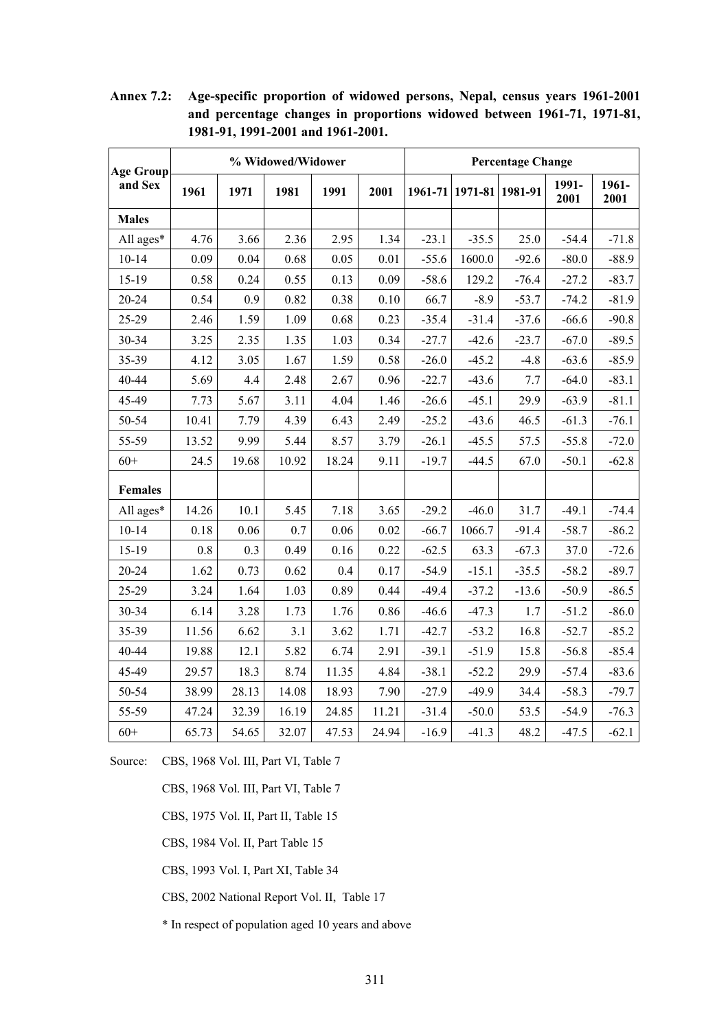**Annex 7.2: Age-specific proportion of widowed persons, Nepal, census years 1961-2001 and percentage changes in proportions widowed between 1961-71, 1971-81, 1981-91, 1991-2001 and 1961-2001.**

| Age Group and Sex | % Widowed/Widower | | | | | Percentage Change | | | | |
|---|---|---|---|---|---|---|---|---|---|---|
| | 1961 | 1971 | 1981 | 1991 | 2001 | 1961-71 | 1971-81 | 1981-91 | 1991-2001 | 1961-2001 |
| **Males** | | | | | | | | | | |
| All ages* | 4.76 | 3.66 | 2.36 | 2.95 | 1.34 | -23.1 | -35.5 | 25.0 | -54.4 | -71.8 |
| 10-14 | 0.09 | 0.04 | 0.68 | 0.05 | 0.01 | -55.6 | 1600.0 | -92.6 | -80.0 | -88.9 |
| 15-19 | 0.58 | 0.24 | 0.55 | 0.13 | 0.09 | -58.6 | 129.2 | -76.4 | -27.2 | -83.7 |
| 20-24 | 0.54 | 0.9 | 0.82 | 0.38 | 0.10 | 66.7 | -8.9 | -53.7 | -74.2 | -81.9 |
| 25-29 | 2.46 | 1.59 | 1.09 | 0.68 | 0.23 | -35.4 | -31.4 | -37.6 | -66.6 | -90.8 |
| 30-34 | 3.25 | 2.35 | 1.35 | 1.03 | 0.34 | -27.7 | -42.6 | -23.7 | -67.0 | -89.5 |
| 35-39 | 4.12 | 3.05 | 1.67 | 1.59 | 0.58 | -26.0 | -45.2 | -4.8 | -63.6 | -85.9 |
| 40-44 | 5.69 | 4.4 | 2.48 | 2.67 | 0.96 | -22.7 | -43.6 | 7.7 | -64.0 | -83.1 |
| 45-49 | 7.73 | 5.67 | 3.11 | 4.04 | 1.46 | -26.6 | -45.1 | 29.9 | -63.9 | -81.1 |
| 50-54 | 10.41 | 7.79 | 4.39 | 6.43 | 2.49 | -25.2 | -43.6 | 46.5 | -61.3 | -76.1 |
| 55-59 | 13.52 | 9.99 | 5.44 | 8.57 | 3.79 | -26.1 | -45.5 | 57.5 | -55.8 | -72.0 |
| 60+ | 24.5 | 19.68 | 10.92 | 18.24 | 9.11 | -19.7 | -44.5 | 67.0 | -50.1 | -62.8 |
| **Females** | | | | | | | | | | |
| All ages* | 14.26 | 10.1 | 5.45 | 7.18 | 3.65 | -29.2 | -46.0 | 31.7 | -49.1 | -74.4 |
| 10-14 | 0.18 | 0.06 | 0.7 | 0.06 | 0.02 | -66.7 | 1066.7 | -91.4 | -58.7 | -86.2 |
| 15-19 | 0.8 | 0.3 | 0.49 | 0.16 | 0.22 | -62.5 | 63.3 | -67.3 | 37.0 | -72.6 |
| 20-24 | 1.62 | 0.73 | 0.62 | 0.4 | 0.17 | -54.9 | -15.1 | -35.5 | -58.2 | -89.7 |
| 25-29 | 3.24 | 1.64 | 1.03 | 0.89 | 0.44 | -49.4 | -37.2 | -13.6 | -50.9 | -86.5 |
| 30-34 | 6.14 | 3.28 | 1.73 | 1.76 | 0.86 | -46.6 | -47.3 | 1.7 | -51.2 | -86.0 |
| 35-39 | 11.56 | 6.62 | 3.1 | 3.62 | 1.71 | -42.7 | -53.2 | 16.8 | -52.7 | -85.2 |
| 40-44 | 19.88 | 12.1 | 5.82 | 6.74 | 2.91 | -39.1 | -51.9 | 15.8 | -56.8 | -85.4 |
| 45-49 | 29.57 | 18.3 | 8.74 | 11.35 | 4.84 | -38.1 | -52.2 | 29.9 | -57.4 | -83.6 |
| 50-54 | 38.99 | 28.13 | 14.08 | 18.93 | 7.90 | -27.9 | -49.9 | 34.4 | -58.3 | -79.7 |
| 55-59 | 47.24 | 32.39 | 16.19 | 24.85 | 11.21 | -31.4 | -50.0 | 53.5 | -54.9 | -76.3 |
| 60+ | 65.73 | 54.65 | 32.07 | 47.53 | 24.94 | -16.9 | -41.3 | 48.2 | -47.5 | -62.1 |

Source: CBS, 1968 Vol. III, Part VI, Table 7

CBS, 1968 Vol. III, Part VI, Table 7

CBS, 1975 Vol. II, Part II, Table 15

CBS, 1984 Vol. II, Part Table 15

CBS, 1993 Vol. I, Part XI, Table 34

CBS, 2002 National Report Vol. II, Table 17

* In respect of population aged 10 years and above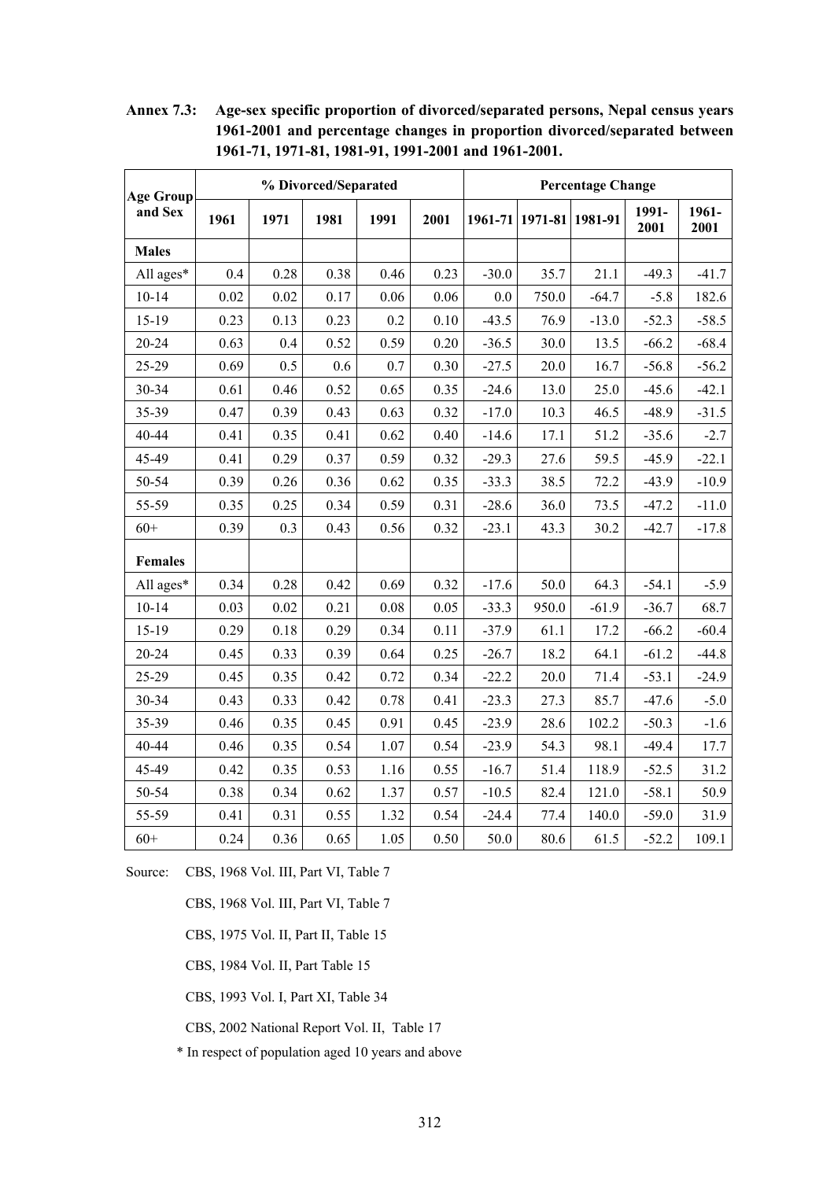**Annex 7.3: Age-sex specific proportion of divorced/separated persons, Nepal census years 1961-2001 and percentage changes in proportion divorced/separated between 1961-71, 1971-81, 1981-91, 1991-2001 and 1961-2001.**

| Age Group and Sex | % Divorced/Separated | | | | | Percentage Change | | | | |
|---|---|---|---|---|---|---|---|---|---|---|
| | 1961 | 1971 | 1981 | 1991 | 2001 | 1961-71 | 1971-81 | 1981-91 | 1991-2001 | 1961-2001 |
| **Males** | | | | | | | | | | |
| All ages* | 0.4 | 0.28 | 0.38 | 0.46 | 0.23 | -30.0 | 35.7 | 21.1 | -49.3 | -41.7 |
| 10-14 | 0.02 | 0.02 | 0.17 | 0.06 | 0.06 | 0.0 | 750.0 | -64.7 | -5.8 | 182.6 |
| 15-19 | 0.23 | 0.13 | 0.23 | 0.2 | 0.10 | -43.5 | 76.9 | -13.0 | -52.3 | -58.5 |
| 20-24 | 0.63 | 0.4 | 0.52 | 0.59 | 0.20 | -36.5 | 30.0 | 13.5 | -66.2 | -68.4 |
| 25-29 | 0.69 | 0.5 | 0.6 | 0.7 | 0.30 | -27.5 | 20.0 | 16.7 | -56.8 | -56.2 |
| 30-34 | 0.61 | 0.46 | 0.52 | 0.65 | 0.35 | -24.6 | 13.0 | 25.0 | -45.6 | -42.1 |
| 35-39 | 0.47 | 0.39 | 0.43 | 0.63 | 0.32 | -17.0 | 10.3 | 46.5 | -48.9 | -31.5 |
| 40-44 | 0.41 | 0.35 | 0.41 | 0.62 | 0.40 | -14.6 | 17.1 | 51.2 | -35.6 | -2.7 |
| 45-49 | 0.41 | 0.29 | 0.37 | 0.59 | 0.32 | -29.3 | 27.6 | 59.5 | -45.9 | -22.1 |
| 50-54 | 0.39 | 0.26 | 0.36 | 0.62 | 0.35 | -33.3 | 38.5 | 72.2 | -43.9 | -10.9 |
| 55-59 | 0.35 | 0.25 | 0.34 | 0.59 | 0.31 | -28.6 | 36.0 | 73.5 | -47.2 | -11.0 |
| 60+ | 0.39 | 0.3 | 0.43 | 0.56 | 0.32 | -23.1 | 43.3 | 30.2 | -42.7 | -17.8 |
| **Females** | | | | | | | | | | |
| All ages* | 0.34 | 0.28 | 0.42 | 0.69 | 0.32 | -17.6 | 50.0 | 64.3 | -54.1 | -5.9 |
| 10-14 | 0.03 | 0.02 | 0.21 | 0.08 | 0.05 | -33.3 | 950.0 | -61.9 | -36.7 | 68.7 |
| 15-19 | 0.29 | 0.18 | 0.29 | 0.34 | 0.11 | -37.9 | 61.1 | 17.2 | -66.2 | -60.4 |
| 20-24 | 0.45 | 0.33 | 0.39 | 0.64 | 0.25 | -26.7 | 18.2 | 64.1 | -61.2 | -44.8 |
| 25-29 | 0.45 | 0.35 | 0.42 | 0.72 | 0.34 | -22.2 | 20.0 | 71.4 | -53.1 | -24.9 |
| 30-34 | 0.43 | 0.33 | 0.42 | 0.78 | 0.41 | -23.3 | 27.3 | 85.7 | -47.6 | -5.0 |
| 35-39 | 0.46 | 0.35 | 0.45 | 0.91 | 0.45 | -23.9 | 28.6 | 102.2 | -50.3 | -1.6 |
| 40-44 | 0.46 | 0.35 | 0.54 | 1.07 | 0.54 | -23.9 | 54.3 | 98.1 | -49.4 | 17.7 |
| 45-49 | 0.42 | 0.35 | 0.53 | 1.16 | 0.55 | -16.7 | 51.4 | 118.9 | -52.5 | 31.2 |
| 50-54 | 0.38 | 0.34 | 0.62 | 1.37 | 0.57 | -10.5 | 82.4 | 121.0 | -58.1 | 50.9 |
| 55-59 | 0.41 | 0.31 | 0.55 | 1.32 | 0.54 | -24.4 | 77.4 | 140.0 | -59.0 | 31.9 |
| 60+ | 0.24 | 0.36 | 0.65 | 1.05 | 0.50 | 50.0 | 80.6 | 61.5 | -52.2 | 109.1 |

Source: CBS, 1968 Vol. III, Part VI, Table 7

CBS, 1968 Vol. III, Part VI, Table 7

CBS, 1975 Vol. II, Part II, Table 15

CBS, 1984 Vol. II, Part Table 15

CBS, 1993 Vol. I, Part XI, Table 34

CBS, 2002 National Report Vol. II, Table 17

\* In respect of population aged 10 years and above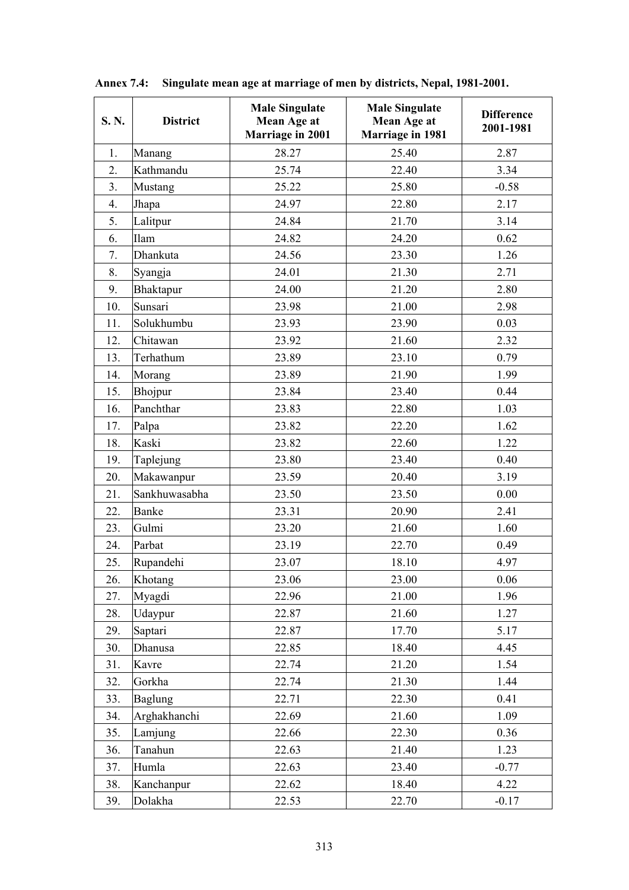**Annex 7.4: Singulate mean age at marriage of men by districts, Nepal, 1981-2001.**

| S. N. | District | Male Singulate Mean Age at Marriage in 2001 | Male Singulate Mean Age at Marriage in 1981 | Difference 2001-1981 |
|---|---|---|---|---|
| 1. | Manang | 28.27 | 25.40 | 2.87 |
| 2. | Kathmandu | 25.74 | 22.40 | 3.34 |
| 3. | Mustang | 25.22 | 25.80 | -0.58 |
| 4. | Jhapa | 24.97 | 22.80 | 2.17 |
| 5. | Lalitpur | 24.84 | 21.70 | 3.14 |
| 6. | Ilam | 24.82 | 24.20 | 0.62 |
| 7. | Dhankuta | 24.56 | 23.30 | 1.26 |
| 8. | Syangja | 24.01 | 21.30 | 2.71 |
| 9. | Bhaktapur | 24.00 | 21.20 | 2.80 |
| 10. | Sunsari | 23.98 | 21.00 | 2.98 |
| 11. | Solukhumbu | 23.93 | 23.90 | 0.03 |
| 12. | Chitawan | 23.92 | 21.60 | 2.32 |
| 13. | Terhathum | 23.89 | 23.10 | 0.79 |
| 14. | Morang | 23.89 | 21.90 | 1.99 |
| 15. | Bhojpur | 23.84 | 23.40 | 0.44 |
| 16. | Panchthar | 23.83 | 22.80 | 1.03 |
| 17. | Palpa | 23.82 | 22.20 | 1.62 |
| 18. | Kaski | 23.82 | 22.60 | 1.22 |
| 19. | Taplejung | 23.80 | 23.40 | 0.40 |
| 20. | Makawanpur | 23.59 | 20.40 | 3.19 |
| 21. | Sankhuwasabha | 23.50 | 23.50 | 0.00 |
| 22. | Banke | 23.31 | 20.90 | 2.41 |
| 23. | Gulmi | 23.20 | 21.60 | 1.60 |
| 24. | Parbat | 23.19 | 22.70 | 0.49 |
| 25. | Rupandehi | 23.07 | 18.10 | 4.97 |
| 26. | Khotang | 23.06 | 23.00 | 0.06 |
| 27. | Myagdi | 22.96 | 21.00 | 1.96 |
| 28. | Udaypur | 22.87 | 21.60 | 1.27 |
| 29. | Saptari | 22.87 | 17.70 | 5.17 |
| 30. | Dhanusa | 22.85 | 18.40 | 4.45 |
| 31. | Kavre | 22.74 | 21.20 | 1.54 |
| 32. | Gorkha | 22.74 | 21.30 | 1.44 |
| 33. | Baglung | 22.71 | 22.30 | 0.41 |
| 34. | Arghakhanchi | 22.69 | 21.60 | 1.09 |
| 35. | Lamjung | 22.66 | 22.30 | 0.36 |
| 36. | Tanahun | 22.63 | 21.40 | 1.23 |
| 37. | Humla | 22.63 | 23.40 | -0.77 |
| 38. | Kanchanpur | 22.62 | 18.40 | 4.22 |
| 39. | Dolakha | 22.53 | 22.70 | -0.17 |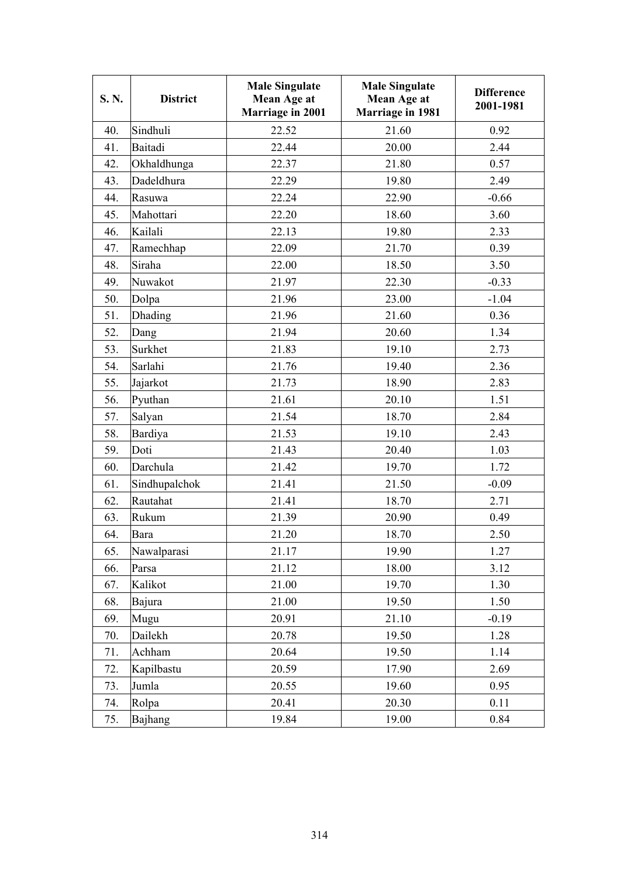| S. N. | District | Male Singulate Mean Age at Marriage in 2001 | Male Singulate Mean Age at Marriage in 1981 | Difference 2001-1981 |
|---|---|---|---|---|
| 40. | Sindhuli | 22.52 | 21.60 | 0.92 |
| 41. | Baitadi | 22.44 | 20.00 | 2.44 |
| 42. | Okhaldhunga | 22.37 | 21.80 | 0.57 |
| 43. | Dadeldhura | 22.29 | 19.80 | 2.49 |
| 44. | Rasuwa | 22.24 | 22.90 | -0.66 |
| 45. | Mahottari | 22.20 | 18.60 | 3.60 |
| 46. | Kailali | 22.13 | 19.80 | 2.33 |
| 47. | Ramechhap | 22.09 | 21.70 | 0.39 |
| 48. | Siraha | 22.00 | 18.50 | 3.50 |
| 49. | Nuwakot | 21.97 | 22.30 | -0.33 |
| 50. | Dolpa | 21.96 | 23.00 | -1.04 |
| 51. | Dhading | 21.96 | 21.60 | 0.36 |
| 52. | Dang | 21.94 | 20.60 | 1.34 |
| 53. | Surkhet | 21.83 | 19.10 | 2.73 |
| 54. | Sarlahi | 21.76 | 19.40 | 2.36 |
| 55. | Jajarkot | 21.73 | 18.90 | 2.83 |
| 56. | Pyuthan | 21.61 | 20.10 | 1.51 |
| 57. | Salyan | 21.54 | 18.70 | 2.84 |
| 58. | Bardiya | 21.53 | 19.10 | 2.43 |
| 59. | Doti | 21.43 | 20.40 | 1.03 |
| 60. | Darchula | 21.42 | 19.70 | 1.72 |
| 61. | Sindhupalchok | 21.41 | 21.50 | -0.09 |
| 62. | Rautahat | 21.41 | 18.70 | 2.71 |
| 63. | Rukum | 21.39 | 20.90 | 0.49 |
| 64. | Bara | 21.20 | 18.70 | 2.50 |
| 65. | Nawalparasi | 21.17 | 19.90 | 1.27 |
| 66. | Parsa | 21.12 | 18.00 | 3.12 |
| 67. | Kalikot | 21.00 | 19.70 | 1.30 |
| 68. | Bajura | 21.00 | 19.50 | 1.50 |
| 69. | Mugu | 20.91 | 21.10 | -0.19 |
| 70. | Dailekh | 20.78 | 19.50 | 1.28 |
| 71. | Achham | 20.64 | 19.50 | 1.14 |
| 72. | Kapilbastu | 20.59 | 17.90 | 2.69 |
| 73. | Jumla | 20.55 | 19.60 | 0.95 |
| 74. | Rolpa | 20.41 | 20.30 | 0.11 |
| 75. | Bajhang | 19.84 | 19.00 | 0.84 |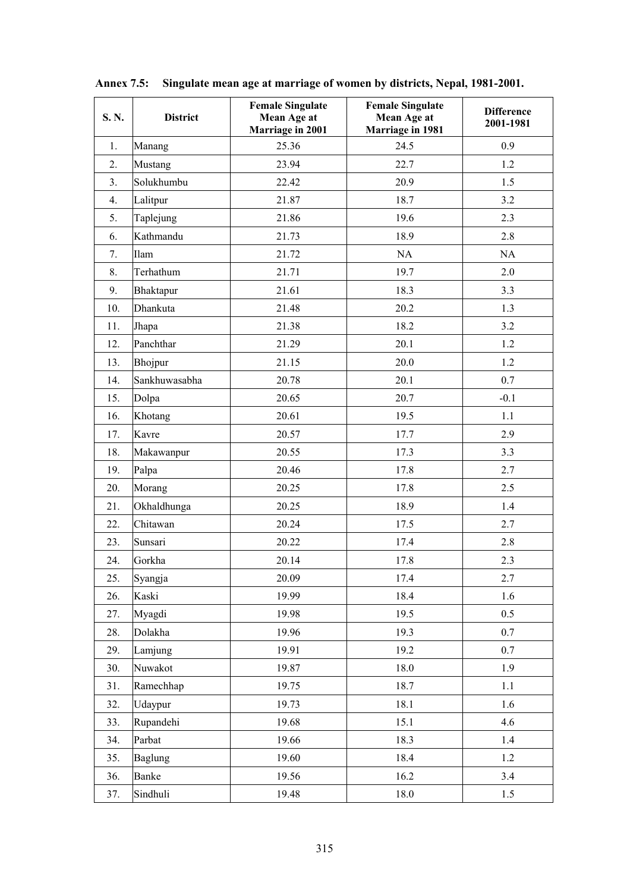**Annex 7.5: Singulate mean age at marriage of women by districts, Nepal, 1981-2001.**

| S. N. | District | Female Singulate Mean Age at Marriage in 2001 | Female Singulate Mean Age at Marriage in 1981 | Difference 2001-1981 |
|---|---|---|---|---|
| 1. | Manang | 25.36 | 24.5 | 0.9 |
| 2. | Mustang | 23.94 | 22.7 | 1.2 |
| 3. | Solukhumbu | 22.42 | 20.9 | 1.5 |
| 4. | Lalitpur | 21.87 | 18.7 | 3.2 |
| 5. | Taplejung | 21.86 | 19.6 | 2.3 |
| 6. | Kathmandu | 21.73 | 18.9 | 2.8 |
| 7. | Ilam | 21.72 | NA | NA |
| 8. | Terhathum | 21.71 | 19.7 | 2.0 |
| 9. | Bhaktapur | 21.61 | 18.3 | 3.3 |
| 10. | Dhankuta | 21.48 | 20.2 | 1.3 |
| 11. | Jhapa | 21.38 | 18.2 | 3.2 |
| 12. | Panchthar | 21.29 | 20.1 | 1.2 |
| 13. | Bhojpur | 21.15 | 20.0 | 1.2 |
| 14. | Sankhuwasabha | 20.78 | 20.1 | 0.7 |
| 15. | Dolpa | 20.65 | 20.7 | -0.1 |
| 16. | Khotang | 20.61 | 19.5 | 1.1 |
| 17. | Kavre | 20.57 | 17.7 | 2.9 |
| 18. | Makawanpur | 20.55 | 17.3 | 3.3 |
| 19. | Palpa | 20.46 | 17.8 | 2.7 |
| 20. | Morang | 20.25 | 17.8 | 2.5 |
| 21. | Okhaldhunga | 20.25 | 18.9 | 1.4 |
| 22. | Chitawan | 20.24 | 17.5 | 2.7 |
| 23. | Sunsari | 20.22 | 17.4 | 2.8 |
| 24. | Gorkha | 20.14 | 17.8 | 2.3 |
| 25. | Syangja | 20.09 | 17.4 | 2.7 |
| 26. | Kaski | 19.99 | 18.4 | 1.6 |
| 27. | Myagdi | 19.98 | 19.5 | 0.5 |
| 28. | Dolakha | 19.96 | 19.3 | 0.7 |
| 29. | Lamjung | 19.91 | 19.2 | 0.7 |
| 30. | Nuwakot | 19.87 | 18.0 | 1.9 |
| 31. | Ramechhap | 19.75 | 18.7 | 1.1 |
| 32. | Udaypur | 19.73 | 18.1 | 1.6 |
| 33. | Rupandehi | 19.68 | 15.1 | 4.6 |
| 34. | Parbat | 19.66 | 18.3 | 1.4 |
| 35. | Baglung | 19.60 | 18.4 | 1.2 |
| 36. | Banke | 19.56 | 16.2 | 3.4 |
| 37. | Sindhuli | 19.48 | 18.0 | 1.5 |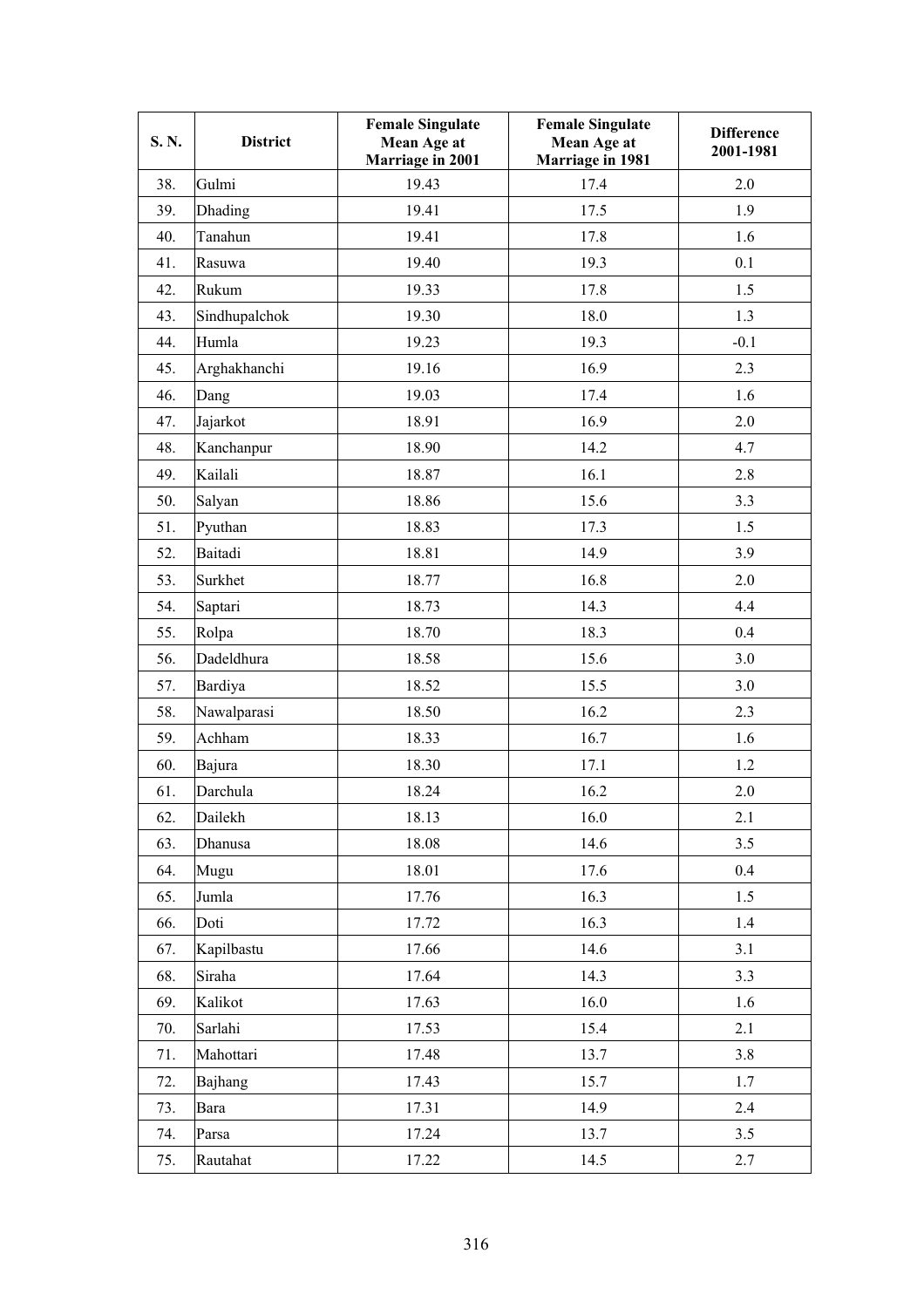| S. N. | District | Female Singulate Mean Age at Marriage in 2001 | Female Singulate Mean Age at Marriage in 1981 | Difference 2001-1981 |
|---|---|---|---|---|
| 38. | Gulmi | 19.43 | 17.4 | 2.0 |
| 39. | Dhading | 19.41 | 17.5 | 1.9 |
| 40. | Tanahun | 19.41 | 17.8 | 1.6 |
| 41. | Rasuwa | 19.40 | 19.3 | 0.1 |
| 42. | Rukum | 19.33 | 17.8 | 1.5 |
| 43. | Sindhupalchok | 19.30 | 18.0 | 1.3 |
| 44. | Humla | 19.23 | 19.3 | -0.1 |
| 45. | Arghakhanchi | 19.16 | 16.9 | 2.3 |
| 46. | Dang | 19.03 | 17.4 | 1.6 |
| 47. | Jajarkot | 18.91 | 16.9 | 2.0 |
| 48. | Kanchanpur | 18.90 | 14.2 | 4.7 |
| 49. | Kailali | 18.87 | 16.1 | 2.8 |
| 50. | Salyan | 18.86 | 15.6 | 3.3 |
| 51. | Pyuthan | 18.83 | 17.3 | 1.5 |
| 52. | Baitadi | 18.81 | 14.9 | 3.9 |
| 53. | Surkhet | 18.77 | 16.8 | 2.0 |
| 54. | Saptari | 18.73 | 14.3 | 4.4 |
| 55. | Rolpa | 18.70 | 18.3 | 0.4 |
| 56. | Dadeldhura | 18.58 | 15.6 | 3.0 |
| 57. | Bardiya | 18.52 | 15.5 | 3.0 |
| 58. | Nawalparasi | 18.50 | 16.2 | 2.3 |
| 59. | Achham | 18.33 | 16.7 | 1.6 |
| 60. | Bajura | 18.30 | 17.1 | 1.2 |
| 61. | Darchula | 18.24 | 16.2 | 2.0 |
| 62. | Dailekh | 18.13 | 16.0 | 2.1 |
| 63. | Dhanusa | 18.08 | 14.6 | 3.5 |
| 64. | Mugu | 18.01 | 17.6 | 0.4 |
| 65. | Jumla | 17.76 | 16.3 | 1.5 |
| 66. | Doti | 17.72 | 16.3 | 1.4 |
| 67. | Kapilbastu | 17.66 | 14.6 | 3.1 |
| 68. | Siraha | 17.64 | 14.3 | 3.3 |
| 69. | Kalikot | 17.63 | 16.0 | 1.6 |
| 70. | Sarlahi | 17.53 | 15.4 | 2.1 |
| 71. | Mahottari | 17.48 | 13.7 | 3.8 |
| 72. | Bajhang | 17.43 | 15.7 | 1.7 |
| 73. | Bara | 17.31 | 14.9 | 2.4 |
| 74. | Parsa | 17.24 | 13.7 | 3.5 |
| 75. | Rautahat | 17.22 | 14.5 | 2.7 |